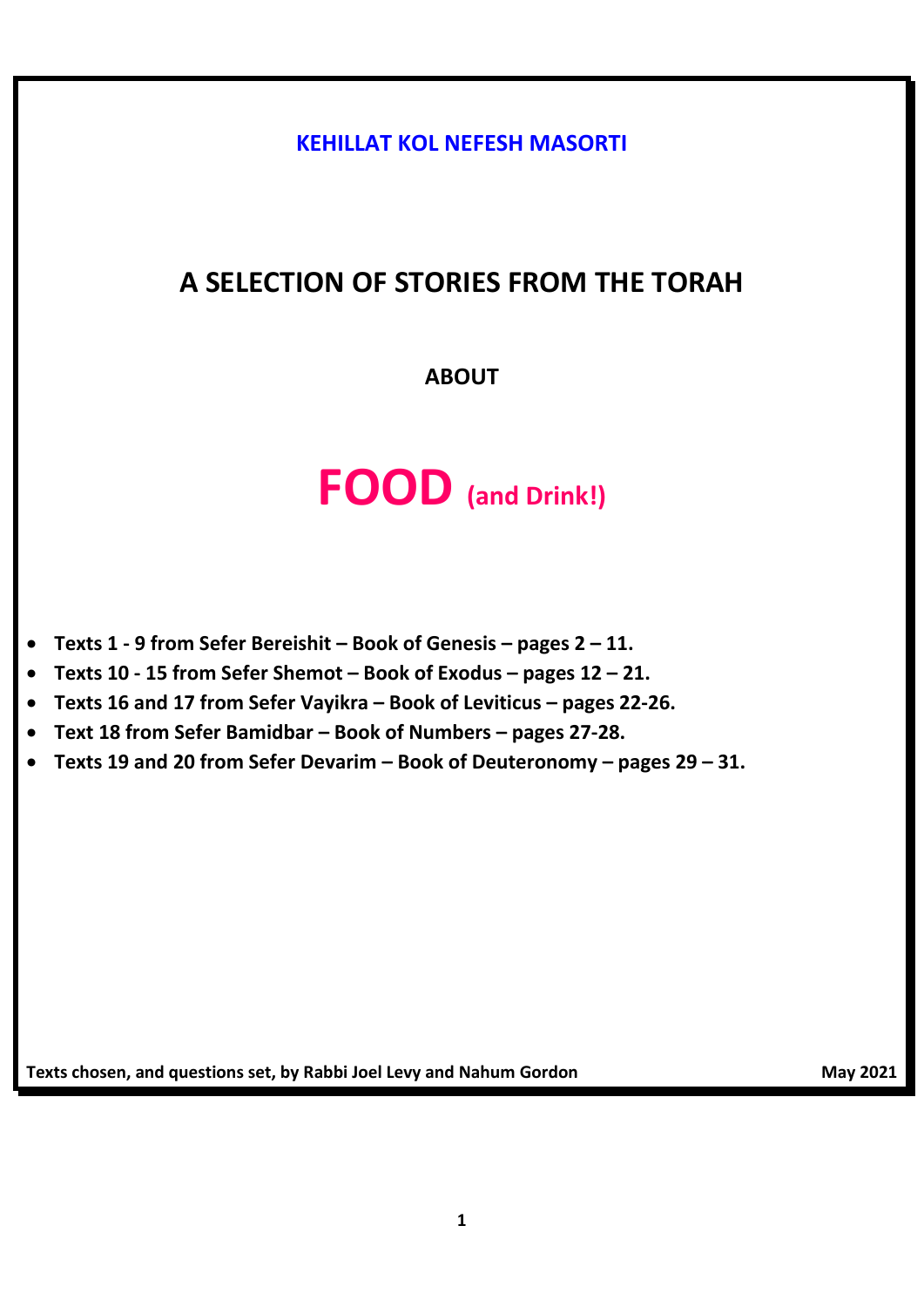**KEHILLAT KOL NEFESH MASORTI**

# A SELECTION OF STORIES FROM THE TORAH

## ABOUT

# FOOD (and Drink!)

- **Texts 1 - 9 from Sefer Bereishit – Book of Genesis – pages 2 – 11.**
- **Texts 10 - 15 from Sefer Shemot – Book of Exodus – pages 12 – 21.**
- **Texts 16 and 17 from Sefer Vayikra – Book of Leviticus – pages 22-26.**
- **Text 18 from Sefer Bamidbar – Book of Numbers – pages 27-28.**
- **Texts 19 and 20 from Sefer Devarim – Book of Deuteronomy – pages 29 – 31.**

**Texts chosen, and questions set, by Rabbi Joel Levy and Nahum Gordon** **May 2021**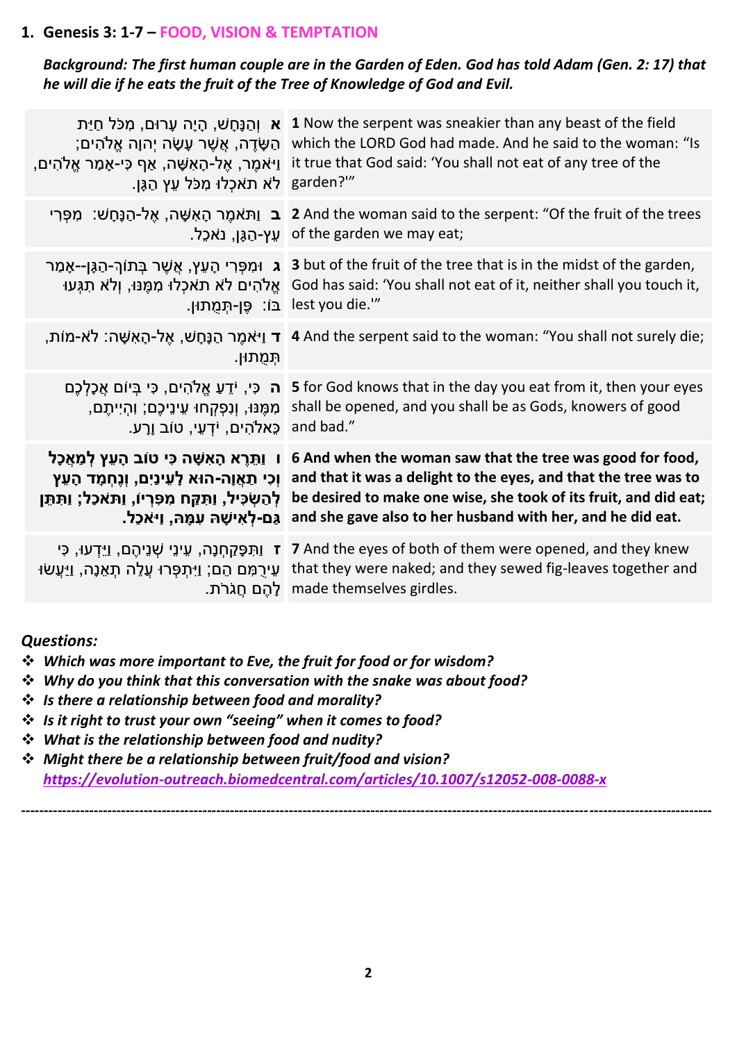## 1. Genesis 3: 1-7 – FOOD, VISION & TEMPTATION

***Background: The first human couple are in the Garden of Eden. God has told Adam (Gen. 2: 17) that he will die if he eats the fruit of the Tree of Knowledge of God and Evil.***

| | |
|---|---|
| **א** וְהַנָּחָשׁ, הָיָה עָרוּם, מִכֹּל חַיַּת הַשָּׂדֶה, אֲשֶׁר עָשָׂה יְהוָה אֱלֹהִים; וַיֹּאמֶר, אֶל-הָאִשָּׁה, אַף כִּי-אָמַר אֱלֹהִים, לֹא תֹאכְלוּ מִכֹּל עֵץ הַגָּן. | **1** Now the serpent was sneakier than any beast of the field which the LORD God had made. And he said to the woman: "Is it true that God said: 'You shall not eat of any tree of the garden?'" |
| **ב** וַתֹּאמֶר הָאִשָּׁה, אֶל-הַנָּחָשׁ: מִפְּרִי עֵץ-הַגָּן, נֹאכֵל. | **2** And the woman said to the serpent: "Of the fruit of the trees of the garden we may eat; |
| **ג** וּמִפְּרִי הָעֵץ, אֲשֶׁר בְּתוֹךְ-הַגָּן--אָמַר אֱלֹהִים לֹא תֹאכְלוּ מִמֶּנּוּ, וְלֹא תִגְּעוּ בּוֹ: פֶּן-תְּמֻתוּן. | **3** but of the fruit of the tree that is in the midst of the garden, God has said: 'You shall not eat of it, neither shall you touch it, lest you die.'" |
| **ד** וַיֹּאמֶר הַנָּחָשׁ, אֶל-הָאִשָּׁה: לֹא-מוֹת, תְּמֻתוּן. | **4** And the serpent said to the woman: "You shall not surely die; |
| **ה** כִּי, יֹדֵעַ אֱלֹהִים, כִּי בְּיוֹם אֲכָלְכֶם מִמֶּנּוּ, וְנִפְקְחוּ עֵינֵיכֶם; וִהְיִיתֶם, כֵּאלֹהִים, יֹדְעֵי, טוֹב וָרָע. | **5** for God knows that in the day you eat from it, then your eyes shall be opened, and you shall be as Gods, knowers of good and bad." |
| **ו וַתֵּרֶא הָאִשָּׁה כִּי טוֹב הָעֵץ לְמַאֲכָל וְכִי תַאֲוָה-הוּא לָעֵינַיִם, וְנֶחְמָד הָעֵץ לְהַשְׂכִּיל, וַתִּקַּח מִפִּרְיוֹ, וַתֹּאכַל; וַתִּתֵּן גַּם-לְאִישָׁהּ עִמָּהּ, וַיֹּאכַל.** | **6 And when the woman saw that the tree was good for food, and that it was a delight to the eyes, and that the tree was to be desired to make one wise, she took of its fruit, and did eat; and she gave also to her husband with her, and he did eat.** |
| **ז** וַתִּפָּקַחְנָה, עֵינֵי שְׁנֵיהֶם, וַיֵּדְעוּ, כִּי עֵירֻמִּם הֵם; וַיִּתְפְּרוּ עֲלֵה תְאֵנָה, וַיַּעֲשׂוּ לָהֶם חֲגֹרֹת. | **7** And the eyes of both of them were opened, and they knew that they were naked; and they sewed fig-leaves together and made themselves girdles. |

***Questions:***

- ***Which was more important to Eve, the fruit for food or for wisdom?***
- ***Why do you think that this conversation with the snake was about food?***
- ***Is there a relationship between food and morality?***
- ***Is it right to trust your own "seeing" when it comes to food?***
- ***What is the relationship between food and nudity?***
- ***Might there be a relationship between fruit/food and vision?*** ***https://evolution-outreach.biomedcentral.com/articles/10.1007/s12052-008-0088-x***

---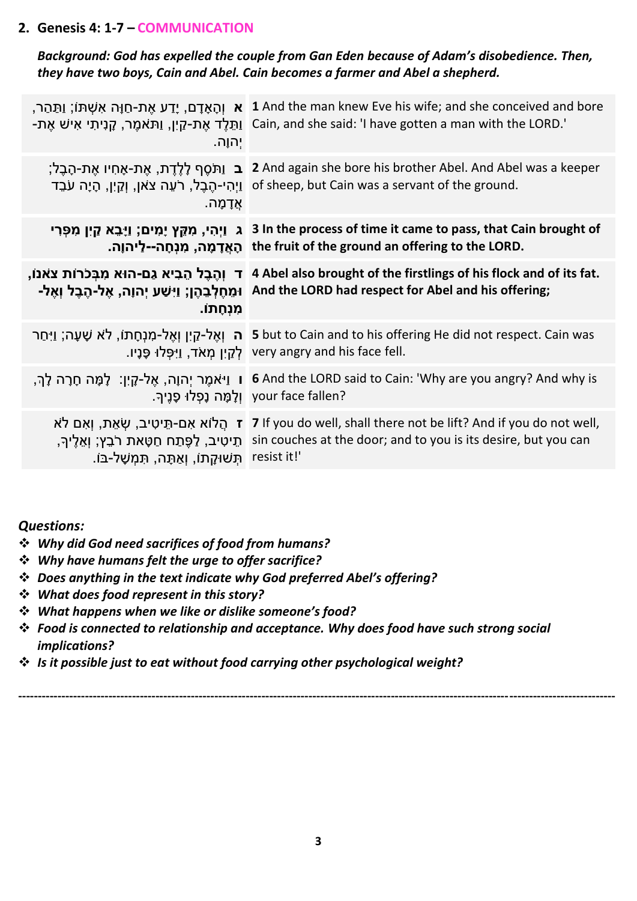## 2. Genesis 4: 1-7 – COMMUNICATION

***Background: God has expelled the couple from Gan Eden because of Adam's disobedience. Then, they have two boys, Cain and Abel. Cain becomes a farmer and Abel a shepherd.***

| | |
|---|---|
| **א** וְהָאָדָם, יָדַע אֶת-חַוָּה אִשְׁתּוֹ; וַתַּהַר, וַתֵּלֶד אֶת-קַיִן, וַתֹּאמֶר, קָנִיתִי אִישׁ אֶת-יְהוָה. | **1** And the man knew Eve his wife; and she conceived and bore Cain, and she said: 'I have gotten a man with the LORD.' |
| **ב** וַתֹּסֶף לָלֶדֶת, אֶת-אָחִיו אֶת-הָבֶל; וַיְהִי-הֶבֶל, רֹעֵה צֹאן, וְקַיִן, הָיָה עֹבֵד אֲדָמָה. | **2** And again she bore his brother Abel. And Abel was a keeper of sheep, but Cain was a servant of the ground. |
| **ג וַיְהִי, מִקֵּץ יָמִים; וַיָּבֵא קַיִן מִפְּרִי הָאֲדָמָה, מִנְחָה--לַיהוָה.** | **3 In the process of time it came to pass, that Cain brought of the fruit of the ground an offering to the LORD.** |
| **ד וְהֶבֶל הֵבִיא גַם-הוּא מִבְּכֹרוֹת צֹאנוֹ, וּמֵחֶלְבֵהֶן; וַיִּשַׁע יְהוָה, אֶל-הֶבֶל וְאֶל-מִנְחָתוֹ.** | **4 Abel also brought of the firstlings of his flock and of its fat. And the LORD had respect for Abel and his offering;** |
| **ה** וְאֶל-קַיִן וְאֶל-מִנְחָתוֹ, לֹא שָׁעָה; וַיִּחַר לְקַיִן מְאֹד, וַיִּפְּלוּ פָּנָיו. | **5** but to Cain and to his offering He did not respect. Cain was very angry and his face fell. |
| **ו** וַיֹּאמֶר יְהוָה, אֶל-קָיִן: לָמָּה חָרָה לָךְ, וְלָמָּה נָפְלוּ פָנֶיךָ. | **6** And the LORD said to Cain: 'Why are you angry? And why is your face fallen? |
| **ז** הֲלוֹא אִם-תֵּיטִיב, שְׂאֵת, וְאִם לֹא תֵיטִיב, לַפֶּתַח חַטָּאת רֹבֵץ; וְאֵלֶיךָ, תְּשׁוּקָתוֹ, וְאַתָּה, תִּמְשָׁל-בּוֹ. | **7** If you do well, shall there not be lift? And if you do not well, sin couches at the door; and to you is its desire, but you can resist it!' |

***Questions:***

- ***Why did God need sacrifices of food from humans?***
- ***Why have humans felt the urge to offer sacrifice?***
- ***Does anything in the text indicate why God preferred Abel's offering?***
- ***What does food represent in this story?***
- ***What happens when we like or dislike someone's food?***
- ***Food is connected to relationship and acceptance. Why does food have such strong social implications?***
- ***Is it possible just to eat without food carrying other psychological weight?***

---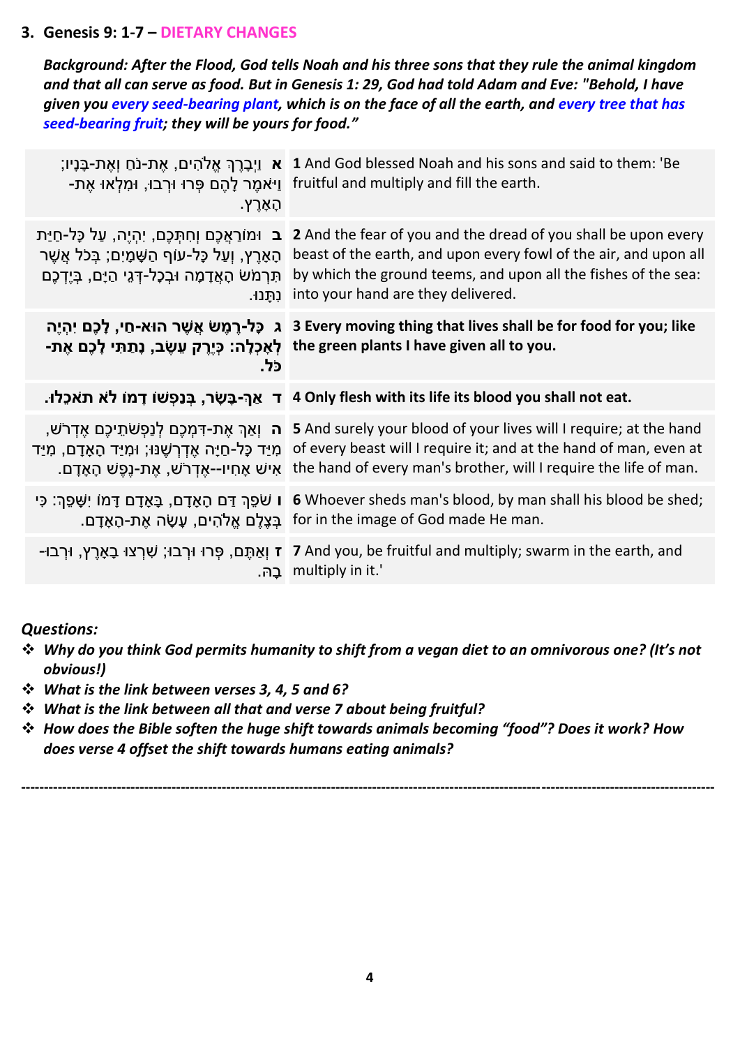### 3. Genesis 9: 1-7 – DIETARY CHANGES

***Background: After the Flood, God tells Noah and his three sons that they rule the animal kingdom and that all can serve as food. But in Genesis 1: 29, God had told Adam and Eve: "Behold, I have given you every seed-bearing plant, which is on the face of all the earth, and every tree that has seed-bearing fruit; they will be yours for food."***

| | |
|---|---|
| **א** וַיְבָרֶךְ אֱלֹהִים, אֶת-נֹחַ וְאֶת-בָּנָיו; וַיֹּאמֶר לָהֶם פְּרוּ וּרְבוּ, וּמִלְאוּ אֶת-הָאָרֶץ. | **1** And God blessed Noah and his sons and said to them: 'Be fruitful and multiply and fill the earth. |
| **ב** וּמוֹרַאֲכֶם וְחִתְּכֶם, יִהְיֶה, עַל כָּל-חַיַּת הָאָרֶץ, וְעַל כָּל-עוֹף הַשָּׁמָיִם; בְּכֹל אֲשֶׁר תִּרְמֹשׂ הָאֲדָמָה וּבְכָל-דְּגֵי הַיָּם, בְּיֶדְכֶם נִתָּנוּ. | **2** And the fear of you and the dread of you shall be upon every beast of the earth, and upon every fowl of the air, and upon all by which the ground teems, and upon all the fishes of the sea: into your hand are they delivered. |
| **ג כָּל-רֶמֶשׂ אֲשֶׁר הוּא-חַי, לָכֶם יִהְיֶה לְאָכְלָה: כְּיֶרֶק עֵשֶׂב, נָתַתִּי לָכֶם אֶת-כֹּל.** | **3 Every moving thing that lives shall be for food for you; like the green plants I have given all to you.** |
| **ד אַךְ-בָּשָׂר, בְּנַפְשׁוֹ דָמוֹ לֹא תֹאכֵלוּ.** | **4 Only flesh with its life its blood you shall not eat.** |
| **ה** וְאַךְ אֶת-דִּמְכֶם לְנַפְשֹׁתֵיכֶם אֶדְרֹשׁ, מִיַּד כָּל-חַיָּה אֶדְרְשֶׁנּוּ; וּמִיַּד הָאָדָם, מִיַּד אִישׁ אָחִיו--אֶדְרֹשׁ, אֶת-נֶפֶשׁ הָאָדָם. | **5** And surely your blood of your lives will I require; at the hand of every beast will I require it; and at the hand of man, even at the hand of every man's brother, will I require the life of man. |
| **ו** שֹׁפֵךְ דַּם הָאָדָם, בָּאָדָם דָּמוֹ יִשָּׁפֵךְ: כִּי בְּצֶלֶם אֱלֹהִים, עָשָׂה אֶת-הָאָדָם. | **6** Whoever sheds man's blood, by man shall his blood be shed; for in the image of God made He man. |
| **ז** וְאַתֶּם, פְּרוּ וּרְבוּ; שִׁרְצוּ בָאָרֶץ, וּרְבוּ-בָהּ. | **7** And you, be fruitful and multiply; swarm in the earth, and multiply in it.' |

***Questions:***

- ***Why do you think God permits humanity to shift from a vegan diet to an omnivorous one? (It's not obvious!)***
- ***What is the link between verses 3, 4, 5 and 6?***
- ***What is the link between all that and verse 7 about being fruitful?***
- ***How does the Bible soften the huge shift towards animals becoming "food"? Does it work? How does verse 4 offset the shift towards humans eating animals?***

---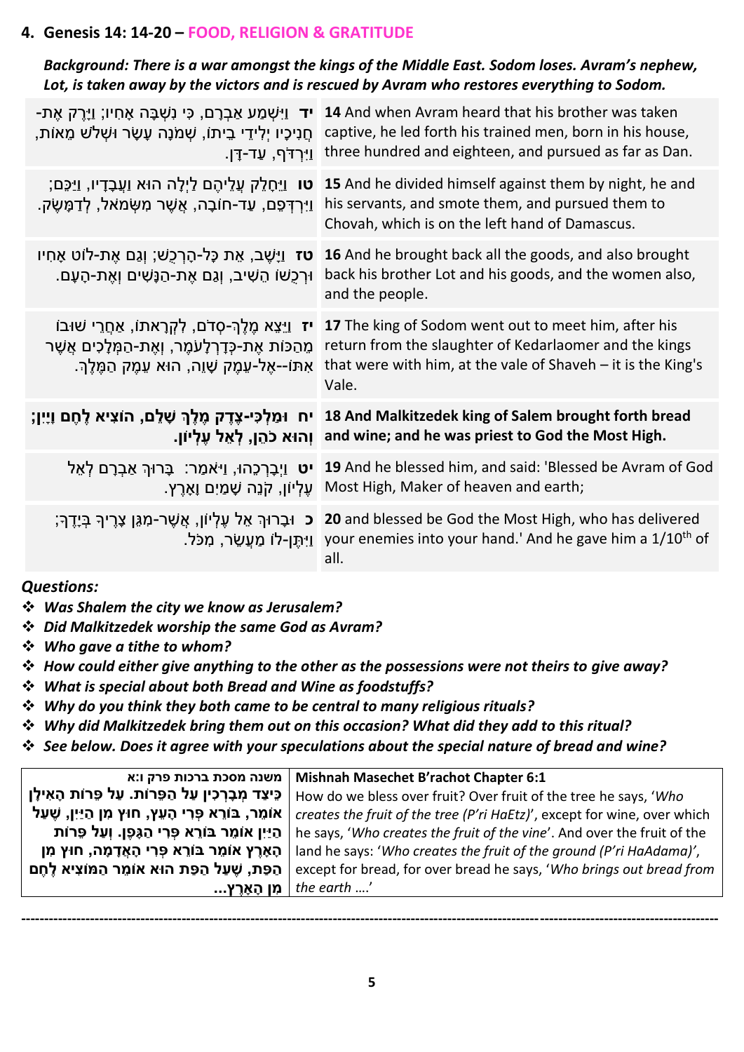## 4. Genesis 14: 14-20 – FOOD, RELIGION & GRATITUDE

***Background: There is a war amongst the kings of the Middle East. Sodom loses. Avram's nephew, Lot, is taken away by the victors and is rescued by Avram who restores everything to Sodom.***

| | |
|---|---|
| **יד** וַיִּשְׁמַע אַבְרָם, כִּי נִשְׁבָּה אָחִיו; וַיָּרֶק אֶת-חֲנִיכָיו יְלִידֵי בֵיתוֹ, שְׁמֹנָה עָשָׂר וּשְׁלֹשׁ מֵאוֹת, וַיִּרְדֹּף, עַד-דָּן. | **14** And when Avram heard that his brother was taken captive, he led forth his trained men, born in his house, three hundred and eighteen, and pursued as far as Dan. |
| **טו** וַיֵּחָלֵק עֲלֵיהֶם לַיְלָה הוּא וַעֲבָדָיו, וַיַּכֵּם; וַיִּרְדְּפֵם, עַד-חוֹבָה, אֲשֶׁר מִשְּׂמֹאל, לְדַמָּשֶׂק. | **15** And he divided himself against them by night, he and his servants, and smote them, and pursued them to Chovah, which is on the left hand of Damascus. |
| **טז** וַיָּשֶׁב, אֵת כָּל-הָרְכֻשׁ; וְגַם אֶת-לוֹט אָחִיו וּרְכֻשׁוֹ הֵשִׁיב, וְגַם אֶת-הַנָּשִׁים וְאֶת-הָעָם. | **16** And he brought back all the goods, and also brought back his brother Lot and his goods, and the women also, and the people. |
| **יז** וַיֵּצֵא מֶלֶךְ-סְדֹם, לִקְרָאתוֹ, אַחֲרֵי שׁוּבוֹ מֵהַכּוֹת אֶת-כְּדָרְלָעֹמֶר, וְאֶת-הַמְּלָכִים אֲשֶׁר אִתּוֹ--אֶל-עֵמֶק שָׁוֵה, הוּא עֵמֶק הַמֶּלֶךְ. | **17** The king of Sodom went out to meet him, after his return from the slaughter of Kedarlaomer and the kings that were with him, at the vale of Shaveh – it is the King's Vale. |
| **יח וּמַלְכִּי-צֶדֶק מֶלֶךְ שָׁלֵם, הוֹצִיא לֶחֶם וָיָיִן; וְהוּא כֹהֵן, לְאֵל עֶלְיוֹן.** | **18 And Malkitzedek king of Salem brought forth bread and wine; and he was priest to God the Most High.** |
| **יט** וַיְבָרְכֵהוּ, וַיֹּאמַר: בָּרוּךְ אַבְרָם לְאֵל עֶלְיוֹן, קֹנֵה שָׁמַיִם וָאָרֶץ. | **19** And he blessed him, and said: 'Blessed be Avram of God Most High, Maker of heaven and earth; |
| **כ** וּבָרוּךְ אֵל עֶלְיוֹן, אֲשֶׁר-מִגֵּן צָרֶיךָ בְּיָדֶךָ; וַיִּתֶּן-לוֹ מַעֲשֵׂר, מִכֹּל. | **20** and blessed be God the Most High, who has delivered your enemies into your hand.' And he gave him a 1/10th of all. |

***Questions:***

- ***Was Shalem the city we know as Jerusalem?***
- ***Did Malkitzedek worship the same God as Avram?***
- ***Who gave a tithe to whom?***
- ***How could either give anything to the other as the possessions were not theirs to give away?***
- ***What is special about both Bread and Wine as foodstuffs?***
- ***Why do you think they both came to be central to many religious rituals?***
- ***Why did Malkitzedek bring them out on this occasion? What did they add to this ritual?***
- ***See below. Does it agree with your speculations about the special nature of bread and wine?***

| **משנה מסכת ברכות פרק ו:א** | **Mishnah Masechet B'rachot Chapter 6:1** |
|---|---|
| **כֵּיצַד מְבָרְכִין עַל הַפֵּרוֹת. עַל פֵּרוֹת הָאִילָן אוֹמֵר, בּוֹרֵא פְּרִי הָעֵץ, חוּץ מִן הַיַּיִן, שֶׁעַל הַיַּיִן אוֹמֵר בּוֹרֵא פְּרִי הַגָּפֶן. וְעַל פֵּרוֹת הָאָרֶץ אוֹמֵר בּוֹרֵא פְּרִי הָאֲדָמָה, חוּץ מִן הַפַּת, שֶׁעַל הַפַּת הוּא אוֹמֵר הַמּוֹצִיא לֶחֶם מִן הָאָרֶץ...** | How do we bless over fruit? Over fruit of the tree he says, '*Who creates the fruit of the tree (P'ri HaEtz)*', except for wine, over which he says, '*Who creates the fruit of the vine*'. And over the fruit of the land he says: '*Who creates the fruit of the ground (P'ri HaAdama)*', except for bread, for over bread he says, '*Who brings out bread from the earth ….*' |

---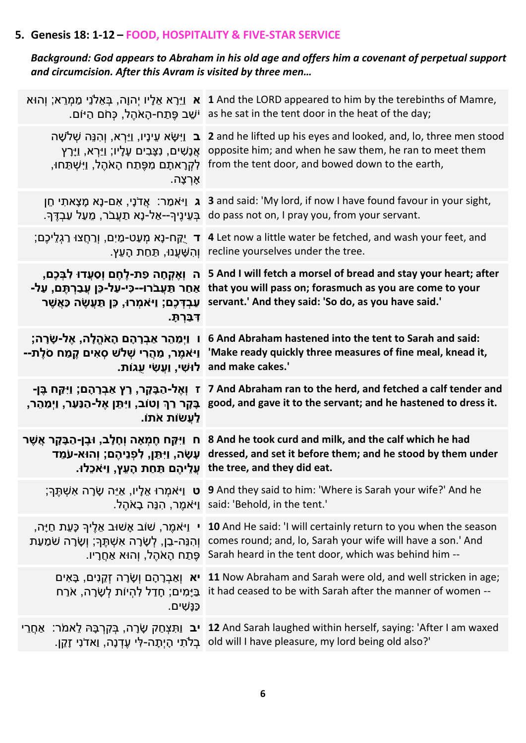## 5. Genesis 18: 1-12 – FOOD, HOSPITALITY & FIVE-STAR SERVICE

***Background: God appears to Abraham in his old age and offers him a covenant of perpetual support and circumcision. After this Avram is visited by three men…***

| | |
|---|---|
| **א** וַיֵּרָא אֵלָיו יְהוָה, בְּאֵלֹנֵי מַמְרֵא; וְהוּא יֹשֵׁב פֶּתַח-הָאֹהֶל, כְּחֹם הַיּוֹם. | **1** And the LORD appeared to him by the terebinths of Mamre, as he sat in the tent door in the heat of the day; |
| **ב** וַיִּשָּׂא עֵינָיו, וַיַּרְא, וְהִנֵּה שְׁלֹשָׁה אֲנָשִׁים, נִצָּבִים עָלָיו; וַיַּרְא, וַיָּרָץ לִקְרָאתָם מִפֶּתַח הָאֹהֶל, וַיִּשְׁתַּחוּ, אָרְצָה. | **2** and he lifted up his eyes and looked, and, lo, three men stood opposite him; and when he saw them, he ran to meet them from the tent door, and bowed down to the earth, |
| **ג** וַיֹּאמַר: אֲדֹנָי, אִם-נָא מָצָאתִי חֵן בְּעֵינֶיךָ--אַל-נָא תַעֲבֹר, מֵעַל עַבְדֶּךָ. | **3** and said: 'My lord, if now I have found favour in your sight, do pass not on, I pray you, from your servant. |
| **ד** יֻקַּח-נָא מְעַט-מַיִם, וְרַחֲצוּ רַגְלֵיכֶם; וְהִשָּׁעֲנוּ, תַּחַת הָעֵץ. | **4** Let now a little water be fetched, and wash your feet, and recline yourselves under the tree. |
| **ה וְאֶקְחָה פַת-לֶחֶם וְסַעֲדוּ לִבְּכֶם, אַחַר תַּעֲבֹרוּ--כִּי-עַל-כֵּן עֲבַרְתֶּם, עַל-עַבְדְּכֶם; וַיֹּאמְרוּ, כֵּן תַּעֲשֶׂה כַּאֲשֶׁר דִּבַּרְתָּ.** | **5 And I will fetch a morsel of bread and stay your heart; after that you will pass on; forasmuch as you are come to your servant.' And they said: 'So do, as you have said.'** |
| **ו וַיְמַהֵר אַבְרָהָם הָאֹהֱלָה, אֶל-שָׂרָה; וַיֹּאמֶר, מַהֲרִי שְׁלֹשׁ סְאִים קֶמַח סֹלֶת--לוּשִׁי, וַעֲשִׂי עֻגוֹת.** | **6 And Abraham hastened into the tent to Sarah and said: 'Make ready quickly three measures of fine meal, knead it, and make cakes.'** |
| **ז וְאֶל-הַבָּקָר, רָץ אַבְרָהָם; וַיִּקַּח בֶּן-בָּקָר רַךְ וָטוֹב, וַיִּתֵּן אֶל-הַנַּעַר, וַיְמַהֵר, לַעֲשׂוֹת אֹתוֹ.** | **7 And Abraham ran to the herd, and fetched a calf tender and good, and gave it to the servant; and he hastened to dress it.** |
| **ח וַיִּקַּח חֶמְאָה וְחָלָב, וּבֶן-הַבָּקָר אֲשֶׁר עָשָׂה, וַיִּתֵּן, לִפְנֵיהֶם; וְהוּא-עֹמֵד עֲלֵיהֶם תַּחַת הָעֵץ, וַיֹּאכֵלוּ.** | **8 And he took curd and milk, and the calf which he had dressed, and set it before them; and he stood by them under the tree, and they did eat.** |
| **ט** וַיֹּאמְרוּ אֵלָיו, אַיֵּה שָׂרָה אִשְׁתֶּךָ; וַיֹּאמֶר, הִנֵּה בָאֹהֶל. | **9** And they said to him: 'Where is Sarah your wife?' And he said: 'Behold, in the tent.' |
| **י** וַיֹּאמֶר, שׁוֹב אָשׁוּב אֵלֶיךָ כָּעֵת חַיָּה, וְהִנֵּה-בֵן, לְשָׂרָה אִשְׁתֶּךָ; וְשָׂרָה שֹׁמַעַת פֶּתַח הָאֹהֶל, וְהוּא אַחֲרָיו. | **10** And He said: 'I will certainly return to you when the season comes round; and, lo, Sarah your wife will have a son.' And Sarah heard in the tent door, which was behind him -- |
| **יא** וְאַבְרָהָם וְשָׂרָה זְקֵנִים, בָּאִים בַּיָּמִים; חָדַל לִהְיוֹת לְשָׂרָה, אֹרַח כַּנָּשִׁים. | **11** Now Abraham and Sarah were old, and well stricken in age; it had ceased to be with Sarah after the manner of women -- |
| **יב** וַתִּצְחַק שָׂרָה, בְּקִרְבָּהּ לֵאמֹר: אַחֲרֵי בְלֹתִי הָיְתָה-לִּי עֶדְנָה, וַאדֹנִי זָקֵן. | **12** And Sarah laughed within herself, saying: 'After I am waxed old will I have pleasure, my lord being old also?' |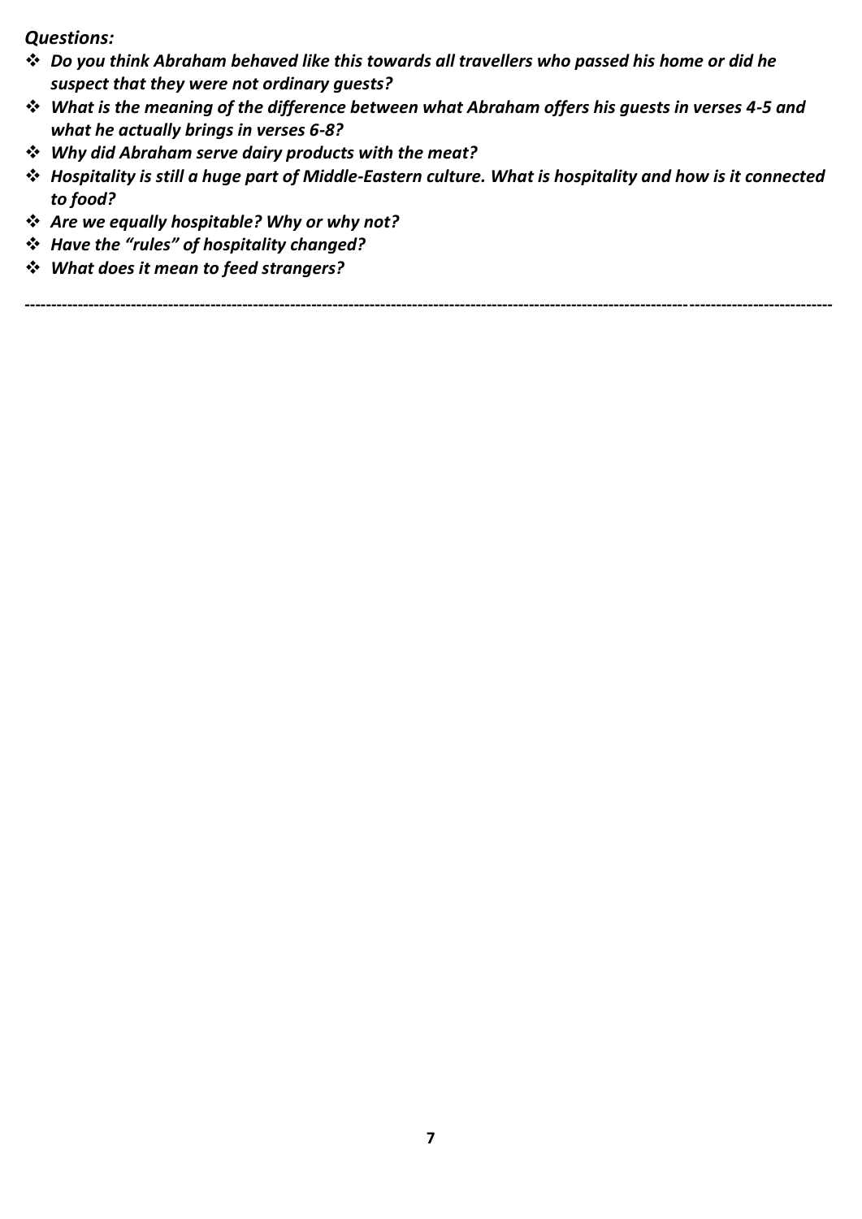***Questions:***

- ***Do you think Abraham behaved like this towards all travellers who passed his home or did he suspect that they were not ordinary guests?***
- ***What is the meaning of the difference between what Abraham offers his guests in verses 4-5 and what he actually brings in verses 6-8?***
- ***Why did Abraham serve dairy products with the meat?***
- ***Hospitality is still a huge part of Middle-Eastern culture. What is hospitality and how is it connected to food?***
- ***Are we equally hospitable? Why or why not?***
- ***Have the "rules" of hospitality changed?***
- ***What does it mean to feed strangers?***

---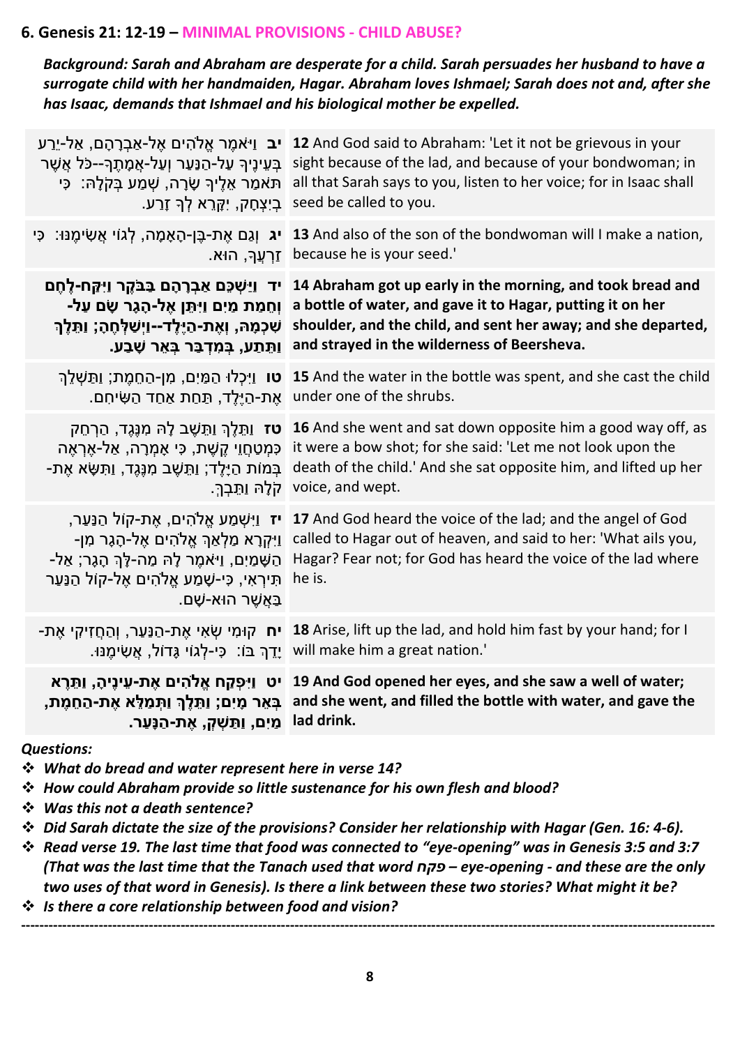## 6. Genesis 21: 12-19 – MINIMAL PROVISIONS - CHILD ABUSE?

***Background: Sarah and Abraham are desperate for a child. Sarah persuades her husband to have a surrogate child with her handmaiden, Hagar. Abraham loves Ishmael; Sarah does not and, after she has Isaac, demands that Ishmael and his biological mother be expelled.***

| | |
|---|---|
| **יב** וַיֹּאמֶר אֱלֹהִים אֶל-אַבְרָהָם, אַל-יֵרַע בְּעֵינֶיךָ עַל-הַנַּעַר וְעַל-אֲמָתֶךָ--כֹּל אֲשֶׁר תֹּאמַר אֵלֶיךָ שָׂרָה, שְׁמַע בְּקֹלָהּ: כִּי בְיִצְחָק, יִקָּרֵא לְךָ זָרַע. | **12** And God said to Abraham: 'Let it not be grievous in your sight because of the lad, and because of your bondwoman; in all that Sarah says to you, listen to her voice; for in Isaac shall seed be called to you. |
| **יג** וְגַם אֶת-בֶּן-הָאָמָה, לְגוֹי אֲשִׂימֶנּוּ: כִּי זַרְעֲךָ, הוּא. | **13** And also of the son of the bondwoman will I make a nation, because he is your seed.' |
| **יד וַיַּשְׁכֵּם אַבְרָהָם בַּבֹּקֶר וַיִּקַּח-לֶחֶם וְחֵמַת מַיִם וַיִּתֵּן אֶל-הָגָר שָׂם עַל-שִׁכְמָהּ, וְאֶת-הַיֶּלֶד--וַיְשַׁלְּחֶהָ; וַתֵּלֶךְ וַתֵּתַע, בְּמִדְבַּר בְּאֵר שָׁבַע.** | **14 Abraham got up early in the morning, and took bread and a bottle of water, and gave it to Hagar, putting it on her shoulder, and the child, and sent her away; and she departed, and strayed in the wilderness of Beersheva.** |
| **טו** וַיִּכְלוּ הַמַּיִם, מִן-הַחֵמֶת; וַתַּשְׁלֵךְ אֶת-הַיֶּלֶד, תַּחַת אַחַד הַשִּׂיחִם. | **15** And the water in the bottle was spent, and she cast the child under one of the shrubs. |
| **טז** וַתֵּלֶךְ וַתֵּשֶׁב לָהּ מִנֶּגֶד, הַרְחֵק כִּמְטַחֲוֵי קֶשֶׁת, כִּי אָמְרָה, אַל-אֶרְאֶה בְּמוֹת הַיָּלֶד; וַתֵּשֶׁב מִנֶּגֶד, וַתִּשָּׂא אֶת-קֹלָהּ וַתֵּבְךְּ. | **16** And she went and sat down opposite him a good way off, as it were a bow shot; for she said: 'Let me not look upon the death of the child.' And she sat opposite him, and lifted up her voice, and wept. |
| **יז** וַיִּשְׁמַע אֱלֹהִים, אֶת-קוֹל הַנַּעַר, וַיִּקְרָא מַלְאַךְ אֱלֹהִים אֶל-הָגָר מִן-הַשָּׁמַיִם, וַיֹּאמֶר לָהּ מַה-לָּךְ הָגָר; אַל-תִּירְאִי, כִּי-שָׁמַע אֱלֹהִים אֶל-קוֹל הַנַּעַר בַּאֲשֶׁר הוּא-שָׁם. | **17** And God heard the voice of the lad; and the angel of God called to Hagar out of heaven, and said to her: 'What ails you, Hagar? Fear not; for God has heard the voice of the lad where he is. |
| **יח** קוּמִי שְׂאִי אֶת-הַנַּעַר, וְהַחֲזִיקִי אֶת-יָדֵךְ בּוֹ: כִּי-לְגוֹי גָּדוֹל, אֲשִׂימֶנּוּ. | **18** Arise, lift up the lad, and hold him fast by your hand; for I will make him a great nation.' |
| **יט וַיִּפְקַח אֱלֹהִים אֶת-עֵינֶיהָ, וַתֵּרֶא בְּאֵר מָיִם; וַתֵּלֶךְ וַתְּמַלֵּא אֶת-הַחֵמֶת, מַיִם, וַתַּשְׁקְ, אֶת-הַנָּעַר.** | **19 And God opened her eyes, and she saw a well of water; and she went, and filled the bottle with water, and gave the lad drink.** |

*Questions:*

- ***What do bread and water represent here in verse 14?***
- ***How could Abraham provide so little sustenance for his own flesh and blood?***
- ***Was this not a death sentence?***
- ***Did Sarah dictate the size of the provisions? Consider her relationship with Hagar (Gen. 16: 4-6).***
- ***Read verse 19. The last time that food was connected to "eye-opening" was in Genesis 3:5 and 3:7 (That was the last time that the Tanach used that word פקח – eye-opening - and these are the only two uses of that word in Genesis). Is there a link between these two stories? What might it be?***
- ***Is there a core relationship between food and vision?***

---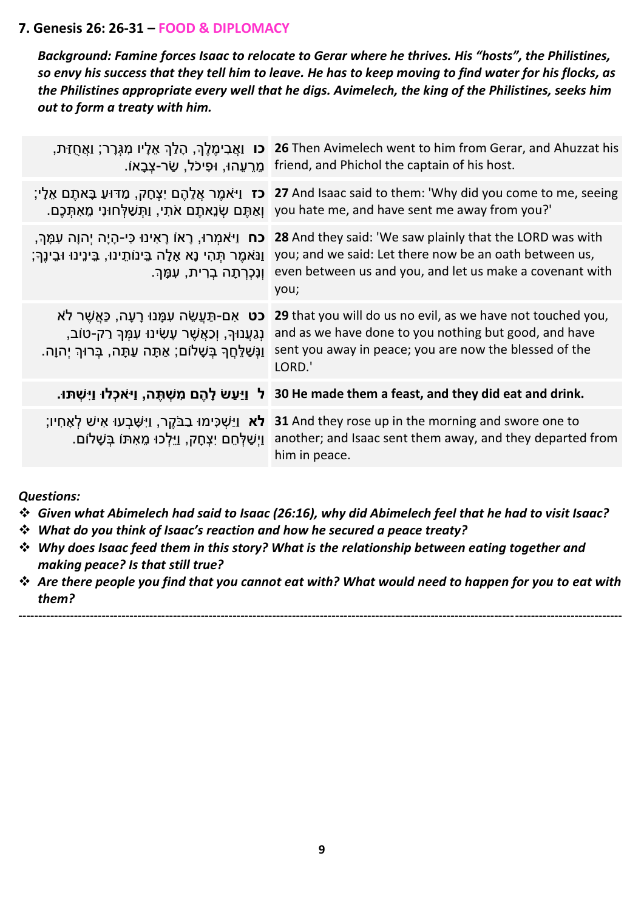## 7. Genesis 26: 26-31 – FOOD & DIPLOMACY

***Background: Famine forces Isaac to relocate to Gerar where he thrives. His "hosts", the Philistines, so envy his success that they tell him to leave. He has to keep moving to find water for his flocks, as the Philistines appropriate every well that he digs. Avimelech, the king of the Philistines, seeks him out to form a treaty with him.***

| | |
|---|---|
| **כו** וַאֲבִימֶלֶךְ, הָלַךְ אֵלָיו מִגְּרָר; וַאֲחֻזַּת, מֵרֵעֵהוּ, וּפִיכֹל, שַׂר-צְבָאוֹ. | **26** Then Avimelech went to him from Gerar, and Ahuzzat his friend, and Phichol the captain of his host. |
| **כז** וַיֹּאמֶר אֲלֵהֶם יִצְחָק, מַדּוּעַ בָּאתֶם אֵלָי; וְאַתֶּם שְׂנֵאתֶם אֹתִי, וַתְּשַׁלְּחוּנִי מֵאִתְּכֶם. | **27** And Isaac said to them: 'Why did you come to me, seeing you hate me, and have sent me away from you?' |
| **כח** וַיֹּאמְרוּ, רָאוֹ רָאִינוּ כִּי-הָיָה יְהוָה עִמָּךְ, וַנֹּאמֶר תְּהִי נָא אָלָה בֵּינוֹתֵינוּ, בֵּינֵינוּ וּבֵינֶךָ; וְנִכְרְתָה בְרִית, עִמָּךְ. | **28** And they said: 'We saw plainly that the LORD was with you; and we said: Let there now be an oath between us, even between us and you, and let us make a covenant with you; |
| **כט** אִם-תַּעֲשֵׂה עִמָּנוּ רָעָה, כַּאֲשֶׁר לֹא נְגַעֲנוּךָ, וְכַאֲשֶׁר עָשִׂינוּ עִמְּךָ רַק-טוֹב, וַנְּשַׁלֵּחֲךָ בְּשָׁלוֹם; אַתָּה עַתָּה, בְּרוּךְ יְהוָה. | **29** that you will do us no evil, as we have not touched you, and as we have done to you nothing but good, and have sent you away in peace; you are now the blessed of the LORD.' |
| **ל וַיַּעַשׂ לָהֶם מִשְׁתֶּה, וַיֹּאכְלוּ וַיִּשְׁתּוּ.** | **30 He made them a feast, and they did eat and drink.** |
| **לא** וַיַּשְׁכִּימוּ בַבֹּקֶר, וַיִּשָּׁבְעוּ אִישׁ לְאָחִיו; וַיְשַׁלְּחֵם יִצְחָק, וַיֵּלְכוּ מֵאִתּוֹ בְּשָׁלוֹם. | **31** And they rose up in the morning and swore one to another; and Isaac sent them away, and they departed from him in peace. |

***Questions:***

- ***Given what Abimelech had said to Isaac (26:16), why did Abimelech feel that he had to visit Isaac?***
- ***What do you think of Isaac's reaction and how he secured a peace treaty?***
- ***Why does Isaac feed them in this story? What is the relationship between eating together and making peace? Is that still true?***
- ***Are there people you find that you cannot eat with? What would need to happen for you to eat with them?***

---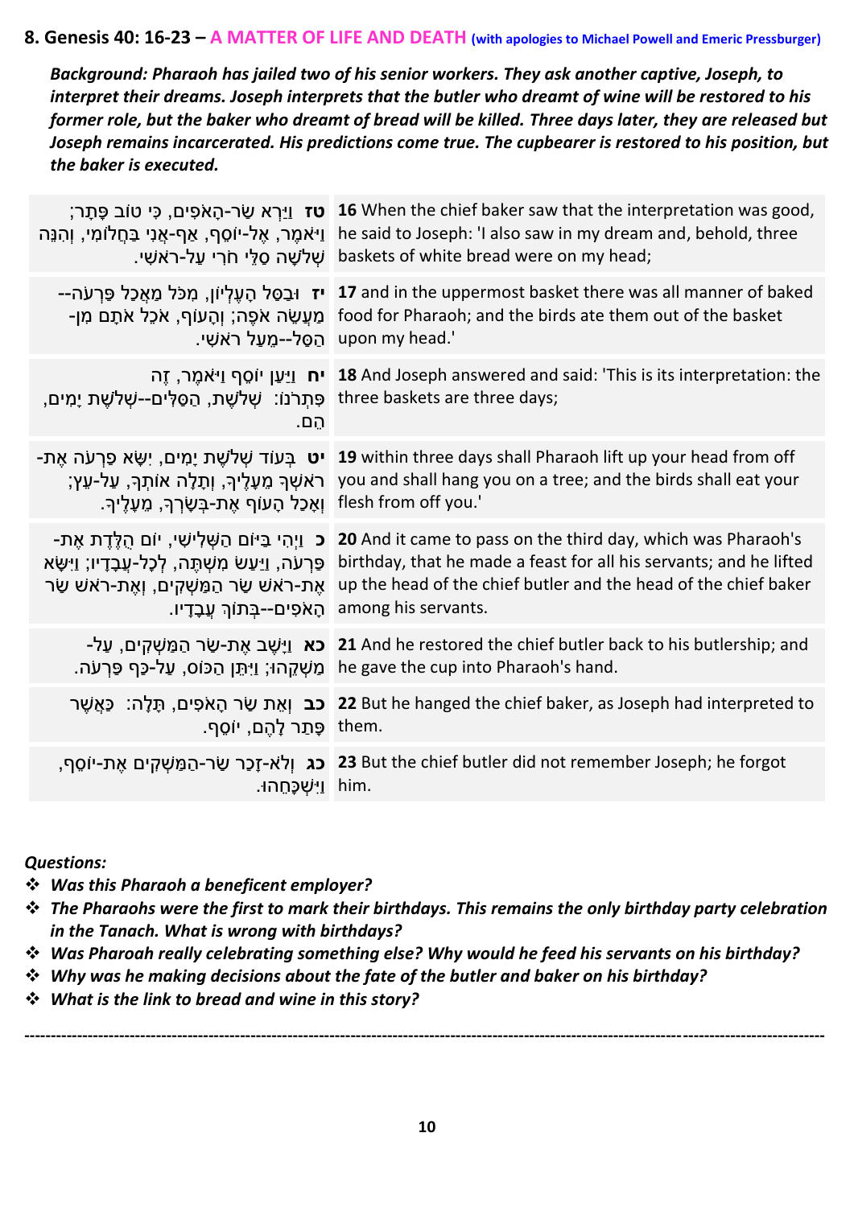## 8. Genesis 40: 16-23 – A MATTER OF LIFE AND DEATH (with apologies to Michael Powell and Emeric Pressburger)

***Background: Pharaoh has jailed two of his senior workers. They ask another captive, Joseph, to interpret their dreams. Joseph interprets that the butler who dreamt of wine will be restored to his former role, but the baker who dreamt of bread will be killed. Three days later, they are released but Joseph remains incarcerated. His predictions come true. The cupbearer is restored to his position, but the baker is executed.***

| | |
|---|---|
| **טז** וַיַּרְא שַׂר-הָאֹפִים, כִּי טוֹב פָּתָר; וַיֹּאמֶר, אֶל-יוֹסֵף, אַף-אֲנִי בַּחֲלוֹמִי, וְהִנֵּה שְׁלֹשָׁה סַלֵּי חֹרִי עַל-רֹאשִׁי. | **16** When the chief baker saw that the interpretation was good, he said to Joseph: 'I also saw in my dream and, behold, three baskets of white bread were on my head; |
| **יז** וּבַסַּל הָעֶלְיוֹן, מִכֹּל מַאֲכַל פַּרְעֹה--מַעֲשֵׂה אֹפֶה; וְהָעוֹף, אֹכֵל אֹתָם מִן-הַסַּל--מֵעַל רֹאשִׁי. | **17** and in the uppermost basket there was all manner of baked food for Pharaoh; and the birds ate them out of the basket upon my head.' |
| **יח** וַיַּעַן יוֹסֵף וַיֹּאמֶר, זֶה פִּתְרֹנוֹ: שְׁלֹשֶׁת, הַסַּלִּים--שְׁלֹשֶׁת יָמִים, הֵם. | **18** And Joseph answered and said: 'This is its interpretation: the three baskets are three days; |
| **יט** בְּעוֹד שְׁלֹשֶׁת יָמִים, יִשָּׂא פַרְעֹה אֶת-רֹאשְׁךָ מֵעָלֶיךָ, וְתָלָה אוֹתְךָ, עַל-עֵץ; וְאָכַל הָעוֹף אֶת-בְּשָׂרְךָ, מֵעָלֶיךָ. | **19** within three days shall Pharaoh lift up your head from off you and shall hang you on a tree; and the birds shall eat your flesh from off you.' |
| **כ** וַיְהִי בַּיּוֹם הַשְּׁלִישִׁי, יוֹם הֻלֶּדֶת אֶת-פַּרְעֹה, וַיַּעַשׂ מִשְׁתֶּה, לְכָל-עֲבָדָיו; וַיִּשָּׂא אֶת-רֹאשׁ שַׂר הַמַּשְׁקִים, וְאֶת-רֹאשׁ שַׂר הָאֹפִים--בְּתוֹךְ עֲבָדָיו. | **20** And it came to pass on the third day, which was Pharaoh's birthday, that he made a feast for all his servants; and he lifted up the head of the chief butler and the head of the chief baker among his servants. |
| **כא** וַיָּשֶׁב אֶת-שַׂר הַמַּשְׁקִים, עַל-מַשְׁקֵהוּ; וַיִּתֵּן הַכּוֹס, עַל-כַּף פַּרְעֹה. | **21** And he restored the chief butler back to his butlership; and he gave the cup into Pharaoh's hand. |
| **כב** וְאֵת שַׂר הָאֹפִים, תָּלָה: כַּאֲשֶׁר פָּתַר לָהֶם, יוֹסֵף. | **22** But he hanged the chief baker, as Joseph had interpreted to them. |
| **כג** וְלֹא-זָכַר שַׂר-הַמַּשְׁקִים אֶת-יוֹסֵף, וַיִּשְׁכָּחֵהוּ. | **23** But the chief butler did not remember Joseph; he forgot him. |

***Questions:***

- ***Was this Pharaoh a beneficent employer?***
- ***The Pharaohs were the first to mark their birthdays. This remains the only birthday party celebration in the Tanach. What is wrong with birthdays?***
- ***Was Pharoah really celebrating something else? Why would he feed his servants on his birthday?***
- ***Why was he making decisions about the fate of the butler and baker on his birthday?***
- ***What is the link to bread and wine in this story?***

---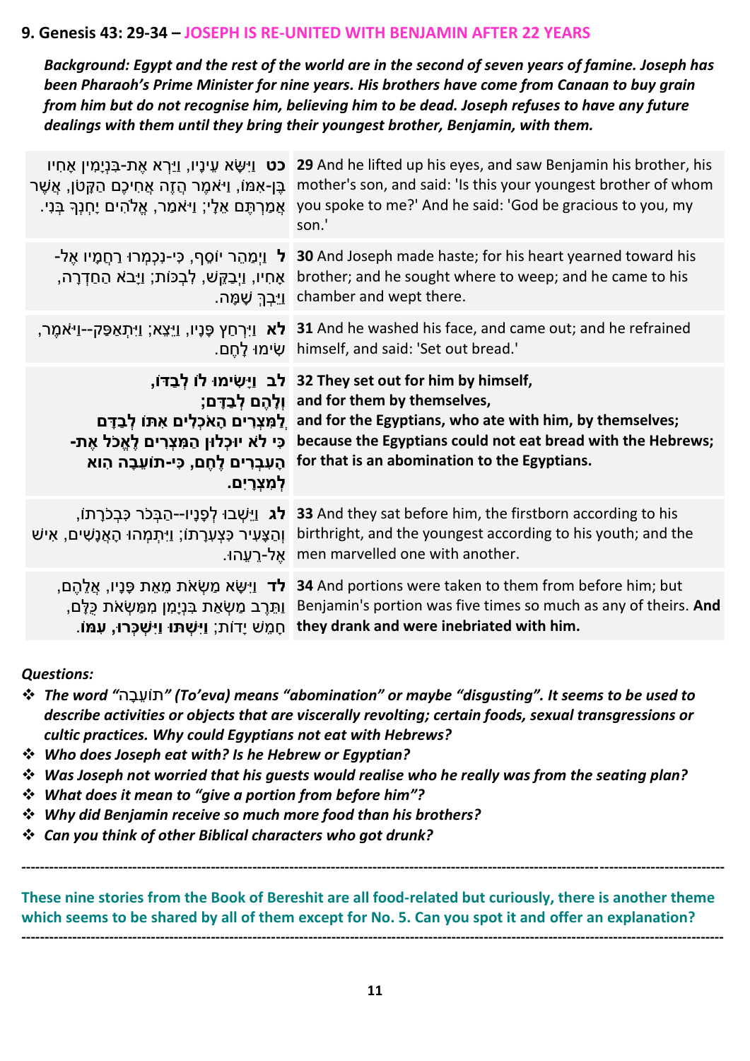## 9. Genesis 43: 29-34 – JOSEPH IS RE-UNITED WITH BENJAMIN AFTER 22 YEARS

***Background: Egypt and the rest of the world are in the second of seven years of famine. Joseph has been Pharaoh's Prime Minister for nine years. His brothers have come from Canaan to buy grain from him but do not recognise him, believing him to be dead. Joseph refuses to have any future dealings with them until they bring their youngest brother, Benjamin, with them.***

| | |
|---|---|
| **כט** וַיִּשָּׂא עֵינָיו, וַיַּרְא אֶת-בִּנְיָמִין אָחִיו בֶּן-אִמּוֹ, וַיֹּאמֶר הֲזֶה אֲחִיכֶם הַקָּטֹן, אֲשֶׁר אֲמַרְתֶּם אֵלָי; וַיֹּאמַר, אֱלֹהִים יָחְנְךָ בְּנִי. | **29** And he lifted up his eyes, and saw Benjamin his brother, his mother's son, and said: 'Is this your youngest brother of whom you spoke to me?' And he said: 'God be gracious to you, my son.' |
| **ל** וַיְמַהֵר יוֹסֵף, כִּי-נִכְמְרוּ רַחֲמָיו אֶל-אָחִיו, וַיְבַקֵּשׁ, לִבְכּוֹת; וַיָּבֹא הַחַדְרָה, וַיֵּבְךְּ שָׁמָּה. | **30** And Joseph made haste; for his heart yearned toward his brother; and he sought where to weep; and he came to his chamber and wept there. |
| **לא** וַיִּרְחַץ פָּנָיו, וַיֵּצֵא; וַיִּתְאַפַּק--וַיֹּאמֶר, שִׂימוּ לָחֶם. | **31** And he washed his face, and came out; and he refrained himself, and said: 'Set out bread.' |
| **לב וַיָּשִׂימוּ לוֹ לְבַדּוֹ, וְלָהֶם לְבַדָּם; וְלַמִּצְרִים הָאֹכְלִים אִתּוֹ לְבַדָּם כִּי לֹא יוּכְלוּן הַמִּצְרִים לֶאֱכֹל אֶת-הָעִבְרִים לֶחֶם, כִּי-תוֹעֵבָה הוּא לְמִצְרָיִם.** | **32 They set out for him by himself, and for them by themselves, and for the Egyptians, who ate with him, by themselves; because the Egyptians could not eat bread with the Hebrews; for that is an abomination to the Egyptians.** |
| **לג** וַיֵּשְׁבוּ לְפָנָיו--הַבְּכֹר כִּבְכֹרָתוֹ, וְהַצָּעִיר כִּצְעִרָתוֹ; וַיִּתְמְהוּ הָאֲנָשִׁים, אִישׁ אֶל-רֵעֵהוּ. | **33** And they sat before him, the firstborn according to his birthright, and the youngest according to his youth; and the men marvelled one with another. |
| **לד** וַיִּשָּׂא מַשְׂאֹת מֵאֵת פָּנָיו, אֲלֵהֶם, וַתֵּרֶב מַשְׂאַת בִּנְיָמִן מִמַּשְׂאֹת כֻּלָּם, חָמֵשׁ יָדוֹת; **וַיִּשְׁתּוּ וַיִּשְׁכְּרוּ, עִמּוֹ.** | **34** And portions were taken to them from before him; but Benjamin's portion was five times so much as any of theirs. **And they drank and were inebriated with him.** |

***Questions:***

- ***The word "תּוֹעֵבָה" (To'eva) means "abomination" or maybe "disgusting". It seems to be used to describe activities or objects that are viscerally revolting; certain foods, sexual transgressions or cultic practices. Why could Egyptians not eat with Hebrews?***
- ***Who does Joseph eat with? Is he Hebrew or Egyptian?***
- ***Was Joseph not worried that his guests would realise who he really was from the seating plan?***
- ***What does it mean to "give a portion from before him"?***
- ***Why did Benjamin receive so much more food than his brothers?***
- ***Can you think of other Biblical characters who got drunk?***

---

**These nine stories from the Book of Bereshit are all food-related but curiously, there is another theme which seems to be shared by all of them except for No. 5. Can you spot it and offer an explanation?**

---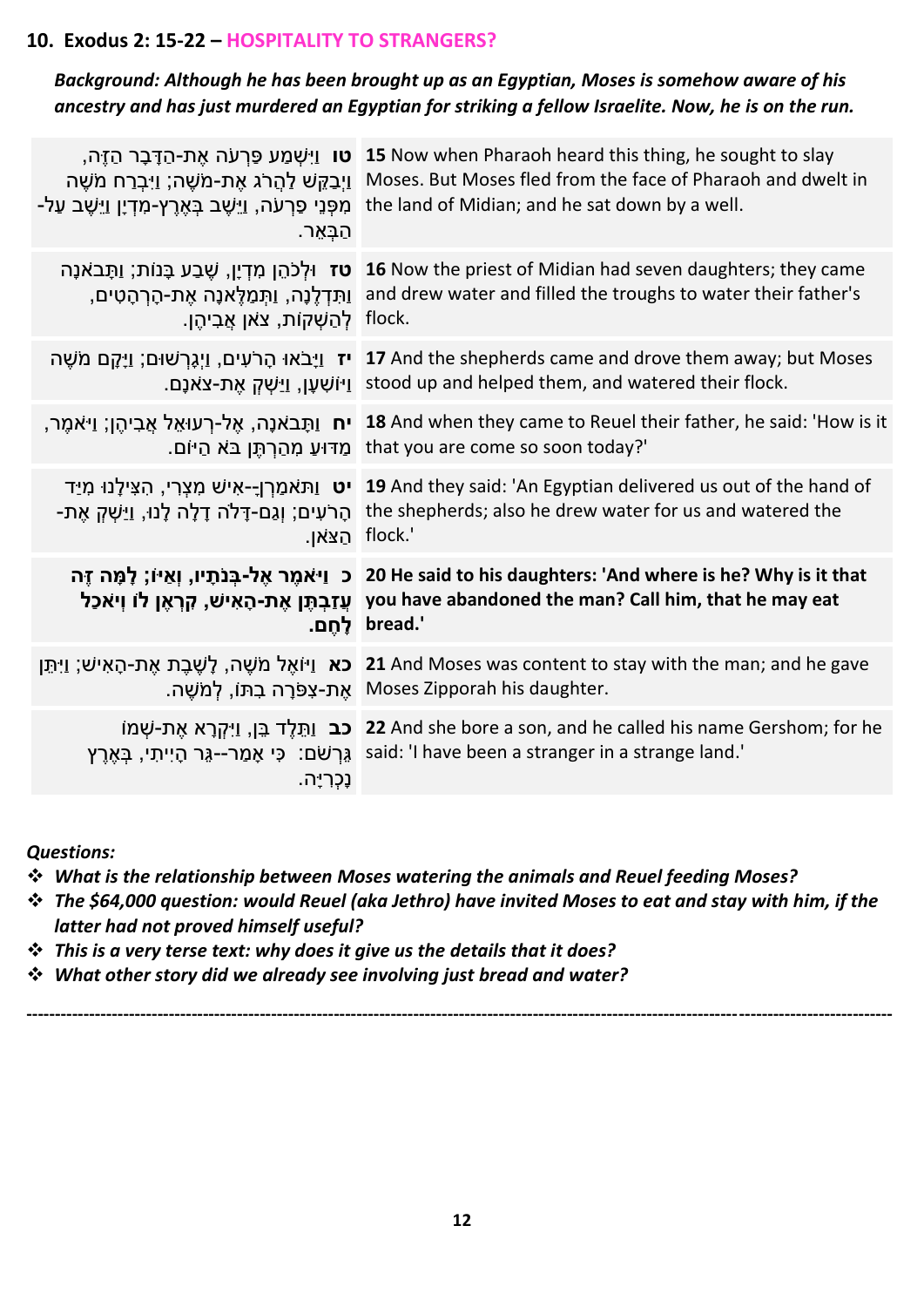## 10. Exodus 2: 15-22 – **HOSPITALITY TO STRANGERS?**

***Background: Although he has been brought up as an Egyptian, Moses is somehow aware of his ancestry and has just murdered an Egyptian for striking a fellow Israelite. Now, he is on the run.***

| | |
|---|---|
| **טו** וַיִּשְׁמַע פַּרְעֹה אֶת-הַדָּבָר הַזֶּה, וַיְבַקֵּשׁ לַהֲרֹג אֶת-מֹשֶׁה; וַיִּבְרַח מֹשֶׁה מִפְּנֵי פַרְעֹה, וַיֵּשֶׁב בְּאֶרֶץ-מִדְיָן וַיֵּשֶׁב עַל-הַבְּאֵר. | **15** Now when Pharaoh heard this thing, he sought to slay Moses. But Moses fled from the face of Pharaoh and dwelt in the land of Midian; and he sat down by a well. |
| **טז** וּלְכֹהֵן מִדְיָן, שֶׁבַע בָּנוֹת; וַתָּבֹאנָה וַתִּדְלֶנָה, וַתְּמַלֶּאנָה אֶת-הָרְהָטִים, לְהַשְׁקוֹת, צֹאן אֲבִיהֶן. | **16** Now the priest of Midian had seven daughters; they came and drew water and filled the troughs to water their father's flock. |
| **יז** וַיָּבֹאוּ הָרֹעִים, וַיְגָרְשׁוּם; וַיָּקָם מֹשֶׁה וַיּוֹשִׁעָן, וַיַּשְׁקְ אֶת-צֹאנָם. | **17** And the shepherds came and drove them away; but Moses stood up and helped them, and watered their flock. |
| **יח** וַתָּבֹאנָה, אֶל-רְעוּאֵל אֲבִיהֶן; וַיֹּאמֶר, מַדּוּעַ מִהַרְתֶּן בֹּא הַיּוֹם. | **18** And when they came to Reuel their father, he said: 'How is it that you are come so soon today?' |
| **יט** וַתֹּאמַרְןָ--אִישׁ מִצְרִי, הִצִּילָנוּ מִיַּד הָרֹעִים; וְגַם-דָּלֹה דָלָה לָנוּ, וַיַּשְׁקְ אֶת-הַצֹּאן. | **19** And they said: 'An Egyptian delivered us out of the hand of the shepherds; also he drew water for us and watered the flock.' |
| **כ וַיֹּאמֶר אֶל-בְּנֹתָיו, וְאַיּוֹ; לָמָּה זֶה עֲזַבְתֶּן אֶת-הָאִישׁ, קִרְאֶן לוֹ וְיֹאכַל לָחֶם.** | **20 He said to his daughters: 'And where is he? Why is it that you have abandoned the man? Call him, that he may eat bread.'** |
| **כא** וַיּוֹאֶל מֹשֶׁה, לָשֶׁבֶת אֶת-הָאִישׁ; וַיִּתֵּן אֶת-צִפֹּרָה בִתּוֹ, לְמֹשֶׁה. | **21** And Moses was content to stay with the man; and he gave Moses Zipporah his daughter. |
| **כב** וַתֵּלֶד בֵּן, וַיִּקְרָא אֶת-שְׁמוֹ גֵּרְשֹׁם: כִּי אָמַר--גֵּר הָיִיתִי, בְּאֶרֶץ נָכְרִיָּה. | **22** And she bore a son, and he called his name Gershom; for he said: 'I have been a stranger in a strange land.' |

***Questions:***

- ***What is the relationship between Moses watering the animals and Reuel feeding Moses?***
- ***The $64,000 question: would Reuel (aka Jethro) have invited Moses to eat and stay with him, if the latter had not proved himself useful?***
- ***This is a very terse text: why does it give us the details that it does?***
- ***What other story did we already see involving just bread and water?***

---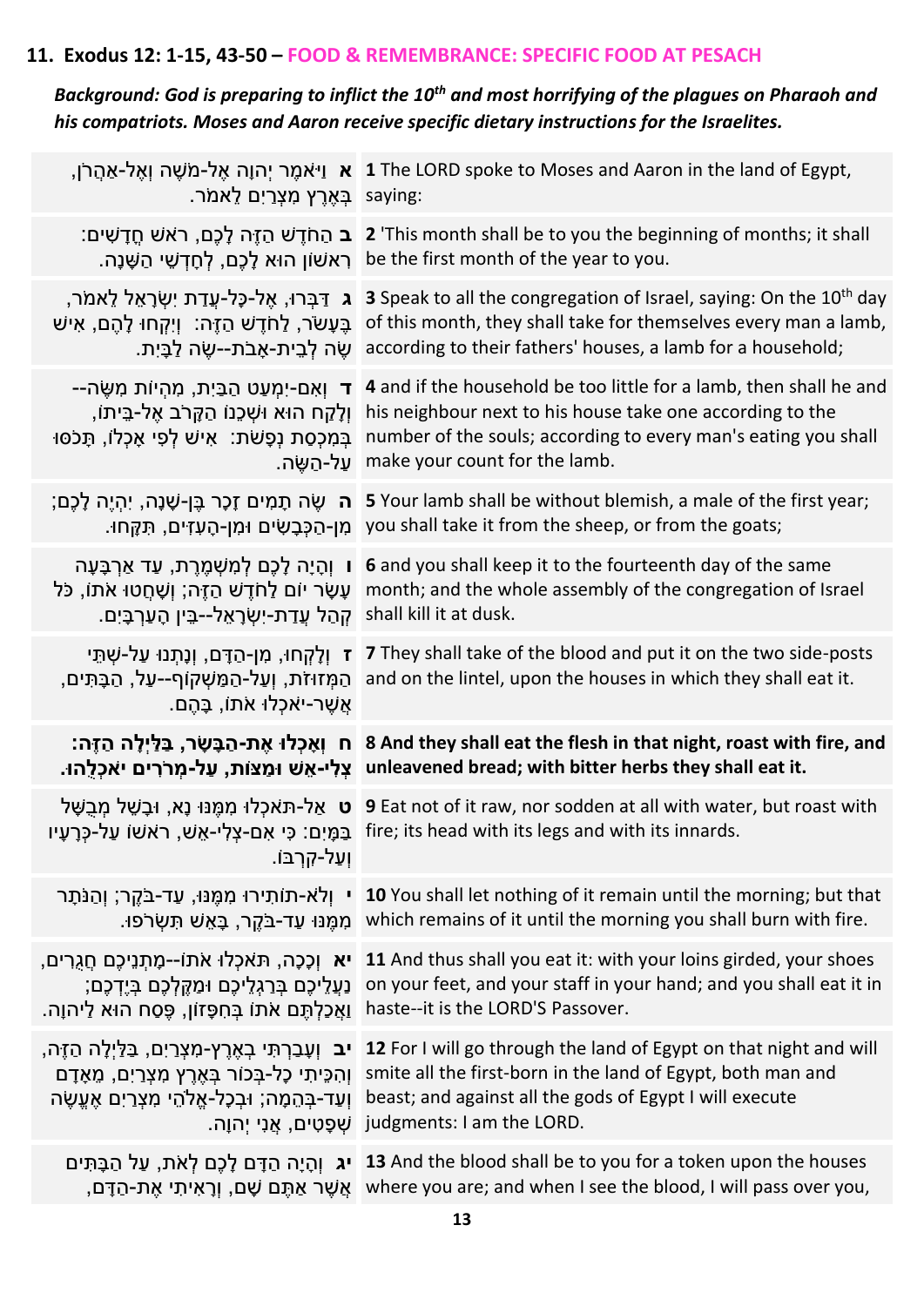## 11. Exodus 12: 1-15, 43-50 – FOOD & REMEMBRANCE: SPECIFIC FOOD AT PESACH

***Background: God is preparing to inflict the 10th and most horrifying of the plagues on Pharaoh and his compatriots. Moses and Aaron receive specific dietary instructions for the Israelites.***

| | |
|---|---|
| **א** וַיֹּאמֶר יְהוָה אֶל-מֹשֶׁה וְאֶל-אַהֲרֹן, בְּאֶרֶץ מִצְרַיִם לֵאמֹר. | **1** The LORD spoke to Moses and Aaron in the land of Egypt, saying: |
| **ב** הַחֹדֶשׁ הַזֶּה לָכֶם, רֹאשׁ חֳדָשִׁים: רִאשׁוֹן הוּא לָכֶם, לְחָדְשֵׁי הַשָּׁנָה. | **2** 'This month shall be to you the beginning of months; it shall be the first month of the year to you. |
| **ג** דַּבְּרוּ, אֶל-כָּל-עֲדַת יִשְׂרָאֵל לֵאמֹר, בֶּעָשֹׂר, לַחֹדֶשׁ הַזֶּה: וְיִקְחוּ לָהֶם, אִישׁ שֶׂה לְבֵית-אָבֹת--שֶׂה לַבָּיִת. | **3** Speak to all the congregation of Israel, saying: On the 10th day of this month, they shall take for themselves every man a lamb, according to their fathers' houses, a lamb for a household; |
| **ד** וְאִם-יִמְעַט הַבַּיִת, מִהְיוֹת מִשֶּׂה--וְלָקַח הוּא וּשְׁכֵנוֹ הַקָּרֹב אֶל-בֵּיתוֹ, בְּמִכְסַת נְפָשֹׁת: אִישׁ לְפִי אָכְלוֹ, תָּכֹסּוּ עַל-הַשֶּׂה. | **4** and if the household be too little for a lamb, then shall he and his neighbour next to his house take one according to the number of the souls; according to every man's eating you shall make your count for the lamb. |
| **ה** שֶׂה תָמִים זָכָר בֶּן-שָׁנָה, יִהְיֶה לָכֶם; מִן-הַכְּבָשִׂים וּמִן-הָעִזִּים, תִּקָּחוּ. | **5** Your lamb shall be without blemish, a male of the first year; you shall take it from the sheep, or from the goats; |
| **ו** וְהָיָה לָכֶם לְמִשְׁמֶרֶת, עַד אַרְבָּעָה עָשָׂר יוֹם לַחֹדֶשׁ הַזֶּה; וְשָׁחֲטוּ אֹתוֹ, כֹּל קְהַל עֲדַת-יִשְׂרָאֵל--בֵּין הָעַרְבָּיִם. | **6** and you shall keep it to the fourteenth day of the same month; and the whole assembly of the congregation of Israel shall kill it at dusk. |
| **ז** וְלָקְחוּ, מִן-הַדָּם, וְנָתְנוּ עַל-שְׁתֵּי הַמְּזוּזֹת, וְעַל-הַמַּשְׁקוֹף--עַל, הַבָּתִּים, אֲשֶׁר-יֹאכְלוּ אֹתוֹ, בָּהֶם. | **7** They shall take of the blood and put it on the two side-posts and on the lintel, upon the houses in which they shall eat it. |
| **ח וְאָכְלוּ אֶת-הַבָּשָׂר, בַּלַּיְלָה הַזֶּה: צְלִי-אֵשׁ וּמַצּוֹת, עַל-מְרֹרִים יֹאכְלֻהוּ.** | **8 And they shall eat the flesh in that night, roast with fire, and unleavened bread; with bitter herbs they shall eat it.** |
| **ט** אַל-תֹּאכְלוּ מִמֶּנּוּ נָא, וּבָשֵׁל מְבֻשָּׁל בַּמָּיִם: כִּי אִם-צְלִי-אֵשׁ, רֹאשׁוֹ עַל-כְּרָעָיו וְעַל-קִרְבּוֹ. | **9** Eat not of it raw, nor sodden at all with water, but roast with fire; its head with its legs and with its innards. |
| **י** וְלֹא-תוֹתִירוּ מִמֶּנּוּ, עַד-בֹּקֶר; וְהַנֹּתָר מִמֶּנּוּ עַד-בֹּקֶר, בָּאֵשׁ תִּשְׂרֹפוּ. | **10** You shall let nothing of it remain until the morning; but that which remains of it until the morning you shall burn with fire. |
| **יא** וְכָכָה, תֹּאכְלוּ אֹתוֹ--מָתְנֵיכֶם חֲגֻרִים, נַעֲלֵיכֶם בְּרַגְלֵיכֶם וּמַקֶּלְכֶם בְּיֶדְכֶם; וַאֲכַלְתֶּם אֹתוֹ בְּחִפָּזוֹן, פֶּסַח הוּא לַיהוָה. | **11** And thus shall you eat it: with your loins girded, your shoes on your feet, and your staff in your hand; and you shall eat it in haste--it is the LORD'S Passover. |
| **יב** וְעָבַרְתִּי בְאֶרֶץ-מִצְרַיִם, בַּלַּיְלָה הַזֶּה, וְהִכֵּיתִי כָל-בְּכוֹר בְּאֶרֶץ מִצְרַיִם, מֵאָדָם וְעַד-בְּהֵמָה; וּבְכָל-אֱלֹהֵי מִצְרַיִם אֶעֱשֶׂה שְׁפָטִים, אֲנִי יְהוָה. | **12** For I will go through the land of Egypt on that night and will smite all the first-born in the land of Egypt, both man and beast; and against all the gods of Egypt I will execute judgments: I am the LORD. |
| **יג** וְהָיָה הַדָּם לָכֶם לְאֹת, עַל הַבָּתִּים אֲשֶׁר אַתֶּם שָׁם, וְרָאִיתִי אֶת-הַדָּם, | **13** And the blood shall be to you for a token upon the houses where you are; and when I see the blood, I will pass over you, |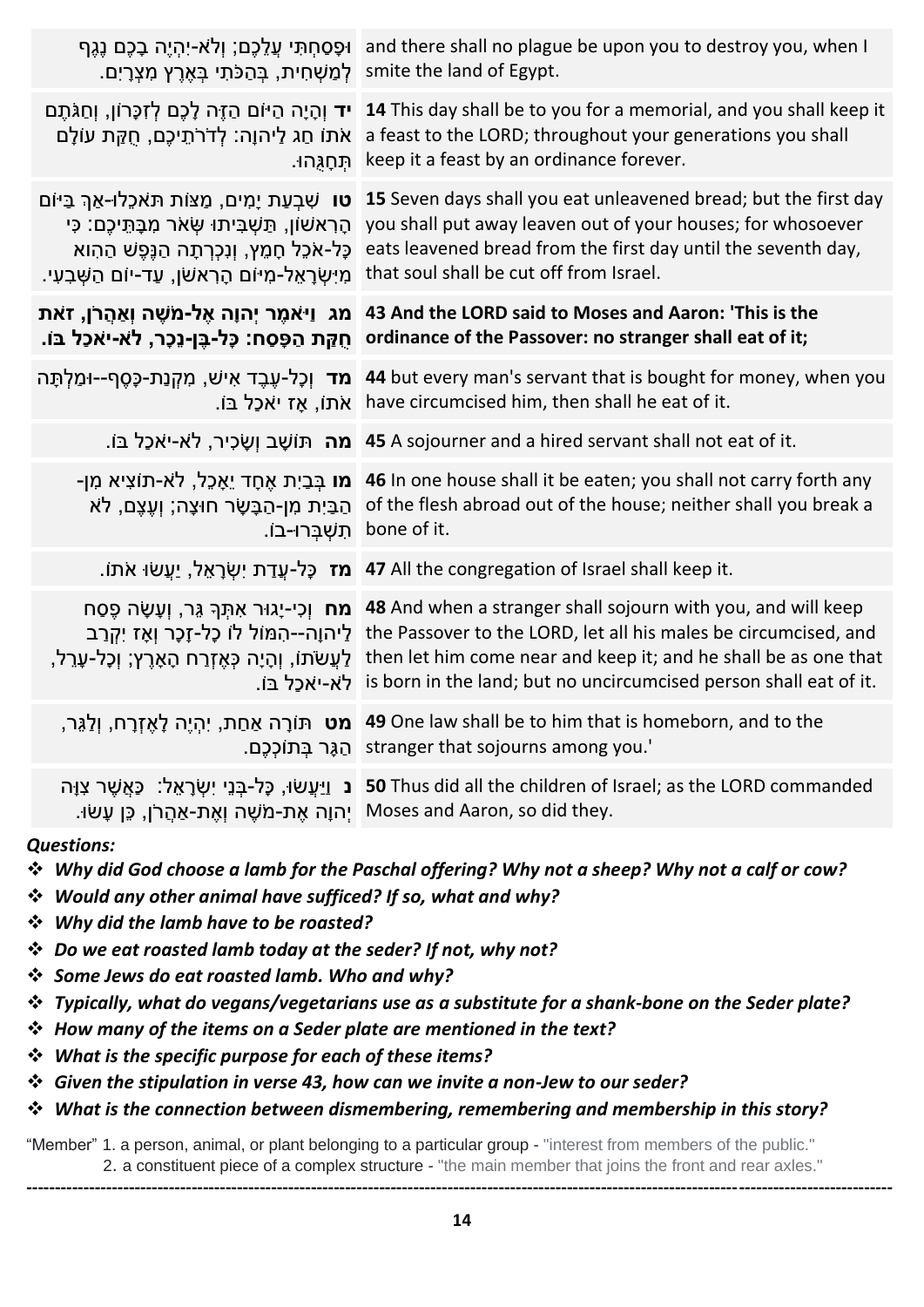| | |
|---|---|
| וּפָסַחְתִּי עֲלֵכֶם; וְלֹא-יִהְיֶה בָכֶם נֶגֶף לְמַשְׁחִית, בְּהַכֹּתִי בְּאֶרֶץ מִצְרָיִם. | and there shall no plague be upon you to destroy you, when I smite the land of Egypt. |
| **יד** וְהָיָה הַיּוֹם הַזֶּה לָכֶם לְזִכָּרוֹן, וְחַגֹּתֶם אֹתוֹ חַג לַיהוָה: לְדֹרֹתֵיכֶם, חֻקַּת עוֹלָם תְּחָגֻּהוּ. | **14** This day shall be to you for a memorial, and you shall keep it a feast to the LORD; throughout your generations you shall keep it a feast by an ordinance forever. |
| **טו** שִׁבְעַת יָמִים, מַצּוֹת תֹּאכֵלוּ-אַךְ בַּיּוֹם הָרִאשׁוֹן, תַּשְׁבִּיתוּ שְּׂאֹר מִבָּתֵּיכֶם: כִּי כָּל-אֹכֵל חָמֵץ, וְנִכְרְתָה הַנֶּפֶשׁ הַהִוא מִיִּשְׂרָאֵל-מִיּוֹם הָרִאשֹׁן, עַד-יוֹם הַשְּׁבִעִי. | **15** Seven days shall you eat unleavened bread; but the first day you shall put away leaven out of your houses; for whosoever eats leavened bread from the first day until the seventh day, that soul shall be cut off from Israel. |
| **מג וַיֹּאמֶר יְהוָה אֶל-מֹשֶׁה וְאַהֲרֹן, זֹאת חֻקַּת הַפָּסַח: כָּל-בֶּן-נֵכָר, לֹא-יֹאכַל בּוֹ.** | **43 And the LORD said to Moses and Aaron: 'This is the ordinance of the Passover: no stranger shall eat of it;** |
| **מד** וְכָל-עֶבֶד אִישׁ, מִקְנַת-כָּסֶף--וּמַלְתָּה אֹתוֹ, אָז יֹאכַל בּוֹ. | **44** but every man's servant that is bought for money, when you have circumcised him, then shall he eat of it. |
| **מה** תּוֹשָׁב וְשָׂכִיר, לֹא-יֹאכַל בּוֹ. | **45** A sojourner and a hired servant shall not eat of it. |
| **מו** בְּבַיִת אֶחָד יֵאָכֵל, לֹא-תוֹצִיא מִן-הַבַּיִת מִן-הַבָּשָׂר חוּצָה; וְעֶצֶם, לֹא תִשְׁבְּרוּ-בוֹ. | **46** In one house shall it be eaten; you shall not carry forth any of the flesh abroad out of the house; neither shall you break a bone of it. |
| **מז** כָּל-עֲדַת יִשְׂרָאֵל, יַעֲשׂוּ אֹתוֹ. | **47** All the congregation of Israel shall keep it. |
| **מח** וְכִי-יָגוּר אִתְּךָ גֵּר, וְעָשָׂה פֶסַח לַיהוָה--הִמּוֹל לוֹ כָל-זָכָר וְאָז יִקְרַב לַעֲשֹׂתוֹ, וְהָיָה כְּאֶזְרַח הָאָרֶץ; וְכָל-עָרֵל, לֹא-יֹאכַל בּוֹ. | **48** And when a stranger shall sojourn with you, and will keep the Passover to the LORD, let all his males be circumcised, and then let him come near and keep it; and he shall be as one that is born in the land; but no uncircumcised person shall eat of it. |
| **מט** תּוֹרָה אַחַת, יִהְיֶה לָאֶזְרָח, וְלַגֵּר, הַגָּר בְּתוֹכְכֶם. | **49** One law shall be to him that is homeborn, and to the stranger that sojourns among you.' |
| **נ** וַיַּעֲשׂוּ, כָּל-בְּנֵי יִשְׂרָאֵל: כַּאֲשֶׁר צִוָּה יְהוָה אֶת-מֹשֶׁה וְאֶת-אַהֲרֹן, כֵּן עָשׂוּ. | **50** Thus did all the children of Israel; as the LORD commanded Moses and Aaron, so did they. |

***Questions:***

- ***Why did God choose a lamb for the Paschal offering? Why not a sheep? Why not a calf or cow?***
- ***Would any other animal have sufficed? If so, what and why?***
- ***Why did the lamb have to be roasted?***
- ***Do we eat roasted lamb today at the seder? If not, why not?***
- ***Some Jews do eat roasted lamb. Who and why?***
- ***Typically, what do vegans/vegetarians use as a substitute for a shank-bone on the Seder plate?***
- ***How many of the items on a Seder plate are mentioned in the text?***
- ***What is the specific purpose for each of these items?***
- ***Given the stipulation in verse 43, how can we invite a non-Jew to our seder?***
- ***What is the connection between dismembering, remembering and membership in this story?***

"Member" 1. a person, animal, or plant belonging to a particular group - "interest from members of the public."
2. a constituent piece of a complex structure - "the main member that joins the front and rear axles."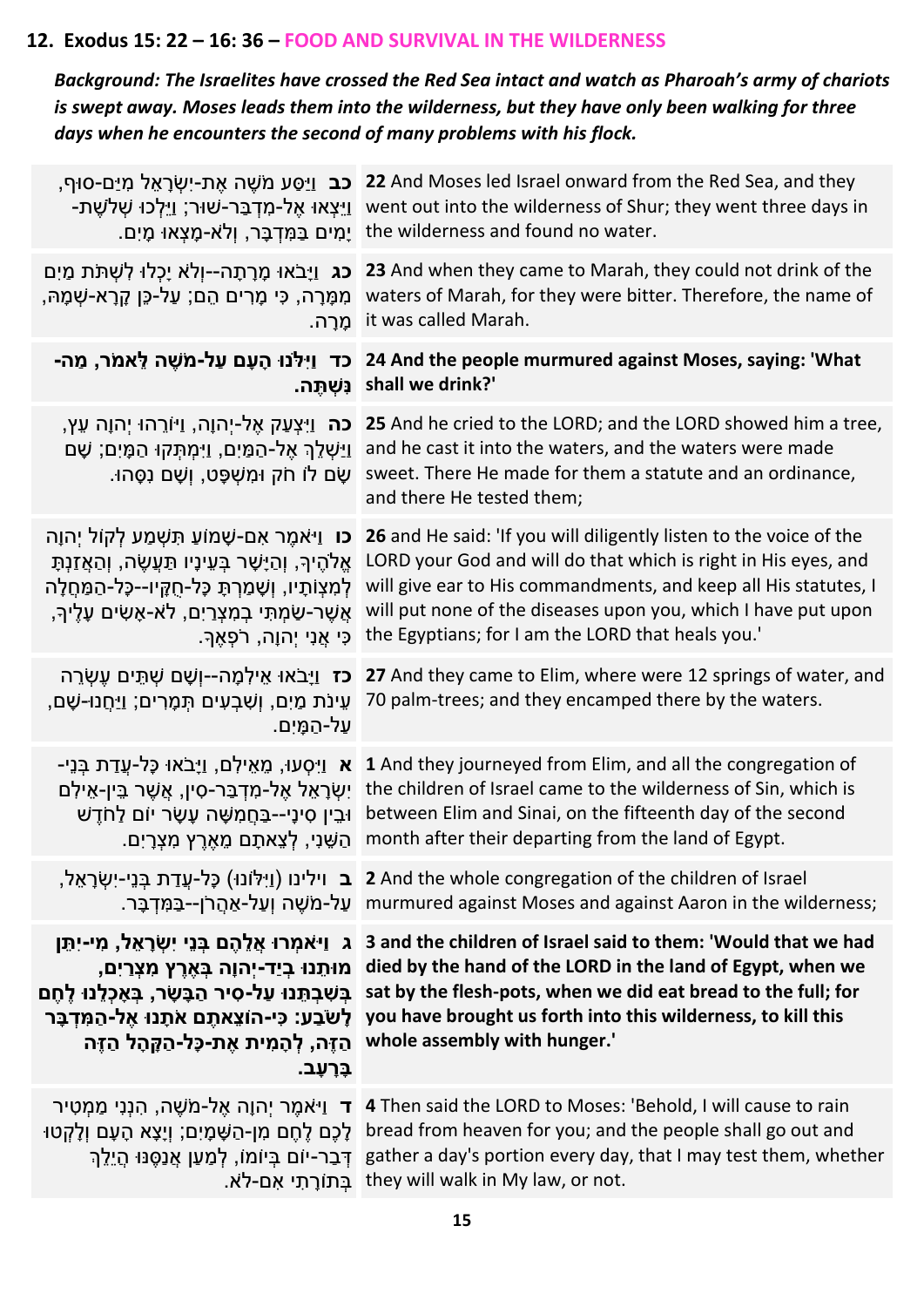## 12. Exodus 15: 22 – 16: 36 – FOOD AND SURVIVAL IN THE WILDERNESS

***Background: The Israelites have crossed the Red Sea intact and watch as Pharoah's army of chariots is swept away. Moses leads them into the wilderness, but they have only been walking for three days when he encounters the second of many problems with his flock.***

| | |
|---|---|
| **כב** וַיַּסַּע מֹשֶׁה אֶת-יִשְׂרָאֵל מִיַּם-סוּף, וַיֵּצְאוּ אֶל-מִדְבַּר-שׁוּר; וַיֵּלְכוּ שְׁלֹשֶׁת-יָמִים בַּמִּדְבָּר, וְלֹא-מָצְאוּ מָיִם. | **22** And Moses led Israel onward from the Red Sea, and they went out into the wilderness of Shur; they went three days in the wilderness and found no water. |
| **כג** וַיָּבֹאוּ מָרָתָה--וְלֹא יָכְלוּ לִשְׁתֹּת מַיִם מִמָּרָה, כִּי מָרִים הֵם; עַל-כֵּן קָרָא-שְׁמָהּ, מָרָה. | **23** And when they came to Marah, they could not drink of the waters of Marah, for they were bitter. Therefore, the name of it was called Marah. |
| **כד וַיִּלֹּנוּ הָעָם עַל-מֹשֶׁה לֵּאמֹר, מַה-נִּשְׁתֶּה.** | **24 And the people murmured against Moses, saying: 'What shall we drink?'** |
| **כה** וַיִּצְעַק אֶל-יְהוָה, וַיּוֹרֵהוּ יְהוָה עֵץ, וַיַּשְׁלֵךְ אֶל-הַמַּיִם, וַיִּמְתְּקוּ הַמָּיִם; שָׁם שָׂם לוֹ חֹק וּמִשְׁפָּט, וְשָׁם נִסָּהוּ. | **25** And he cried to the LORD; and the LORD showed him a tree, and he cast it into the waters, and the waters were made sweet. There He made for them a statute and an ordinance, and there He tested them; |
| **כו** וַיֹּאמֶר אִם-שָׁמוֹעַ תִּשְׁמַע לְקוֹל יְהוָה אֱלֹהֶיךָ, וְהַיָּשָׁר בְּעֵינָיו תַּעֲשֶׂה, וְהַאֲזַנְתָּ לְמִצְוֺתָיו, וְשָׁמַרְתָּ כָּל-חֻקָּיו--כָּל-הַמַּחֲלָה אֲשֶׁר-שַׂמְתִּי בְמִצְרַיִם, לֹא-אָשִׂים עָלֶיךָ, כִּי אֲנִי יְהוָה, רֹפְאֶךָ. | **26** and He said: 'If you will diligently listen to the voice of the LORD your God and will do that which is right in His eyes, and will give ear to His commandments, and keep all His statutes, I will put none of the diseases upon you, which I have put upon the Egyptians; for I am the LORD that heals you.' |
| **כז** וַיָּבֹאוּ אֵילִמָה--וְשָׁם שְׁתֵּים עֶשְׂרֵה עֵינֹת מַיִם, וְשִׁבְעִים תְּמָרִים; וַיַּחֲנוּ-שָׁם, עַל-הַמָּיִם. | **27** And they came to Elim, where were 12 springs of water, and 70 palm-trees; and they encamped there by the waters. |
| **א** וַיִּסְעוּ, מֵאֵילִם, וַיָּבֹאוּ כָּל-עֲדַת בְּנֵי-יִשְׂרָאֵל אֶל-מִדְבַּר-סִין, אֲשֶׁר בֵּין-אֵילִם וּבֵין סִינָי--בַּחֲמִשָּׁה עָשָׂר יוֹם לַחֹדֶשׁ הַשֵּׁנִי, לְצֵאתָם מֵאֶרֶץ מִצְרָיִם. | **1** And they journeyed from Elim, and all the congregation of the children of Israel came to the wilderness of Sin, which is between Elim and Sinai, on the fifteenth day of the second month after their departing from the land of Egypt. |
| **ב** וילינו (וַיִּלּוֹנוּ) כָּל-עֲדַת בְּנֵי-יִשְׂרָאֵל, עַל-מֹשֶׁה וְעַל-אַהֲרֹן--בַּמִּדְבָּר. | **2** And the whole congregation of the children of Israel murmured against Moses and against Aaron in the wilderness; |
| **ג וַיֹּאמְרוּ אֲלֵהֶם בְּנֵי יִשְׂרָאֵל, מִי-יִתֵּן מוּתֵנוּ בְיַד-יְהוָה בְּאֶרֶץ מִצְרַיִם, בְּשִׁבְתֵּנוּ עַל-סִיר הַבָּשָׂר, בְּאָכְלֵנוּ לֶחֶם לָשֹׂבַע: כִּי-הוֹצֵאתֶם אֹתָנוּ אֶל-הַמִּדְבָּר הַזֶּה, לְהָמִית אֶת-כָּל-הַקָּהָל הַזֶּה בָּרָעָב.** | **3 and the children of Israel said to them: 'Would that we had died by the hand of the LORD in the land of Egypt, when we sat by the flesh-pots, when we did eat bread to the full; for you have brought us forth into this wilderness, to kill this whole assembly with hunger.'** |
| **ד** וַיֹּאמֶר יְהוָה אֶל-מֹשֶׁה, הִנְנִי מַמְטִיר לָכֶם לֶחֶם מִן-הַשָּׁמָיִם; וְיָצָא הָעָם וְלָקְטוּ דְּבַר-יוֹם בְּיוֹמוֹ, לְמַעַן אֲנַסֶּנּוּ הֲיֵלֵךְ בְּתוֹרָתִי אִם-לֹא. | **4** Then said the LORD to Moses: 'Behold, I will cause to rain bread from heaven for you; and the people shall go out and gather a day's portion every day, that I may test them, whether they will walk in My law, or not. |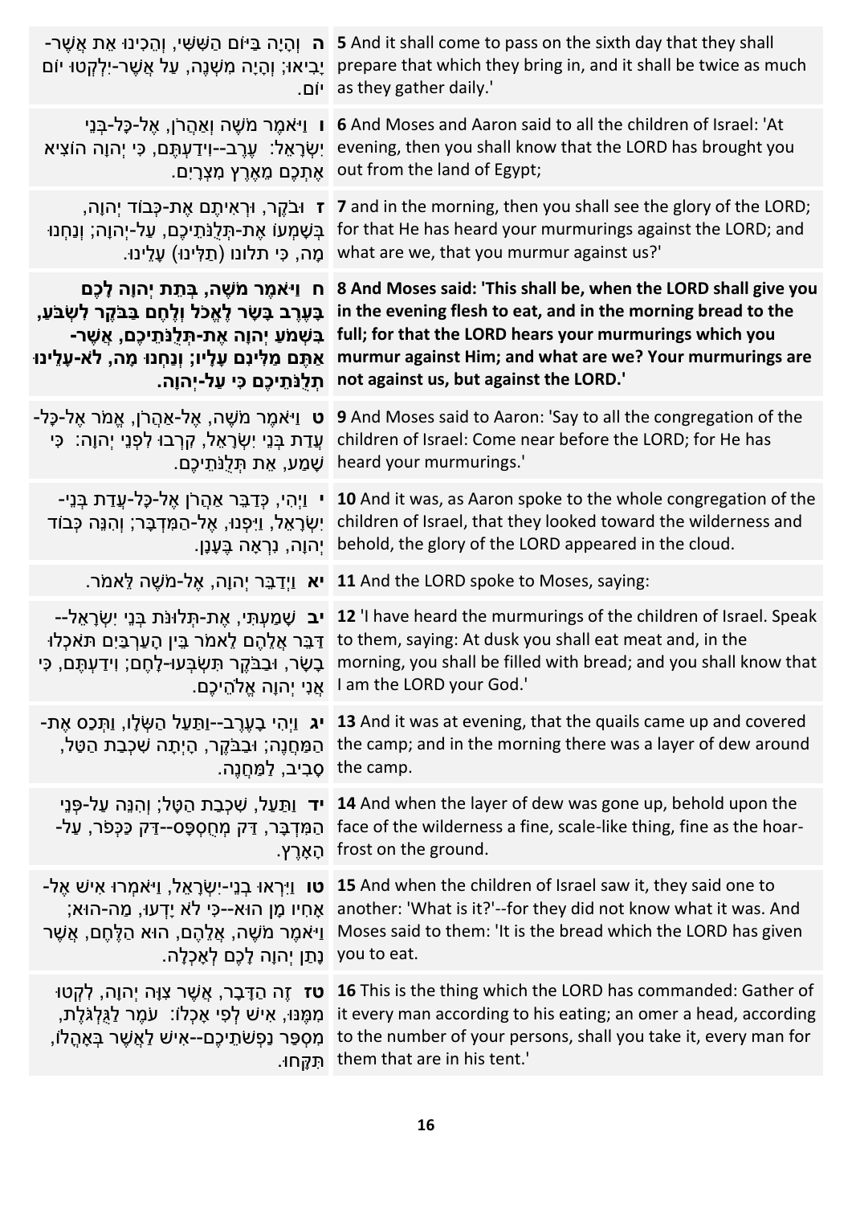| | |
|---|---|
| **ה** וְהָיָה בַּיּוֹם הַשִּׁשִּׁי, וְהֵכִינוּ אֵת אֲשֶׁר-יָבִיאוּ; וְהָיָה מִשְׁנֶה, עַל אֲשֶׁר-יִלְקְטוּ יוֹם יוֹם. | **5** And it shall come to pass on the sixth day that they shall prepare that which they bring in, and it shall be twice as much as they gather daily.' |
| **ו** וַיֹּאמֶר מֹשֶׁה וְאַהֲרֹן, אֶל-כָּל-בְּנֵי יִשְׂרָאֵל: עֶרֶב--וִידַעְתֶּם, כִּי יְהוָה הוֹצִיא אֶתְכֶם מֵאֶרֶץ מִצְרָיִם. | **6** And Moses and Aaron said to all the children of Israel: 'At evening, then you shall know that the LORD has brought you out from the land of Egypt; |
| **ז** וּבֹקֶר, וּרְאִיתֶם אֶת-כְּבוֹד יְהוָה, בְּשָׁמְעוֹ אֶת-תְּלֻנֹּתֵיכֶם, עַל-יְהוָה; וְנַחְנוּ מָה, כִּי תלונו (תַלִּינוּ) עָלֵינוּ. | **7** and in the morning, then you shall see the glory of the LORD; for that He has heard your murmurings against the LORD; and what are we, that you murmur against us?' |
| **ח וַיֹּאמֶר מֹשֶׁה, בְּתֵת יְהוָה לָכֶם בָּעֶרֶב בָּשָׂר לֶאֱכֹל וְלֶחֶם בַּבֹּקֶר לִשְׂבֹּעַ, בִּשְׁמֹעַ יְהוָה אֶת-תְּלֻנֹּתֵיכֶם, אֲשֶׁר-אַתֶּם מַלִּינִם עָלָיו; וְנַחְנוּ מָה, לֹא-עָלֵינוּ תְלֻנֹּתֵיכֶם כִּי עַל-יְהוָה.** | **8 And Moses said: 'This shall be, when the LORD shall give you in the evening flesh to eat, and in the morning bread to the full; for that the LORD hears your murmurings which you murmur against Him; and what are we? Your murmurings are not against us, but against the LORD.'** |
| **ט** וַיֹּאמֶר מֹשֶׁה, אֶל-אַהֲרֹן, אֱמֹר אֶל-כָּל-עֲדַת בְּנֵי יִשְׂרָאֵל, קִרְבוּ לִפְנֵי יְהוָה: כִּי שָׁמַע, אֵת תְּלֻנֹּתֵיכֶם. | **9** And Moses said to Aaron: 'Say to all the congregation of the children of Israel: Come near before the LORD; for He has heard your murmurings.' |
| **י** וַיְהִי, כְּדַבֵּר אַהֲרֹן אֶל-כָּל-עֲדַת בְּנֵי-יִשְׂרָאֵל, וַיִּפְנוּ, אֶל-הַמִּדְבָּר; וְהִנֵּה כְּבוֹד יְהוָה, נִרְאָה בֶּעָנָן. | **10** And it was, as Aaron spoke to the whole congregation of the children of Israel, that they looked toward the wilderness and behold, the glory of the LORD appeared in the cloud. |
| **יא** וַיְדַבֵּר יְהוָה, אֶל-מֹשֶׁה לֵּאמֹר. | **11** And the LORD spoke to Moses, saying: |
| **יב** שָׁמַעְתִּי, אֶת-תְּלוּנֹּת בְּנֵי יִשְׂרָאֵל--דַּבֵּר אֲלֵהֶם לֵאמֹר בֵּין הָעַרְבַּיִם תֹּאכְלוּ בָשָׂר, וּבַבֹּקֶר תִּשְׂבְּעוּ-לָחֶם; וִידַעְתֶּם, כִּי אֲנִי יְהוָה אֱלֹהֵיכֶם. | **12** 'I have heard the murmurings of the children of Israel. Speak to them, saying: At dusk you shall eat meat and, in the morning, you shall be filled with bread; and you shall know that I am the LORD your God.' |
| **יג** וַיְהִי בָעֶרֶב--וַתַּעַל הַשְּׂלָו, וַתְּכַס אֶת-הַמַּחֲנֶה; וּבַבֹּקֶר, הָיְתָה שִׁכְבַת הַטַּל, סָבִיב, לַמַּחֲנֶה. | **13** And it was at evening, that the quails came up and covered the camp; and in the morning there was a layer of dew around the camp. |
| **יד** וַתַּעַל, שִׁכְבַת הַטָּל; וְהִנֵּה עַל-פְּנֵי הַמִּדְבָּר, דַּק מְחֻסְפָּס--דַּק כַּכְּפֹר, עַל-הָאָרֶץ. | **14** And when the layer of dew was gone up, behold upon the face of the wilderness a fine, scale-like thing, fine as the hoar-frost on the ground. |
| **טו** וַיִּרְאוּ בְנֵי-יִשְׂרָאֵל, וַיֹּאמְרוּ אִישׁ אֶל-אָחִיו מָן הוּא--כִּי לֹא יָדְעוּ, מַה-הוּא; וַיֹּאמֶר מֹשֶׁה, אֲלֵהֶם, הוּא הַלֶּחֶם, אֲשֶׁר נָתַן יְהוָה לָכֶם לְאָכְלָה. | **15** And when the children of Israel saw it, they said one to another: 'What is it?'--for they did not know what it was. And Moses said to them: 'It is the bread which the LORD has given you to eat. |
| **טז** זֶה הַדָּבָר, אֲשֶׁר צִוָּה יְהוָה, לִקְטוּ מִמֶּנּוּ, אִישׁ לְפִי אָכְלוֹ: עֹמֶר לַגֻּלְגֹּלֶת, מִסְפַּר נַפְשֹׁתֵיכֶם--אִישׁ לַאֲשֶׁר בְּאָהֳלוֹ, תִּקָּחוּ. | **16** This is the thing which the LORD has commanded: Gather of it every man according to his eating; an omer a head, according to the number of your persons, shall you take it, every man for them that are in his tent.' |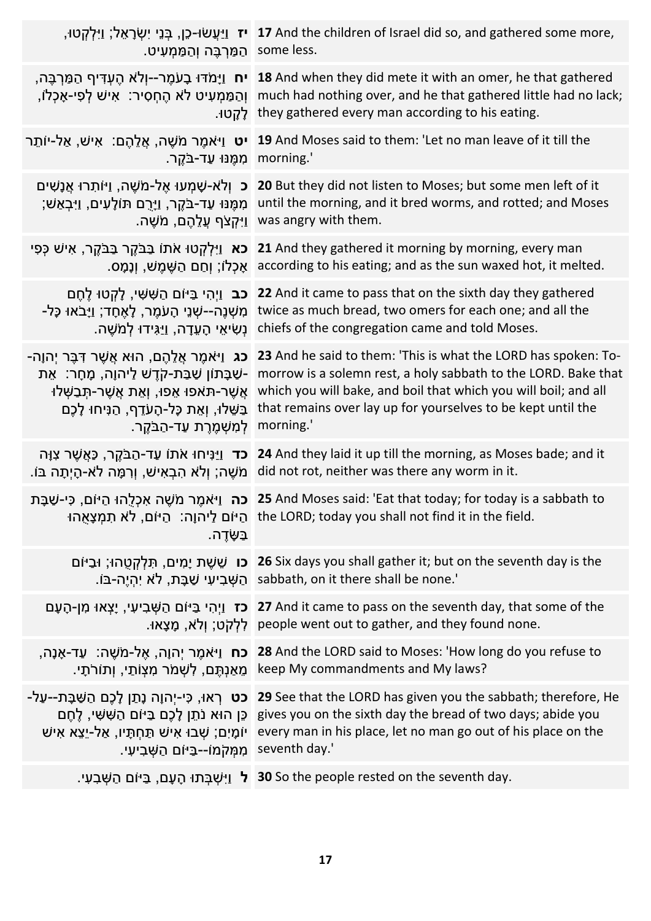| | |
|---|---|
| **יז** וַיַּעֲשׂוּ-כֵן, בְּנֵי יִשְׂרָאֵל; וַיִּלְקְטוּ, הַמַּרְבֶּה וְהַמַּמְעִיט. | **17** And the children of Israel did so, and gathered some more, some less. |
| **יח** וַיָּמֹדּוּ בָעֹמֶר--וְלֹא הֶעְדִּיף הַמַּרְבֶּה, וְהַמַּמְעִיט לֹא הֶחְסִיר: אִישׁ לְפִי-אָכְלוֹ, לָקָטוּ. | **18** And when they did mete it with an omer, he that gathered much had nothing over, and he that gathered little had no lack; they gathered every man according to his eating. |
| **יט** וַיֹּאמֶר מֹשֶׁה, אֲלֵהֶם: אִישׁ, אַל-יוֹתֵר מִמֶּנּוּ עַד-בֹּקֶר. | **19** And Moses said to them: 'Let no man leave of it till the morning.' |
| **כ** וְלֹא-שָׁמְעוּ אֶל-מֹשֶׁה, וַיּוֹתִרוּ אֲנָשִׁים מִמֶּנּוּ עַד-בֹּקֶר, וַיָּרֻם תּוֹלָעִים, וַיִּבְאַשׁ; וַיִּקְצֹף עֲלֵהֶם, מֹשֶׁה. | **20** But they did not listen to Moses; but some men left of it until the morning, and it bred worms, and rotted; and Moses was angry with them. |
| **כא** וַיִּלְקְטוּ אֹתוֹ בַּבֹּקֶר בַּבֹּקֶר, אִישׁ כְּפִי אָכְלוֹ; וְחַם הַשֶּׁמֶשׁ, וְנָמָס. | **21** And they gathered it morning by morning, every man according to his eating; and as the sun waxed hot, it melted. |
| **כב** וַיְהִי בַּיּוֹם הַשִּׁשִּׁי, לָקְטוּ לֶחֶם מִשְׁנֶה--שְׁנֵי הָעֹמֶר, לָאֶחָד; וַיָּבֹאוּ כָּל-נְשִׂיאֵי הָעֵדָה, וַיַּגִּידוּ לְמֹשֶׁה. | **22** And it came to pass that on the sixth day they gathered twice as much bread, two omers for each one; and all the chiefs of the congregation came and told Moses. |
| **כג** וַיֹּאמֶר אֲלֵהֶם, הוּא אֲשֶׁר דִּבֶּר יְהוָה--שַׁבָּתוֹן שַׁבַּת-קֹדֶשׁ לַיהוָה, מָחָר: אֵת אֲשֶׁר-תֹּאפוּ אֵפוּ, וְאֵת אֲשֶׁר-תְּבַשְּׁלוּ בַּשֵּׁלוּ, וְאֵת כָּל-הָעֹדֵף, הַנִּיחוּ לָכֶם לְמִשְׁמֶרֶת עַד-הַבֹּקֶר. | **23** And he said to them: 'This is what the LORD has spoken: To-morrow is a solemn rest, a holy sabbath to the LORD. Bake that which you will bake, and boil that which you will boil; and all that remains over lay up for yourselves to be kept until the morning.' |
| **כד** וַיַּנִּיחוּ אֹתוֹ עַד-הַבֹּקֶר, כַּאֲשֶׁר צִוָּה מֹשֶׁה; וְלֹא הִבְאִישׁ, וְרִמָּה לֹא-הָיְתָה בּוֹ. | **24** And they laid it up till the morning, as Moses bade; and it did not rot, neither was there any worm in it. |
| **כה** וַיֹּאמֶר מֹשֶׁה אִכְלֻהוּ הַיּוֹם, כִּי-שַׁבָּת הַיּוֹם לַיהוָה: הַיּוֹם, לֹא תִמְצָאֻהוּ בַּשָּׂדֶה. | **25** And Moses said: 'Eat that today; for today is a sabbath to the LORD; today you shall not find it in the field. |
| **כו** שֵׁשֶׁת יָמִים, תִּלְקְטֻהוּ; וּבַיּוֹם הַשְּׁבִיעִי שַׁבָּת, לֹא יִהְיֶה-בּוֹ. | **26** Six days you shall gather it; but on the seventh day is the sabbath, on it there shall be none.' |
| **כז** וַיְהִי בַּיּוֹם הַשְּׁבִיעִי, יָצְאוּ מִן-הָעָם לִלְקֹט; וְלֹא, מָצָאוּ. | **27** And it came to pass on the seventh day, that some of the people went out to gather, and they found none. |
| **כח** וַיֹּאמֶר יְהוָה, אֶל-מֹשֶׁה: עַד-אָנָה, מֵאַנְתֶּם, לִשְׁמֹר מִצְוֹתַי, וְתוֹרֹתָי. | **28** And the LORD said to Moses: 'How long do you refuse to keep My commandments and My laws? |
| **כט** רְאוּ, כִּי-יְהוָה נָתַן לָכֶם הַשַּׁבָּת--עַל-כֵּן הוּא נֹתֵן לָכֶם בַּיּוֹם הַשִּׁשִּׁי, לֶחֶם יוֹמָיִם; שְׁבוּ אִישׁ תַּחְתָּיו, אַל-יֵצֵא אִישׁ מִמְּקֹמוֹ--בַּיּוֹם הַשְּׁבִיעִי. | **29** See that the LORD has given you the sabbath; therefore, He gives you on the sixth day the bread of two days; abide you every man in his place, let no man go out of his place on the seventh day.' |
| **ל** וַיִּשְׁבְּתוּ הָעָם, בַּיּוֹם הַשְּׁבִעִי. | **30** So the people rested on the seventh day. |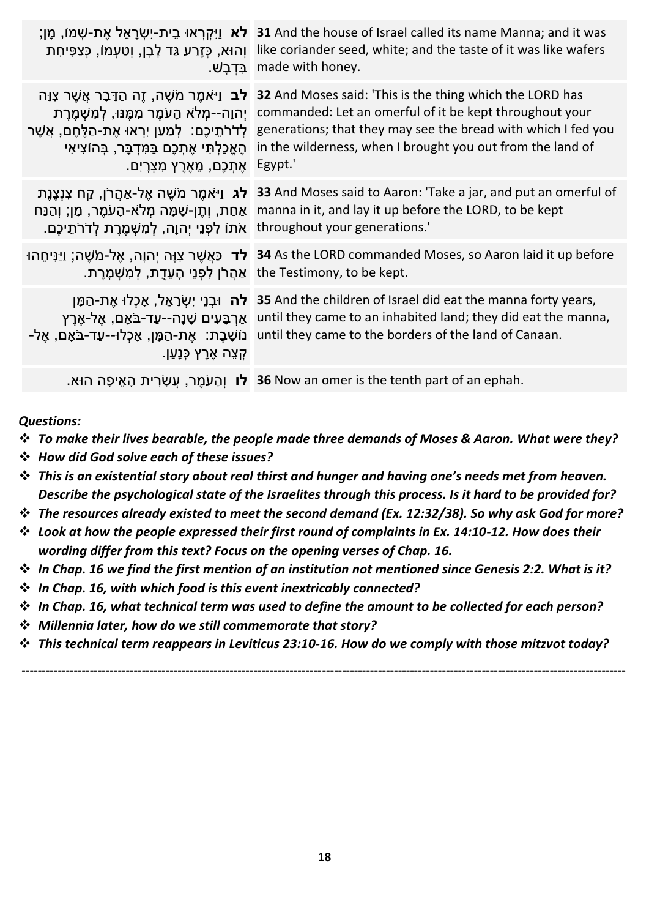| | |
|---|---|
| **לא** וַיִּקְרְאוּ בֵית-יִשְׂרָאֵל אֶת-שְׁמוֹ, מָן; וְהוּא, כְּזֶרַע גַּד לָבָן, וְטַעְמוֹ, כְּצַפִּיחִת בִּדְבָשׁ. | **31** And the house of Israel called its name Manna; and it was like coriander seed, white; and the taste of it was like wafers made with honey. |
| **לב** וַיֹּאמֶר מֹשֶׁה, זֶה הַדָּבָר אֲשֶׁר צִוָּה יְהוָה--מְלֹא הָעֹמֶר מִמֶּנּוּ, לְמִשְׁמֶרֶת לְדֹרֹתֵיכֶם: לְמַעַן יִרְאוּ אֶת-הַלֶּחֶם, אֲשֶׁר הֶאֱכַלְתִּי אֶתְכֶם בַּמִּדְבָּר, בְּהוֹצִיאִי אֶתְכֶם, מֵאֶרֶץ מִצְרָיִם. | **32** And Moses said: 'This is the thing which the LORD has commanded: Let an omerful of it be kept throughout your generations; that they may see the bread with which I fed you in the wilderness, when I brought you out from the land of Egypt.' |
| **לג** וַיֹּאמֶר מֹשֶׁה אֶל-אַהֲרֹן, קַח צִנְצֶנֶת אַחַת, וְתֶן-שָׁמָּה מְלֹא-הָעֹמֶר, מָן; וְהַנַּח אֹתוֹ לִפְנֵי יְהוָה, לְמִשְׁמֶרֶת לְדֹרֹתֵיכֶם. | **33** And Moses said to Aaron: 'Take a jar, and put an omerful of manna in it, and lay it up before the LORD, to be kept throughout your generations.' |
| **לד** כַּאֲשֶׁר צִוָּה יְהוָה, אֶל-מֹשֶׁה; וַיַּנִּיחֵהוּ אַהֲרֹן לִפְנֵי הָעֵדֻת, לְמִשְׁמָרֶת. | **34** As the LORD commanded Moses, so Aaron laid it up before the Testimony, to be kept. |
| **לה** וּבְנֵי יִשְׂרָאֵל, אָכְלוּ אֶת-הַמָּן אַרְבָּעִים שָׁנָה--עַד-בֹּאָם, אֶל-אֶרֶץ נוֹשָׁבֶת: אֶת-הַמָּן, אָכְלוּ--עַד-בֹּאָם, אֶל-קְצֵה אֶרֶץ כְּנָעַן. | **35** And the children of Israel did eat the manna forty years, until they came to an inhabited land; they did eat the manna, until they came to the borders of the land of Canaan. |
| **לו** וְהָעֹמֶר, עֲשִׂרִית הָאֵיפָה הוּא. | **36** Now an omer is the tenth part of an ephah. |

***Questions:***

- ***To make their lives bearable, the people made three demands of Moses & Aaron. What were they?***
- ***How did God solve each of these issues?***
- ***This is an existential story about real thirst and hunger and having one's needs met from heaven. Describe the psychological state of the Israelites through this process. Is it hard to be provided for?***
- ***The resources already existed to meet the second demand (Ex. 12:32/38). So why ask God for more?***
- ***Look at how the people expressed their first round of complaints in Ex. 14:10-12. How does their wording differ from this text? Focus on the opening verses of Chap. 16.***
- ***In Chap. 16 we find the first mention of an institution not mentioned since Genesis 2:2. What is it?***
- ***In Chap. 16, with which food is this event inextricably connected?***
- ***In Chap. 16, what technical term was used to define the amount to be collected for each person?***
- ***Millennia later, how do we still commemorate that story?***
- ***This technical term reappears in Leviticus 23:10-16. How do we comply with those mitzvot today?***

---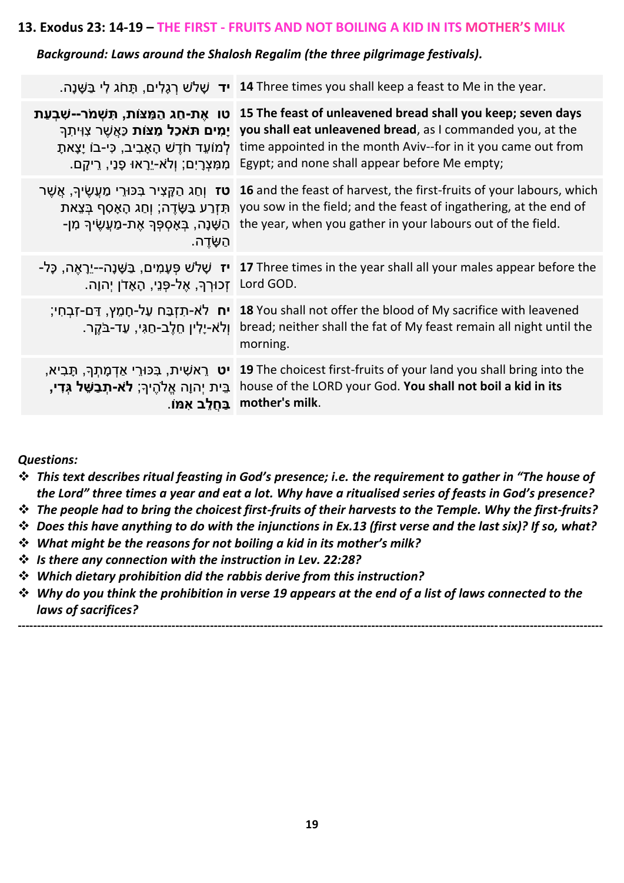## 13. Exodus 23: 14-19 – THE FIRST - FRUITS AND NOT BOILING A KID IN ITS MOTHER'S MILK

***Background: Laws around the Shalosh Regalim (the three pilgrimage festivals).***

| | |
|---|---|
| **יד** שָׁלֹשׁ רְגָלִים, תָּחֹג לִי בַּשָּׁנָה. | **14** Three times you shall keep a feast to Me in the year. |
| **טו** **אֶת-חַג הַמַּצּוֹת, תִּשְׁמֹר--שִׁבְעַת יָמִים תֹּאכַל מַצּוֹת** כַּאֲשֶׁר צִוִּיתִךָ לְמוֹעֵד חֹדֶשׁ הָאָבִיב, כִּי-בוֹ יָצָאתָ מִמִּצְרָיִם; וְלֹא-יֵרָאוּ פָנַי, רֵיקָם. | **15 The feast of unleavened bread shall you keep; seven days you shall eat unleavened bread**, as I commanded you, at the time appointed in the month Aviv--for in it you came out from Egypt; and none shall appear before Me empty; |
| **טז** וְחַג הַקָּצִיר בִּכּוּרֵי מַעֲשֶׂיךָ, אֲשֶׁר תִּזְרַע בַּשָּׂדֶה; וְחַג הָאָסִף בְּצֵאת הַשָּׁנָה, בְּאָסְפְּךָ אֶת-מַעֲשֶׂיךָ מִן-הַשָּׂדֶה. | **16** and the feast of harvest, the first-fruits of your labours, which you sow in the field; and the feast of ingathering, at the end of the year, when you gather in your labours out of the field. |
| **יז** שָׁלֹשׁ פְּעָמִים, בַּשָּׁנָה--יֵרָאֶה, כָּל-זְכוּרְךָ, אֶל-פְּנֵי, הָאָדֹן יְהוָה. | **17** Three times in the year shall all your males appear before the Lord GOD. |
| **יח** לֹא-תִזְבַּח עַל-חָמֵץ, דַּם-זִבְחִי; וְלֹא-יָלִין חֵלֶב-חַגִּי, עַד-בֹּקֶר. | **18** You shall not offer the blood of My sacrifice with leavened bread; neither shall the fat of My feast remain all night until the morning. |
| **יט** רֵאשִׁית, בִּכּוּרֵי אַדְמָתְךָ, תָּבִיא, בֵּית יְהוָה אֱלֹהֶיךָ; **לֹא-תְבַשֵּׁל גְּדִי, בַּחֲלֵב אִמּוֹ.** | **19** The choicest first-fruits of your land you shall bring into the house of the LORD your God. **You shall not boil a kid in its mother's milk**. |

***Questions:***

- ***This text describes ritual feasting in God's presence; i.e. the requirement to gather in "The house of the Lord" three times a year and eat a lot. Why have a ritualised series of feasts in God's presence?***
- ***The people had to bring the choicest first-fruits of their harvests to the Temple. Why the first-fruits?***
- ***Does this have anything to do with the injunctions in Ex.13 (first verse and the last six)? If so, what?***
- ***What might be the reasons for not boiling a kid in its mother's milk?***
- ***Is there any connection with the instruction in Lev. 22:28?***
- ***Which dietary prohibition did the rabbis derive from this instruction?***
- ***Why do you think the prohibition in verse 19 appears at the end of a list of laws connected to the laws of sacrifices?***

---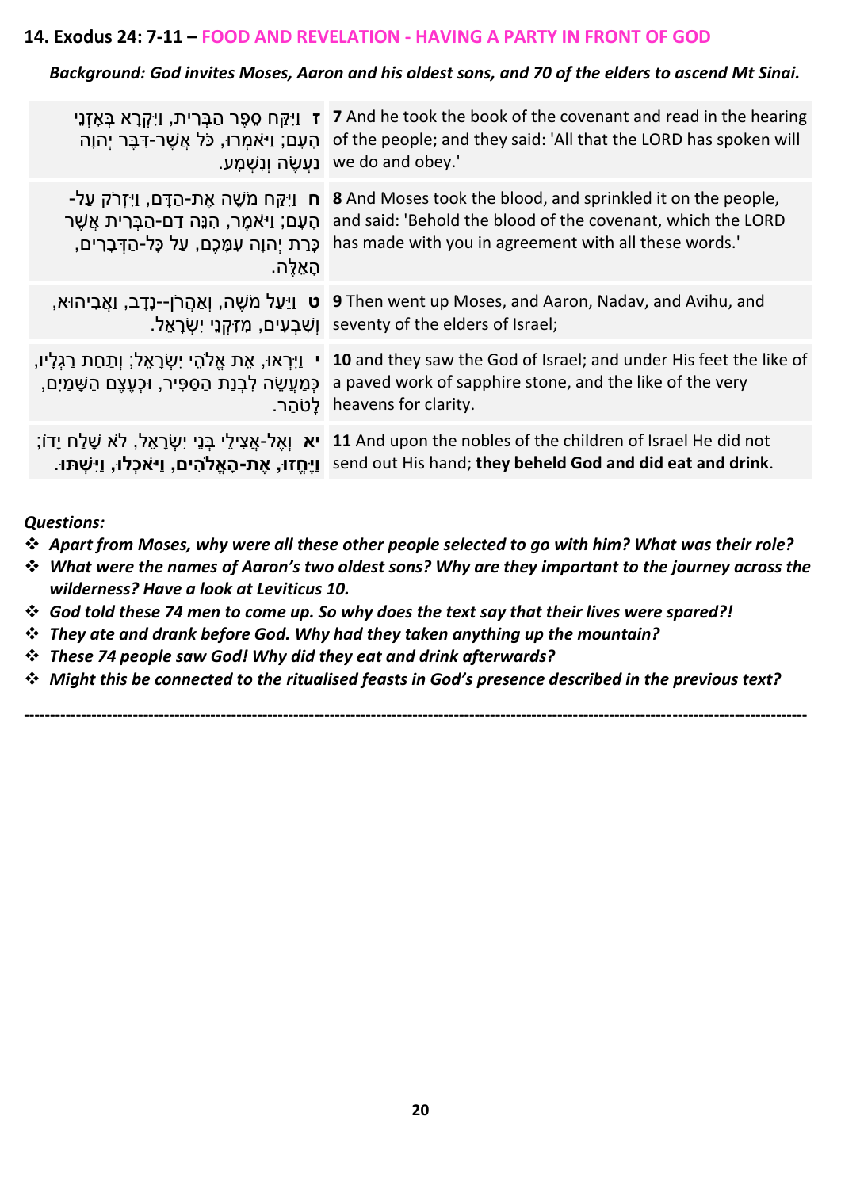### 14. Exodus 24: 7-11 – FOOD AND REVELATION - HAVING A PARTY IN FRONT OF GOD

***Background: God invites Moses, Aaron and his oldest sons, and 70 of the elders to ascend Mt Sinai.***

| | |
|---|---|
| **ז** וַיִּקַּח סֵפֶר הַבְּרִית, וַיִּקְרָא בְּאָזְנֵי הָעָם; וַיֹּאמְרוּ, כֹּל אֲשֶׁר-דִּבֶּר יְהוָה נַעֲשֶׂה וְנִשְׁמָע. | **7** And he took the book of the covenant and read in the hearing of the people; and they said: 'All that the LORD has spoken will we do and obey.' |
| **ח** וַיִּקַּח מֹשֶׁה אֶת-הַדָּם, וַיִּזְרֹק עַל-הָעָם; וַיֹּאמֶר, הִנֵּה דַם-הַבְּרִית אֲשֶׁר כָּרַת יְהוָה עִמָּכֶם, עַל כָּל-הַדְּבָרִים, הָאֵלֶּה. | **8** And Moses took the blood, and sprinkled it on the people, and said: 'Behold the blood of the covenant, which the LORD has made with you in agreement with all these words.' |
| **ט** וַיַּעַל מֹשֶׁה, וְאַהֲרֹן--נָדָב, וַאֲבִיהוּא, וְשִׁבְעִים, מִזִּקְנֵי יִשְׂרָאֵל. | **9** Then went up Moses, and Aaron, Nadav, and Avihu, and seventy of the elders of Israel; |
| **י** וַיִּרְאוּ, אֵת אֱלֹהֵי יִשְׂרָאֵל; וְתַחַת רַגְלָיו, כְּמַעֲשֵׂה לִבְנַת הַסַּפִּיר, וּכְעֶצֶם הַשָּׁמַיִם, לָטֹהַר. | **10** and they saw the God of Israel; and under His feet the like of a paved work of sapphire stone, and the like of the very heavens for clarity. |
| **יא** וְאֶל-אֲצִילֵי בְּנֵי יִשְׂרָאֵל, לֹא שָׁלַח יָדוֹ; **וַיֶּחֱזוּ, אֶת-הָאֱלֹהִים, וַיֹּאכְלוּ, וַיִּשְׁתּוּ.** | **11** And upon the nobles of the children of Israel He did not send out His hand; **they beheld God and did eat and drink**. |

***Questions:***

- ***Apart from Moses, why were all these other people selected to go with him? What was their role?***
- ***What were the names of Aaron's two oldest sons? Why are they important to the journey across the wilderness? Have a look at Leviticus 10.***
- ***God told these 74 men to come up. So why does the text say that their lives were spared?!***
- ***They ate and drank before God. Why had they taken anything up the mountain?***
- ***These 74 people saw God! Why did they eat and drink afterwards?***
- ***Might this be connected to the ritualised feasts in God's presence described in the previous text?***

---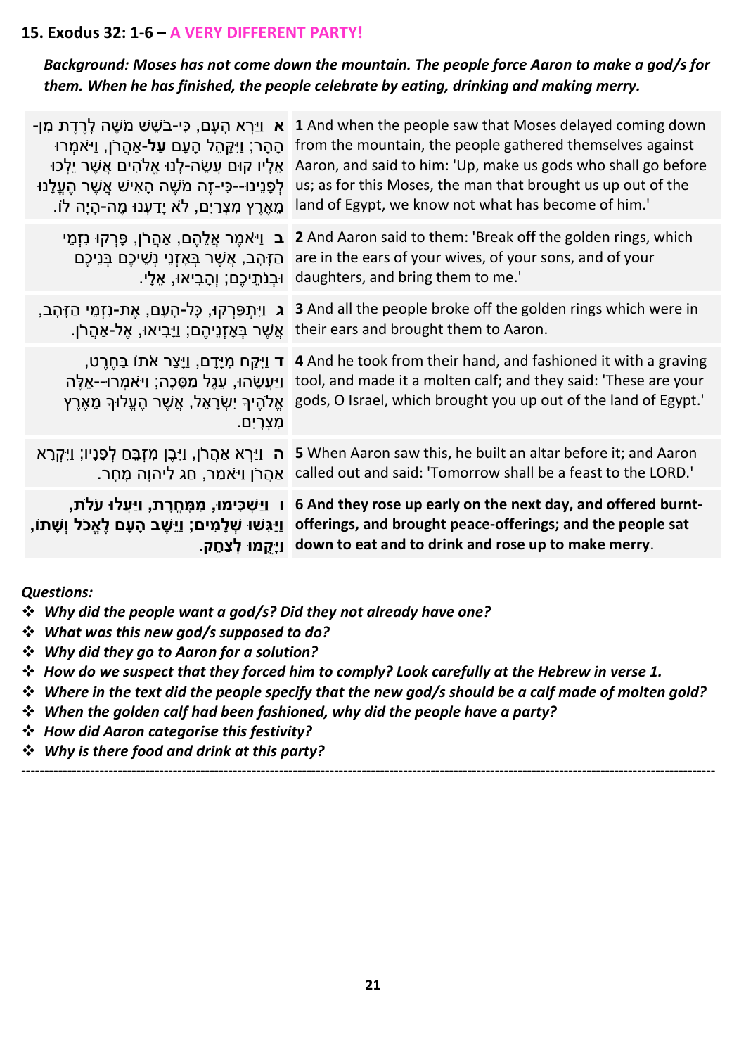**15. Exodus 32: 1-6 – A VERY DIFFERENT PARTY!**

***Background: Moses has not come down the mountain. The people force Aaron to make a god/s for them. When he has finished, the people celebrate by eating, drinking and making merry.***

| | |
|---|---|
| **א** וַיַּרְא הָעָם, כִּי-בֹשֵׁשׁ מֹשֶׁה לָרֶדֶת מִן-הָהָר; וַיִּקָּהֵל הָעָם **עַל**-אַהֲרֹן, וַיֹּאמְרוּ אֵלָיו קוּם עֲשֵׂה-לָנוּ אֱלֹהִים אֲשֶׁר יֵלְכוּ לְפָנֵינוּ--כִּי-זֶה מֹשֶׁה הָאִישׁ אֲשֶׁר הֶעֱלָנוּ מֵאֶרֶץ מִצְרַיִם, לֹא יָדַעְנוּ מֶה-הָיָה לוֹ. | **1** And when the people saw that Moses delayed coming down from the mountain, the people gathered themselves against Aaron, and said to him: 'Up, make us gods who shall go before us; as for this Moses, the man that brought us up out of the land of Egypt, we know not what has become of him.' |
| **ב** וַיֹּאמֶר אֲלֵהֶם, אַהֲרֹן, פָּרְקוּ נִזְמֵי הַזָּהָב, אֲשֶׁר בְּאָזְנֵי נְשֵׁיכֶם בְּנֵיכֶם וּבְנֹתֵיכֶם; וְהָבִיאוּ, אֵלָי. | **2** And Aaron said to them: 'Break off the golden rings, which are in the ears of your wives, of your sons, and of your daughters, and bring them to me.' |
| **ג** וַיִּתְפָּרְקוּ, כָּל-הָעָם, אֶת-נִזְמֵי הַזָּהָב, אֲשֶׁר בְּאָזְנֵיהֶם; וַיָּבִיאוּ, אֶל-אַהֲרֹן. | **3** And all the people broke off the golden rings which were in their ears and brought them to Aaron. |
| **ד** וַיִּקַּח מִיָּדָם, וַיָּצַר אֹתוֹ בַּחֶרֶט, וַיַּעֲשֵׂהוּ, עֵגֶל מַסֵּכָה; וַיֹּאמְרוּ--אֵלֶּה אֱלֹהֶיךָ יִשְׂרָאֵל, אֲשֶׁר הֶעֱלוּךָ מֵאֶרֶץ מִצְרָיִם. | **4** And he took from their hand, and fashioned it with a graving tool, and made it a molten calf; and they said: 'These are your gods, O Israel, which brought you up out of the land of Egypt.' |
| **ה** וַיַּרְא אַהֲרֹן, וַיִּבֶן מִזְבֵּחַ לְפָנָיו; וַיִּקְרָא אַהֲרֹן וַיֹּאמַר, חַג לַיהוָה מָחָר. | **5** When Aaron saw this, he built an altar before it; and Aaron called out and said: 'Tomorrow shall be a feast to the LORD.' |
| **ו** **וַיַּשְׁכִּימוּ, מִמָּחֳרָת, וַיַּעֲלוּ עֹלֹת, וַיַּגִּשׁוּ שְׁלָמִים; וַיֵּשֶׁב הָעָם לֶאֱכֹל וְשָׁתוֹ, וַיָּקֻמוּ לְצַחֵק.** | **6 And they rose up early on the next day, and offered burnt-offerings, and brought peace-offerings; and the people sat down to eat and to drink and rose up to make merry**. |

***Questions:***

- ***Why did the people want a god/s? Did they not already have one?***
- ***What was this new god/s supposed to do?***
- ***Why did they go to Aaron for a solution?***
- ***How do we suspect that they forced him to comply? Look carefully at the Hebrew in verse 1.***
- ***Where in the text did the people specify that the new god/s should be a calf made of molten gold?***
- ***When the golden calf had been fashioned, why did the people have a party?***
- ***How did Aaron categorise this festivity?***
- ***Why is there food and drink at this party?***

---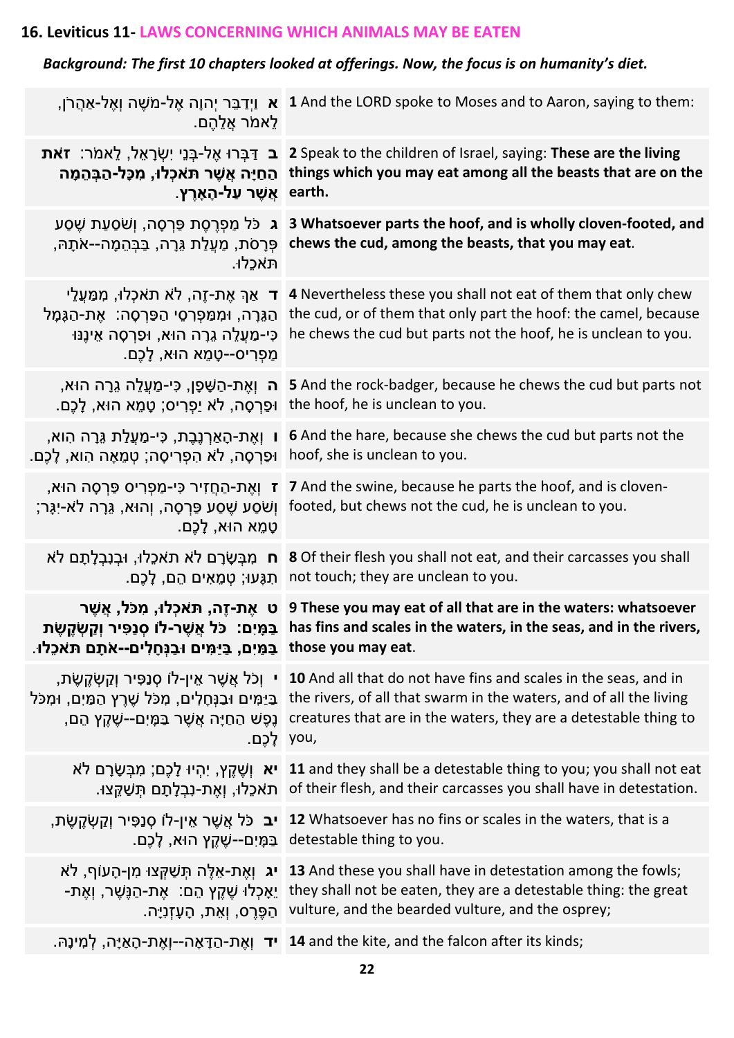## 16. Leviticus 11- LAWS CONCERNING WHICH ANIMALS MAY BE EATEN

***Background: The first 10 chapters looked at offerings. Now, the focus is on humanity's diet.***

| | |
|---|---|
| **א** וַיְדַבֵּר יְהוָה אֶל-מֹשֶׁה וְאֶל-אַהֲרֹן, לֵאמֹר אֲלֵהֶם. | **1** And the LORD spoke to Moses and to Aaron, saying to them: |
| **ב** דַּבְּרוּ אֶל-בְּנֵי יִשְׂרָאֵל, לֵאמֹר: **זֹאת הַחַיָּה אֲשֶׁר תֹּאכְלוּ, מִכָּל-הַבְּהֵמָה אֲשֶׁר עַל-הָאָרֶץ**. | **2** Speak to the children of Israel, saying: **These are the living things which you may eat among all the beasts that are on the earth.** |
| **ג** כֹּל מַפְרֶסֶת פַּרְסָה, וְשֹׁסַעַת שֶׁסַע פְּרָסֹת, מַעֲלַת גֵּרָה, בַּבְּהֵמָה--אֹתָהּ, תֹּאכֵלוּ. | **3 Whatsoever parts the hoof, and is wholly cloven-footed, and chews the cud, among the beasts, that you may eat**. |
| **ד** אַךְ אֶת-זֶה, לֹא תֹאכְלוּ, מִמַּעֲלֵי הַגֵּרָה, וּמִמַּפְרִסֵי הַפַּרְסָה: אֶת-הַגָּמָל כִּי-מַעֲלֵה גֵרָה הוּא, וּפַרְסָה אֵינֶנּוּ מַפְרִיס--טָמֵא הוּא, לָכֶם. | **4** Nevertheless these you shall not eat of them that only chew the cud, or of them that only part the hoof: the camel, because he chews the cud but parts not the hoof, he is unclean to you. |
| **ה** וְאֶת-הַשָּׁפָן, כִּי-מַעֲלֵה גֵרָה הוּא, וּפַרְסָה, לֹא יַפְרִיס; טָמֵא הוּא, לָכֶם. | **5** And the rock-badger, because he chews the cud but parts not the hoof, he is unclean to you. |
| **ו** וְאֶת-הָאַרְנֶבֶת, כִּי-מַעֲלַת גֵּרָה הִוא, וּפַרְסָה, לֹא הִפְרִיסָה; טְמֵאָה הִוא, לָכֶם. | **6** And the hare, because she chews the cud but parts not the hoof, she is unclean to you. |
| **ז** וְאֶת-הַחֲזִיר כִּי-מַפְרִיס פַּרְסָה הוּא, וְשֹׁסַע שֶׁסַע פַּרְסָה, וְהוּא, גֵּרָה לֹא-יִגָּר; טָמֵא הוּא, לָכֶם. | **7** And the swine, because he parts the hoof, and is cloven-footed, but chews not the cud, he is unclean to you. |
| **ח** מִבְּשָׂרָם לֹא תֹאכֵלוּ, וּבְנִבְלָתָם לֹא תִגָּעוּ; טְמֵאִים הֵם, לָכֶם. | **8** Of their flesh you shall not eat, and their carcasses you shall not touch; they are unclean to you. |
| **ט אֶת-זֶה, תֹּאכְלוּ, מִכֹּל, אֲשֶׁר בַּמָּיִם: כֹּל אֲשֶׁר-לוֹ סְנַפִּיר וְקַשְׂקֶשֶׂת בַּמַּיִם, בַּיַּמִּים וּבַנְּחָלִים--אֹתָם תֹּאכֵלוּ**. | **9 These you may eat of all that are in the waters: whatsoever has fins and scales in the waters, in the seas, and in the rivers, those you may eat**. |
| **י** וְכֹל אֲשֶׁר אֵין-לוֹ סְנַפִּיר וְקַשְׂקֶשֶׂת, בַּיַּמִּים וּבַנְּחָלִים, מִכֹּל שֶׁרֶץ הַמַּיִם, וּמִכֹּל נֶפֶשׁ הַחַיָּה אֲשֶׁר בַּמָּיִם--שֶׁקֶץ הֵם, לָכֶם. | **10** And all that do not have fins and scales in the seas, and in the rivers, of all that swarm in the waters, and of all the living creatures that are in the waters, they are a detestable thing to you, |
| **יא** וְשֶׁקֶץ, יִהְיוּ לָכֶם; מִבְּשָׂרָם לֹא תֹאכֵלוּ, וְאֶת-נִבְלָתָם תְּשַׁקֵּצוּ. | **11** and they shall be a detestable thing to you; you shall not eat of their flesh, and their carcasses you shall have in detestation. |
| **יב** כֹּל אֲשֶׁר אֵין-לוֹ סְנַפִּיר וְקַשְׂקֶשֶׂת, בַּמָּיִם--שֶׁקֶץ הוּא, לָכֶם. | **12** Whatsoever has no fins or scales in the waters, that is a detestable thing to you. |
| **יג** וְאֶת-אֵלֶּה תְּשַׁקְּצוּ מִן-הָעוֹף, לֹא יֵאָכְלוּ שֶׁקֶץ הֵם: אֶת-הַנֶּשֶׁר, וְאֶת-הַפֶּרֶס, וְאֵת, הָעָזְנִיָּה. | **13** And these you shall have in detestation among the fowls; they shall not be eaten, they are a detestable thing: the great vulture, and the bearded vulture, and the osprey; |
| **יד** וְאֶת-הַדָּאָה--וְאֶת-הָאַיָּה, לְמִינָהּ. | **14** and the kite, and the falcon after its kinds; |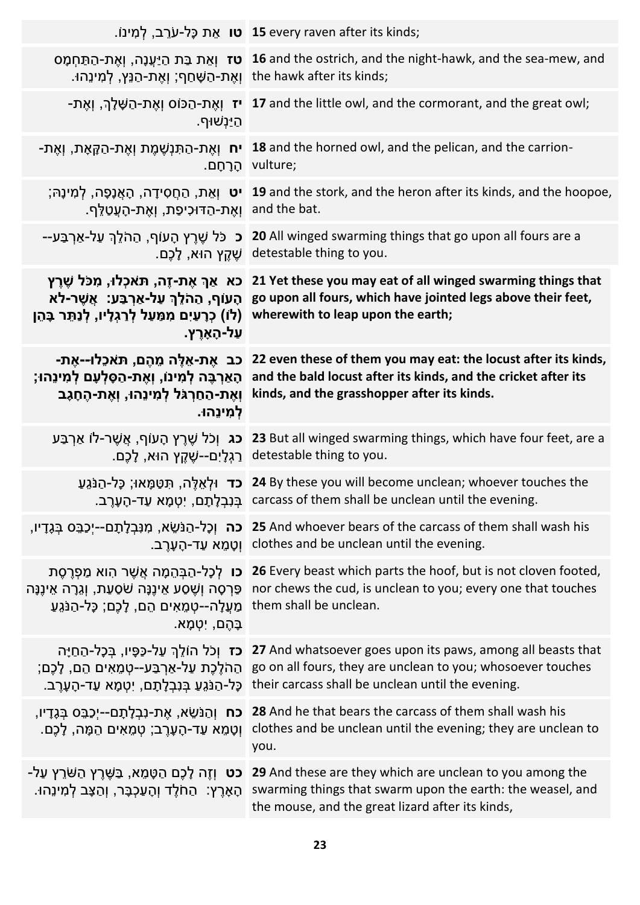| | |
|---|---|
| **טו** אֵת כָּל-עֹרֵב, לְמִינוֹ. | **15** every raven after its kinds; |
| **טז** וְאֵת בַּת הַיַּעֲנָה, וְאֶת-הַתַּחְמָס וְאֶת-הַשָּׁחַף; וְאֶת-הַנֵּץ, לְמִינֵהוּ. | **16** and the ostrich, and the night-hawk, and the sea-mew, and the hawk after its kinds; |
| **יז** וְאֶת-הַכּוֹס וְאֶת-הַשָּׁלָךְ, וְאֶת-הַיַּנְשׁוּף. | **17** and the little owl, and the cormorant, and the great owl; |
| **יח** וְאֶת-הַתִּנְשֶׁמֶת וְאֶת-הַקָּאָת, וְאֶת-הָרָחָם. | **18** and the horned owl, and the pelican, and the carrion-vulture; |
| **יט** וְאֵת, הַחֲסִידָה, הָאֲנָפָה, לְמִינָהּ; וְאֶת-הַדּוּכִיפַת, וְאֶת-הָעֲטַלֵּף. | **19** and the stork, and the heron after its kinds, and the hoopoe, and the bat. |
| **כ** כֹּל שֶׁרֶץ הָעוֹף, הַהֹלֵךְ עַל-אַרְבַּע--שֶׁקֶץ הוּא, לָכֶם. | **20** All winged swarming things that go upon all fours are a detestable thing to you. |
| **כא אַךְ אֶת-זֶה, תֹּאכְלוּ, מִכֹּל שֶׁרֶץ הָעוֹף, הַהֹלֵךְ עַל-אַרְבַּע: אֲשֶׁר-לא (לוֹ) כְרָעַיִם מִמַּעַל לְרַגְלָיו, לְנַתֵּר בָּהֵן עַל-הָאָרֶץ.** | **21 Yet these you may eat of all winged swarming things that go upon all fours, which have jointed legs above their feet, wherewith to leap upon the earth;** |
| **כב אֶת-אֵלֶּה מֵהֶם, תֹּאכֵלוּ--אֶת-הָאַרְבֶּה לְמִינוֹ, וְאֶת-הַסָּלְעָם לְמִינֵהוּ; וְאֶת-הַחַרְגֹּל לְמִינֵהוּ, וְאֶת-הֶחָגָב לְמִינֵהוּ.** | **22 even these of them you may eat: the locust after its kinds, and the bald locust after its kinds, and the cricket after its kinds, and the grasshopper after its kinds.** |
| **כג** וְכֹל שֶׁרֶץ הָעוֹף, אֲשֶׁר-לוֹ אַרְבַּע רַגְלָיִם--שֶׁקֶץ הוּא, לָכֶם. | **23** But all winged swarming things, which have four feet, are a detestable thing to you. |
| **כד** וּלְאֵלֶּה, תִּטַּמָּאוּ; כָּל-הַנֹּגֵעַ בְּנִבְלָתָם, יִטְמָא עַד-הָעָרֶב. | **24** By these you will become unclean; whoever touches the carcass of them shall be unclean until the evening. |
| **כה** וְכָל-הַנֹּשֵׂא, מִנִּבְלָתָם--יְכַבֵּס בְּגָדָיו, וְטָמֵא עַד-הָעָרֶב. | **25** And whoever bears of the carcass of them shall wash his clothes and be unclean until the evening. |
| **כו** לְכָל-הַבְּהֵמָה אֲשֶׁר הִוא מַפְרֶסֶת פַּרְסָה וְשֶׁסַע אֵינֶנָּה שֹׁסַעַת, וְגֵרָה אֵינֶנָּה מַעֲלָה--טְמֵאִים הֵם, לָכֶם; כָּל-הַנֹּגֵעַ בָּהֶם, יִטְמָא. | **26** Every beast which parts the hoof, but is not cloven footed, nor chews the cud, is unclean to you; every one that touches them shall be unclean. |
| **כז** וְכֹל הוֹלֵךְ עַל-כַּפָּיו, בְּכָל-הַחַיָּה הַהֹלֶכֶת עַל-אַרְבַּע--טְמֵאִים הֵם, לָכֶם; כָּל-הַנֹּגֵעַ בְּנִבְלָתָם, יִטְמָא עַד-הָעָרֶב. | **27** And whatsoever goes upon its paws, among all beasts that go on all fours, they are unclean to you; whosoever touches their carcass shall be unclean until the evening. |
| **כח** וְהַנֹּשֵׂא, אֶת-נִבְלָתָם--יְכַבֵּס בְּגָדָיו, וְטָמֵא עַד-הָעָרֶב; טְמֵאִים הֵמָּה, לָכֶם. | **28** And he that bears the carcass of them shall wash his clothes and be unclean until the evening; they are unclean to you. |
| **כט** וְזֶה לָכֶם הַטָּמֵא, בַּשֶּׁרֶץ הַשֹּׁרֵץ עַל-הָאָרֶץ: הַחֹלֶד וְהָעַכְבָּר, וְהַצָּב לְמִינֵהוּ. | **29** And these are they which are unclean to you among the swarming things that swarm upon the earth: the weasel, and the mouse, and the great lizard after its kinds, |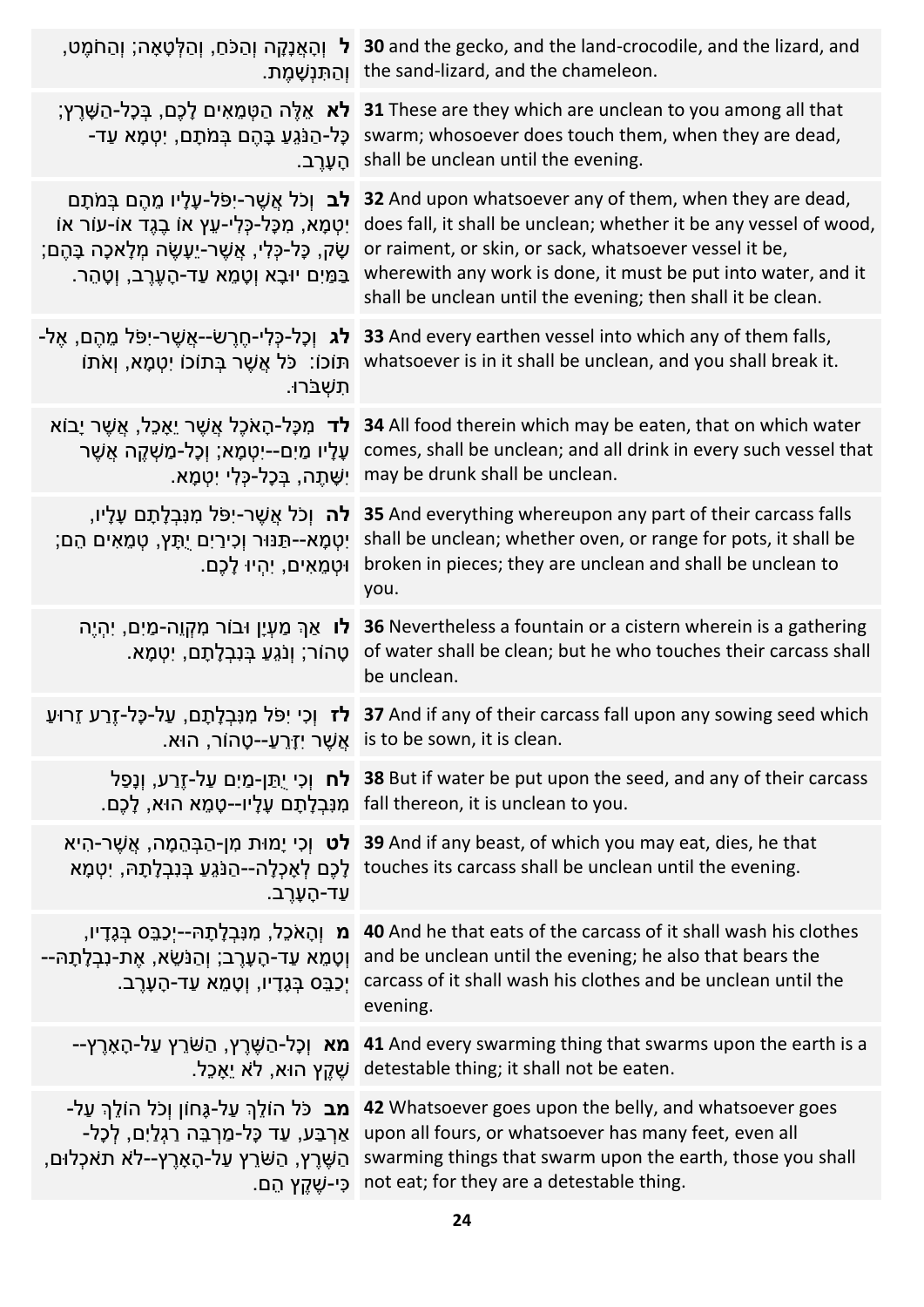| | |
|---|---|
| **ל** וְהָאֲנָקָה וְהַכֹּחַ, וְהַלְּטָאָה; וְהַחֹמֶט, וְהַתִּנְשָׁמֶת. | **30** and the gecko, and the land-crocodile, and the lizard, and the sand-lizard, and the chameleon. |
| **לא** אֵלֶּה הַטְּמֵאִים לָכֶם, בְּכָל-הַשָּׁרֶץ; כָּל-הַנֹּגֵעַ בָּהֶם בְּמֹתָם, יִטְמָא עַד-הָעָרֶב. | **31** These are they which are unclean to you among all that swarm; whosoever does touch them, when they are dead, shall be unclean until the evening. |
| **לב** וְכֹל אֲשֶׁר-יִפֹּל-עָלָיו מֵהֶם בְּמֹתָם יִטְמָא, מִכָּל-כְּלִי-עֵץ אוֹ בֶגֶד אוֹ-עוֹר אוֹ שָׂק, כָּל-כְּלִי, אֲשֶׁר-יֵעָשֶׂה מְלָאכָה בָּהֶם; בַּמַּיִם יוּבָא וְטָמֵא עַד-הָעֶרֶב, וְטָהֵר. | **32** And upon whatsoever any of them, when they are dead, does fall, it shall be unclean; whether it be any vessel of wood, or raiment, or skin, or sack, whatsoever vessel it be, wherewith any work is done, it must be put into water, and it shall be unclean until the evening; then shall it be clean. |
| **לג** וְכָל-כְּלִי-חֶרֶשׂ--אֲשֶׁר-יִפֹּל מֵהֶם, אֶל-תּוֹכוֹ: כֹּל אֲשֶׁר בְּתוֹכוֹ יִטְמָא, וְאֹתוֹ תִשְׁבֹּרוּ. | **33** And every earthen vessel into which any of them falls, whatsoever is in it shall be unclean, and you shall break it. |
| **לד** מִכָּל-הָאֹכֶל אֲשֶׁר יֵאָכֵל, אֲשֶׁר יָבוֹא עָלָיו מַיִם--יִטְמָא; וְכָל-מַשְׁקֶה אֲשֶׁר יִשָּׁתֶה, בְּכָל-כְּלִי יִטְמָא. | **34** All food therein which may be eaten, that on which water comes, shall be unclean; and all drink in every such vessel that may be drunk shall be unclean. |
| **לה** וְכֹל אֲשֶׁר-יִפֹּל מִנִּבְלָתָם עָלָיו, יִטְמָא--תַּנּוּר וְכִירַיִם יֻתָּץ, טְמֵאִים הֵם; וּטְמֵאִים, יִהְיוּ לָכֶם. | **35** And everything whereupon any part of their carcass falls shall be unclean; whether oven, or range for pots, it shall be broken in pieces; they are unclean and shall be unclean to you. |
| **לו** אַךְ מַעְיָן וּבוֹר מִקְוֵה-מַיִם, יִהְיֶה טָהוֹר; וְנֹגֵעַ בְּנִבְלָתָם, יִטְמָא. | **36** Nevertheless a fountain or a cistern wherein is a gathering of water shall be clean; but he who touches their carcass shall be unclean. |
| **לז** וְכִי יִפֹּל מִנִּבְלָתָם, עַל-כָּל-זֶרַע זֵרוּעַ אֲשֶׁר יִזָּרֵעַ--טָהוֹר, הוּא. | **37** And if any of their carcass fall upon any sowing seed which is to be sown, it is clean. |
| **לח** וְכִי יֻתַּן-מַיִם עַל-זֶרַע, וְנָפַל מִנִּבְלָתָם עָלָיו--טָמֵא הוּא, לָכֶם. | **38** But if water be put upon the seed, and any of their carcass fall thereon, it is unclean to you. |
| **לט** וְכִי יָמוּת מִן-הַבְּהֵמָה, אֲשֶׁר-הִיא לָכֶם לְאָכְלָה--הַנֹּגֵעַ בְּנִבְלָתָהּ, יִטְמָא עַד-הָעָרֶב. | **39** And if any beast, of which you may eat, dies, he that touches its carcass shall be unclean until the evening. |
| **מ** וְהָאֹכֵל, מִנִּבְלָתָהּ--יְכַבֵּס בְּגָדָיו, וְטָמֵא עַד-הָעָרֶב; וְהַנֹּשֵׂא, אֶת-נִבְלָתָהּ--יְכַבֵּס בְּגָדָיו, וְטָמֵא עַד-הָעָרֶב. | **40** And he that eats of the carcass of it shall wash his clothes and be unclean until the evening; he also that bears the carcass of it shall wash his clothes and be unclean until the evening. |
| **מא** וְכָל-הַשֶּׁרֶץ, הַשֹּׁרֵץ עַל-הָאָרֶץ--שֶׁקֶץ הוּא, לֹא יֵאָכֵל. | **41** And every swarming thing that swarms upon the earth is a detestable thing; it shall not be eaten. |
| **מב** כֹּל הוֹלֵךְ עַל-גָּחוֹן וְכֹל הוֹלֵךְ עַל-אַרְבַּע, עַד כָּל-מַרְבֵּה רַגְלַיִם, לְכָל-הַשֶּׁרֶץ, הַשֹּׁרֵץ עַל-הָאָרֶץ--לֹא תֹאכְלוּם, כִּי-שֶׁקֶץ הֵם. | **42** Whatsoever goes upon the belly, and whatsoever goes upon all fours, or whatsoever has many feet, even all swarming things that swarm upon the earth, those you shall not eat; for they are a detestable thing. |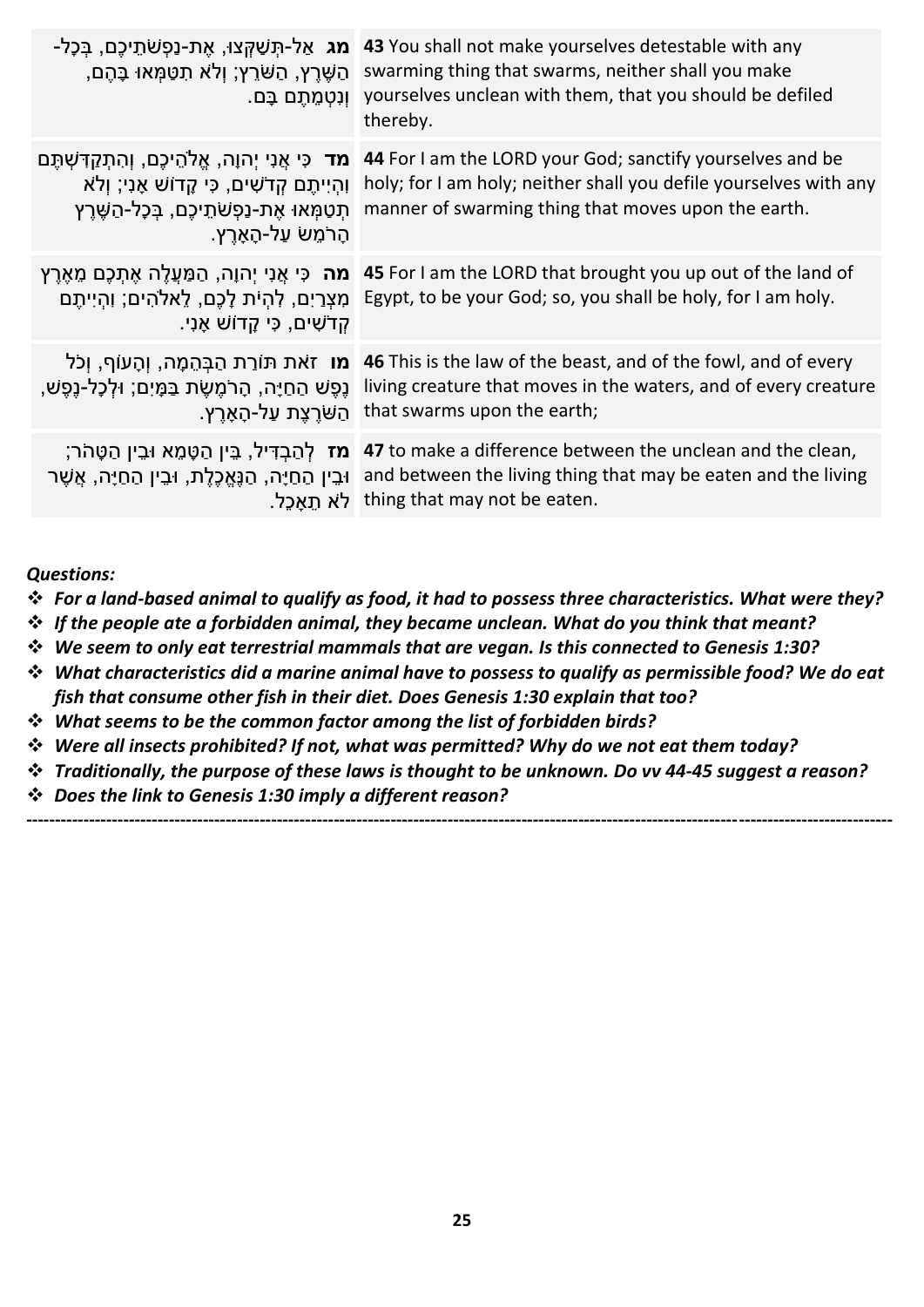| | |
|---|---|
| **מג** אַל-תְּשַׁקְּצוּ, אֶת-נַפְשֹׁתֵיכֶם, בְּכָל-הַשֶּׁרֶץ, הַשֹּׁרֵץ; וְלֹא תִטַּמְּאוּ בָּהֶם, וְנִטְמֵתֶם בָּם. | **43** You shall not make yourselves detestable with any swarming thing that swarms, neither shall you make yourselves unclean with them, that you should be defiled thereby. |
| **מד** כִּי אֲנִי יְהוָה, אֱלֹהֵיכֶם, וְהִתְקַדִּשְׁתֶּם וִהְיִיתֶם קְדֹשִׁים, כִּי קָדוֹשׁ אָנִי; וְלֹא תְטַמְּאוּ אֶת-נַפְשֹׁתֵיכֶם, בְּכָל-הַשֶּׁרֶץ הָרֹמֵשׂ עַל-הָאָרֶץ. | **44** For I am the LORD your God; sanctify yourselves and be holy; for I am holy; neither shall you defile yourselves with any manner of swarming thing that moves upon the earth. |
| **מה** כִּי אֲנִי יְהוָה, הַמַּעֲלֶה אֶתְכֶם מֵאֶרֶץ מִצְרַיִם, לִהְיֹת לָכֶם, לֵאלֹהִים; וִהְיִיתֶם קְדֹשִׁים, כִּי קָדוֹשׁ אָנִי. | **45** For I am the LORD that brought you up out of the land of Egypt, to be your God; so, you shall be holy, for I am holy. |
| **מו** זֹאת תּוֹרַת הַבְּהֵמָה, וְהָעוֹף, וְכֹל נֶפֶשׁ הַחַיָּה, הָרֹמֶשֶׂת בַּמָּיִם; וּלְכָל-נֶפֶשׁ, הַשֹּׁרֶצֶת עַל-הָאָרֶץ. | **46** This is the law of the beast, and of the fowl, and of every living creature that moves in the waters, and of every creature that swarms upon the earth; |
| **מז** לְהַבְדִּיל, בֵּין הַטָּמֵא וּבֵין הַטָּהֹר; וּבֵין הַחַיָּה, הַנֶּאֱכֶלֶת, וּבֵין הַחַיָּה, אֲשֶׁר לֹא תֵאָכֵל. | **47** to make a difference between the unclean and the clean, and between the living thing that may be eaten and the living thing that may not be eaten. |

***Questions:***

- ***For a land-based animal to qualify as food, it had to possess three characteristics. What were they?***
- ***If the people ate a forbidden animal, they became unclean. What do you think that meant?***
- ***We seem to only eat terrestrial mammals that are vegan. Is this connected to Genesis 1:30?***
- ***What characteristics did a marine animal have to possess to qualify as permissible food? We do eat fish that consume other fish in their diet. Does Genesis 1:30 explain that too?***
- ***What seems to be the common factor among the list of forbidden birds?***
- ***Were all insects prohibited? If not, what was permitted? Why do we not eat them today?***
- ***Traditionally, the purpose of these laws is thought to be unknown. Do vv 44-45 suggest a reason?***
- ***Does the link to Genesis 1:30 imply a different reason?***

---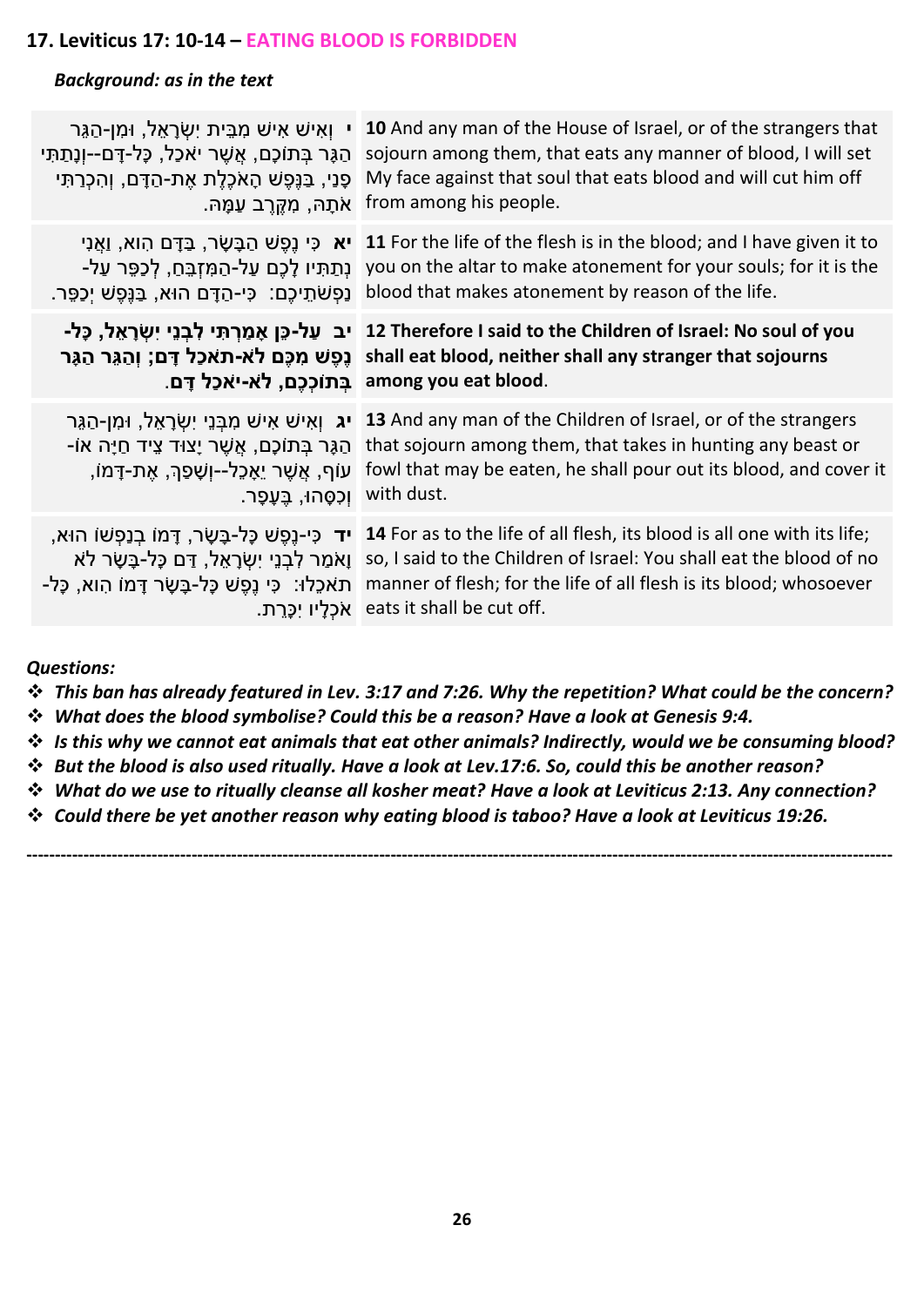## 17. Leviticus 17: 10-14 – EATING BLOOD IS FORBIDDEN

***Background: as in the text***

| | |
|---|---|
| **י** וְאִישׁ אִישׁ מִבֵּית יִשְׂרָאֵל, וּמִן-הַגֵּר הַגָּר בְּתוֹכָם, אֲשֶׁר יֹאכַל, כָּל-דָּם--וְנָתַתִּי פָנַי, בַּנֶּפֶשׁ הָאֹכֶלֶת אֶת-הַדָּם, וְהִכְרַתִּי אֹתָהּ, מִקֶּרֶב עַמָּהּ. | **10** And any man of the House of Israel, or of the strangers that sojourn among them, that eats any manner of blood, I will set My face against that soul that eats blood and will cut him off from among his people. |
| **יא** כִּי נֶפֶשׁ הַבָּשָׂר, בַּדָּם הִוא, וַאֲנִי נְתַתִּיו לָכֶם עַל-הַמִּזְבֵּחַ, לְכַפֵּר עַל-נַפְשֹׁתֵיכֶם: כִּי-הַדָּם הוּא, בַּנֶּפֶשׁ יְכַפֵּר. | **11** For the life of the flesh is in the blood; and I have given it to you on the altar to make atonement for your souls; for it is the blood that makes atonement by reason of the life. |
| **יב עַל-כֵּן אָמַרְתִּי לִבְנֵי יִשְׂרָאֵל, כָּל-נֶפֶשׁ מִכֶּם לֹא-תֹאכַל דָּם; וְהַגֵּר הַגָּר בְּתוֹכְכֶם, לֹא-יֹאכַל דָּם.** | **12 Therefore I said to the Children of Israel: No soul of you shall eat blood, neither shall any stranger that sojourns among you eat blood.** |
| **יג** וְאִישׁ אִישׁ מִבְּנֵי יִשְׂרָאֵל, וּמִן-הַגֵּר הַגָּר בְּתוֹכָם, אֲשֶׁר יָצוּד צֵיד חַיָּה אוֹ-עוֹף, אֲשֶׁר יֵאָכֵל--וְשָׁפַךְ, אֶת-דָּמוֹ, וְכִסָּהוּ, בֶּעָפָר. | **13** And any man of the Children of Israel, or of the strangers that sojourn among them, that takes in hunting any beast or fowl that may be eaten, he shall pour out its blood, and cover it with dust. |
| **יד** כִּי-נֶפֶשׁ כָּל-בָּשָׂר, דָּמוֹ בְנַפְשׁוֹ הוּא, וָאֹמַר לִבְנֵי יִשְׂרָאֵל, דַּם כָּל-בָּשָׂר לֹא תֹאכֵלוּ: כִּי נֶפֶשׁ כָּל-בָּשָׂר דָּמוֹ הִוא, כָּל-אֹכְלָיו יִכָּרֵת. | **14** For as to the life of all flesh, its blood is all one with its life; so, I said to the Children of Israel: You shall eat the blood of no manner of flesh; for the life of all flesh is its blood; whosoever eats it shall be cut off. |

***Questions:***

- *This ban has already featured in Lev. 3:17 and 7:26. Why the repetition? What could be the concern?*
- *What does the blood symbolise? Could this be a reason? Have a look at Genesis 9:4.*
- *Is this why we cannot eat animals that eat other animals? Indirectly, would we be consuming blood?*
- *But the blood is also used ritually. Have a look at Lev.17:6. So, could this be another reason?*
- *What do we use to ritually cleanse all kosher meat? Have a look at Leviticus 2:13. Any connection?*
- *Could there be yet another reason why eating blood is taboo? Have a look at Leviticus 19:26.*

---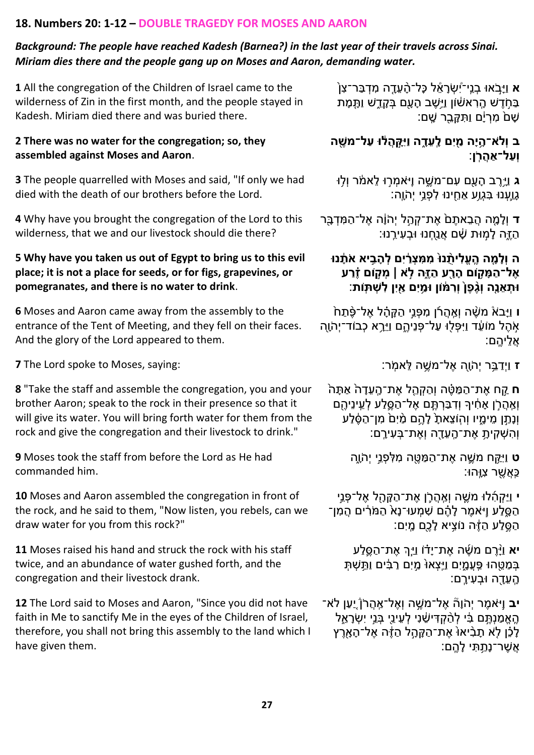## 18. Numbers 20: 1-12 – DOUBLE TRAGEDY FOR MOSES AND AARON

***Background: The people have reached Kadesh (Barnea?) in the last year of their travels across Sinai. Miriam dies there and the people gang up on Moses and Aaron, demanding water.***

| | |
|---|---|
| **1** All the congregation of the Children of Israel came to the wilderness of Zin in the first month, and the people stayed in Kadesh. Miriam died there and was buried there. | **א** וַיָּבֹאוּ בְנֵי־יִשְׂרָאֵל כָּל־הָעֵדָה מִדְבַּר־צִן בַּחֹדֶשׁ הָרִאשׁוֹן וַיֵּשֶׁב הָעָם בְּקָדֵשׁ וַתָּמָת שָׁם מִרְיָם וַתִּקָּבֵר שָׁם: |
| **2 There was no water for the congregation; so, they assembled against Moses and Aaron.** | **ב וְלֹא־הָיָה מַיִם לָעֵדָה וַיִּקָּהֲלוּ עַל־מֹשֶׁה וְעַל־אַהֲרֹן:** |
| **3** The people quarrelled with Moses and said, "If only we had died with the death of our brothers before the Lord. | **ג** וַיָּרֶב הָעָם עִם־מֹשֶׁה וַיֹּאמְרוּ לֵאמֹר וְלוּ גָוַעְנוּ בִּגְוַע אַחֵינוּ לִפְנֵי יְהֹוָה: |
| **4** Why have you brought the congregation of the Lord to this wilderness, that we and our livestock should die there? | **ד** וְלָמָה הֲבֵאתֶם אֶת־קְהַל יְהֹוָה אֶל־הַמִּדְבָּר הַזֶּה לָמוּת שָׁם אֲנַחְנוּ וּבְעִירֵנוּ: |
| **5 Why have you taken us out of Egypt to bring us to this evil place; it is not a place for seeds, or for figs, grapevines, or pomegranates, and there is no water to drink.** | **ה וְלָמָה הֶעֱלִיתֻנוּ מִמִּצְרַיִם לְהָבִיא אֹתָנוּ אֶל־הַמָּקוֹם הָרָע הַזֶּה לֹא \| מְקוֹם זֶרַע וּתְאֵנָה וְגֶפֶן וְרִמּוֹן וּמַיִם אַיִן לִשְׁתּוֹת:** |
| **6** Moses and Aaron came away from the assembly to the entrance of the Tent of Meeting, and they fell on their faces. And the glory of the Lord appeared to them. | **ו** וַיָּבֹא מֹשֶׁה וְאַהֲרֹן מִפְּנֵי הַקָּהָל אֶל־פֶּתַח אֹהֶל מוֹעֵד וַיִּפְּלוּ עַל־פְּנֵיהֶם וַיֵּרָא כְבוֹד־יְהֹוָה אֲלֵיהֶם: |
| **7** The Lord spoke to Moses, saying: | **ז** וַיְדַבֵּר יְהֹוָה אֶל־מֹשֶׁה לֵּאמֹר: |
| **8** "Take the staff and assemble the congregation, you and your brother Aaron; speak to the rock in their presence so that it will give its water. You will bring forth water for them from the rock and give the congregation and their livestock to drink." | **ח** קַח אֶת־הַמַּטֶּה וְהַקְהֵל אֶת־הָעֵדָה אַתָּה וְאַהֲרֹן אָחִיךָ וְדִבַּרְתֶּם אֶל־הַסֶּלַע לְעֵינֵיהֶם וְנָתַן מֵימָיו וְהוֹצֵאתָ לָהֶם מַיִם מִן־הַסֶּלַע וְהִשְׁקִיתָ אֶת־הָעֵדָה וְאֶת־בְּעִירָם: |
| **9** Moses took the staff from before the Lord as He had commanded him. | **ט** וַיִּקַּח מֹשֶׁה אֶת־הַמַּטֶּה מִלִּפְנֵי יְהֹוָה כַּאֲשֶׁר צִוָּהוּ: |
| **10** Moses and Aaron assembled the congregation in front of the rock, and he said to them, "Now listen, you rebels, can we draw water for you from this rock?" | **י** וַיַּקְהִלוּ מֹשֶׁה וְאַהֲרֹן אֶת־הַקָּהָל אֶל־פְּנֵי הַסָּלַע וַיֹּאמֶר לָהֶם שִׁמְעוּ־נָא הַמֹּרִים הֲמִן־הַסֶּלַע הַזֶּה נוֹצִיא לָכֶם מָיִם: |
| **11** Moses raised his hand and struck the rock with his staff twice, and an abundance of water gushed forth, and the congregation and their livestock drank. | **יא** וַיָּרֶם מֹשֶׁה אֶת־יָדוֹ וַיַּךְ אֶת־הַסֶּלַע בְּמַטֵּהוּ פַּעֲמָיִם וַיֵּצְאוּ מַיִם רַבִּים וַתֵּשְׁתְּ הָעֵדָה וּבְעִירָם: |
| **12** The Lord said to Moses and Aaron, "Since you did not have faith in Me to sanctify Me in the eyes of the Children of Israel, therefore, you shall not bring this assembly to the land which I have given them. | **יב** וַיֹּאמֶר יְהֹוָה אֶל־מֹשֶׁה וְאֶל־אַהֲרֹן יַעַן לֹא־הֶאֱמַנְתֶּם בִּי לְהַקְדִּישֵׁנִי לְעֵינֵי בְּנֵי יִשְׂרָאֵל לָכֵן לֹא תָבִיאוּ אֶת־הַקָּהָל הַזֶּה אֶל־הָאָרֶץ אֲשֶׁר־נָתַתִּי לָהֶם: |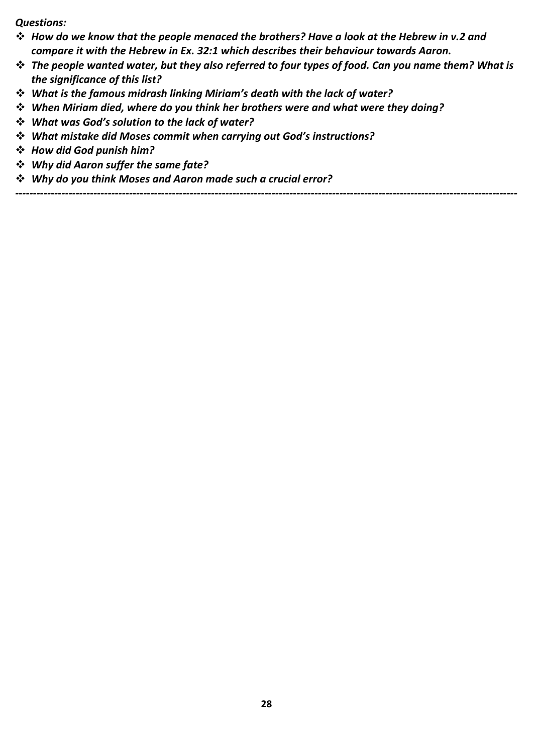***Questions:***

- ***How do we know that the people menaced the brothers? Have a look at the Hebrew in v.2 and compare it with the Hebrew in Ex. 32:1 which describes their behaviour towards Aaron.***
- ***The people wanted water, but they also referred to four types of food. Can you name them? What is the significance of this list?***
- ***What is the famous midrash linking Miriam's death with the lack of water?***
- ***When Miriam died, where do you think her brothers were and what were they doing?***
- ***What was God's solution to the lack of water?***
- ***What mistake did Moses commit when carrying out God's instructions?***
- ***How did God punish him?***
- ***Why did Aaron suffer the same fate?***
- ***Why do you think Moses and Aaron made such a crucial error?***

---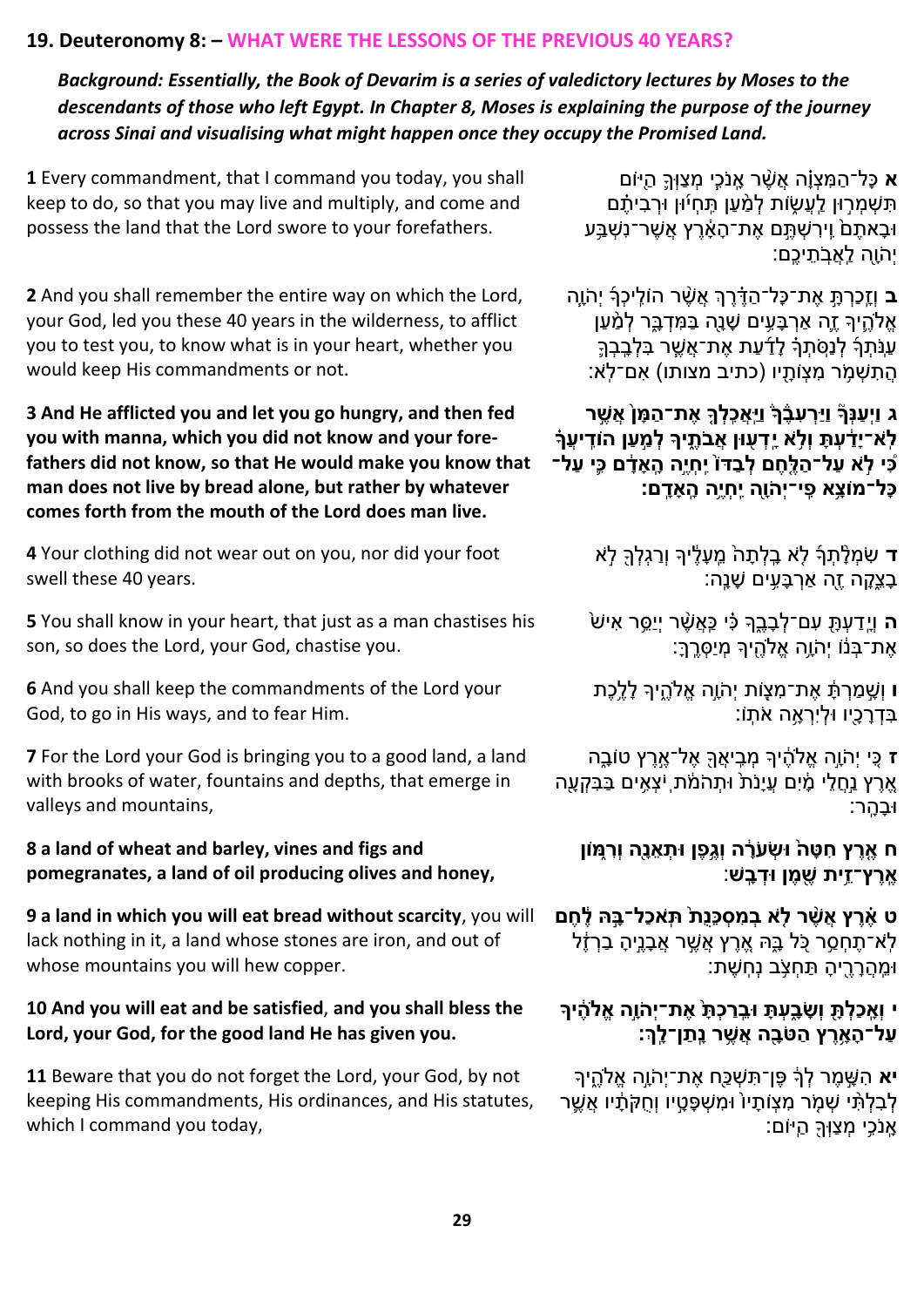## 19. Deuteronomy 8: – WHAT WERE THE LESSONS OF THE PREVIOUS 40 YEARS?

***Background: Essentially, the Book of Devarim is a series of valedictory lectures by Moses to the descendants of those who left Egypt. In Chapter 8, Moses is explaining the purpose of the journey across Sinai and visualising what might happen once they occupy the Promised Land.***

**1** Every commandment, that I command you today, you shall keep to do, so that you may live and multiply, and come and possess the land that the Lord swore to your forefathers.

**א** כָּל־הַמִּצְוָ֗ה אֲשֶׁ֨ר אָנֹכִ֧י מְצַוְּךָ֛ הַיּ֖וֹם תִּשְׁמְר֣וּן לַעֲשׂ֑וֹת לְמַ֨עַן תִּֽחְי֜וּן וּרְבִיתֶ֗ם וּבָאתֶם֙ וִֽירִשְׁתֶּ֣ם אֶת־הָאָ֔רֶץ אֲשֶׁר־נִשְׁבַּ֥ע יְהֹוָ֖ה לַאֲבֹתֵיכֶֽם:

**2** And you shall remember the entire way on which the Lord, your God, led you these 40 years in the wilderness, to afflict you to test you, to know what is in your heart, whether you would keep His commandments or not.

**ב** וְזָֽכַרְתָּ֣ אֶת־כָּל־הַדֶּ֗רֶךְ אֲשֶׁ֨ר הוֹלִֽיכְךָ֜ יְהֹוָ֧ה אֱלֹהֶ֛יךָ זֶ֛ה אַרְבָּעִ֥ים שָׁנָ֖ה בַּמִּדְבָּ֑ר לְמַ֨עַן עַנֹּֽתְךָ֜ לְנַסֹּֽתְךָ֗ לָדַ֜עַת אֶת־אֲשֶׁ֧ר בִּֽלְבָבְךָ֛ הֲתִשְׁמֹ֥ר מִצְוֹתָ֖יו (כתיב מצותו) אִם־לֹֽא:

**3 And He afflicted you and let you go hungry, and then fed you with manna, which you did not know and your forefathers did not know, so that He would make you know that man does not live by bread alone, but rather by whatever comes forth from the mouth of the Lord does man live.**

**ג וַיְעַנְּךָ֮ וַיַּרְעִבֶ֒ךָ֒ וַיַּֽאֲכִֽלְךָ֤ אֶת־הַמָּן֙ אֲשֶׁ֣ר לֹא־יָדַ֔עְתָּ וְלֹ֥א יָֽדְע֖וּן אֲבֹתֶ֑יךָ לְמַ֣עַן הוֹדִֽיעֲךָ֗ כִּ֠י לֹ֣א עַל־הַלֶּ֤חֶם לְבַדּוֹ֙ יִחְיֶ֣ה הָֽאָדָ֔ם כִּ֛י עַל־כָּל־מוֹצָ֥א פִֽי־יְהֹוָ֖ה יִחְיֶ֥ה הָֽאָדָֽם:**

**4** Your clothing did not wear out on you, nor did your foot swell these 40 years.

**ד** שִׂמְלָ֨תְךָ֜ לֹ֤א בָֽלְתָה֙ מֵֽעָלֶ֔יךָ וְרַגְלְךָ֖ לֹ֣א בָצֵ֑קָה זֶ֖ה אַרְבָּעִ֥ים שָׁנָֽה:

**5** You shall know in your heart, that just as a man chastises his son, so does the Lord, your God, chastise you.

**ה** וְיָֽדַעְתָּ֖ עִם־לְבָבֶ֑ךָ כִּ֗י כַּֽאֲשֶׁ֨ר יְיַסֵּ֥ר אִישׁ֙ אֶת־בְּנ֔וֹ יְהֹוָ֥ה אֱלֹהֶ֖יךָ מְיַסְּרֶֽךָּ:

**6** And you shall keep the commandments of the Lord your God, to go in His ways, and to fear Him.

**ו** וְשָׁ֣מַרְתָּ֔ אֶת־מִצְוֹ֖ת יְהֹוָ֣ה אֱלֹהֶ֑יךָ לָלֶ֥כֶת בִּדְרָכָ֖יו וּלְיִרְאָ֥ה אֹתֽוֹ:

**7** For the Lord your God is bringing you to a good land, a land with brooks of water, fountains and depths, that emerge in valleys and mountains,

**ז** כִּ֚י יְהֹוָ֣ה אֱלֹהֶ֔יךָ מְבִֽיאֲךָ֖ אֶל־אֶ֣רֶץ טוֹבָ֑ה אֶ֚רֶץ נַ֣חֲלֵי מָ֔יִם עֲיָנֹת֙ וּתְהֹמֹ֔ת יֹֽצְאִ֥ים בַּבִּקְעָ֖ה וּבָהָֽר:

**8 a land of wheat and barley, vines and figs and pomegranates, a land of oil producing olives and honey,**

**ח אֶ֤רֶץ חִטָּה֙ וּשְׂעֹרָ֔ה וְגֶ֥פֶן וּתְאֵנָ֖ה וְרִמּ֑וֹן אֶֽרֶץ־זֵ֥ית שֶׁ֖מֶן וּדְבָֽשׁ:**

**9 a land in which you will eat bread without scarcity**, you will lack nothing in it, a land whose stones are iron, and out of whose mountains you will hew copper.

**ט אֶ֗רֶץ אֲשֶׁ֨ר לֹ֤א בְמִסְכֵּנֻת֙ תֹּֽאכַל־בָּ֣הּ לֶ֔חֶם** לֹֽא־תֶחְסַ֥ר כֹּ֖ל בָּ֑הּ אֶ֚רֶץ אֲשֶׁ֣ר אֲבָנֶ֣יהָ בַרְזֶ֔ל וּמֵֽהֲרָרֶ֖יהָ תַּחְצֹ֥ב נְחֹֽשֶׁת:

**10 And you will eat and be satisfied**, **and you shall bless the Lord, your God, for the good land He has given you.**

**י וְאָֽכַלְתָּ֖ וְשָׂבָ֑עְתָּ וּבֵֽרַכְתָּ֙ אֶת־יְהֹוָ֣ה אֱלֹהֶ֔יךָ עַל־הָאָ֥רֶץ הַטֹּבָ֖ה אֲשֶׁ֥ר נָֽתַן־לָֽךְ:**

**11** Beware that you do not forget the Lord, your God, by not keeping His commandments, His ordinances, and His statutes, which I command you today,

**יא** הִשָּׁ֣מֶר לְךָ֔ פֶּן־תִּשְׁכַּ֖ח אֶת־יְהֹוָ֣ה אֱלֹהֶ֑יךָ לְבִלְתִּ֨י שְׁמֹ֤ר מִצְוֹתָיו֙ וּמִשְׁפָּטָ֣יו וְחֻקֹּתָ֔יו אֲשֶׁ֛ר אָֽנֹכִ֥י מְצַוְּךָ֖ הַיּֽוֹם: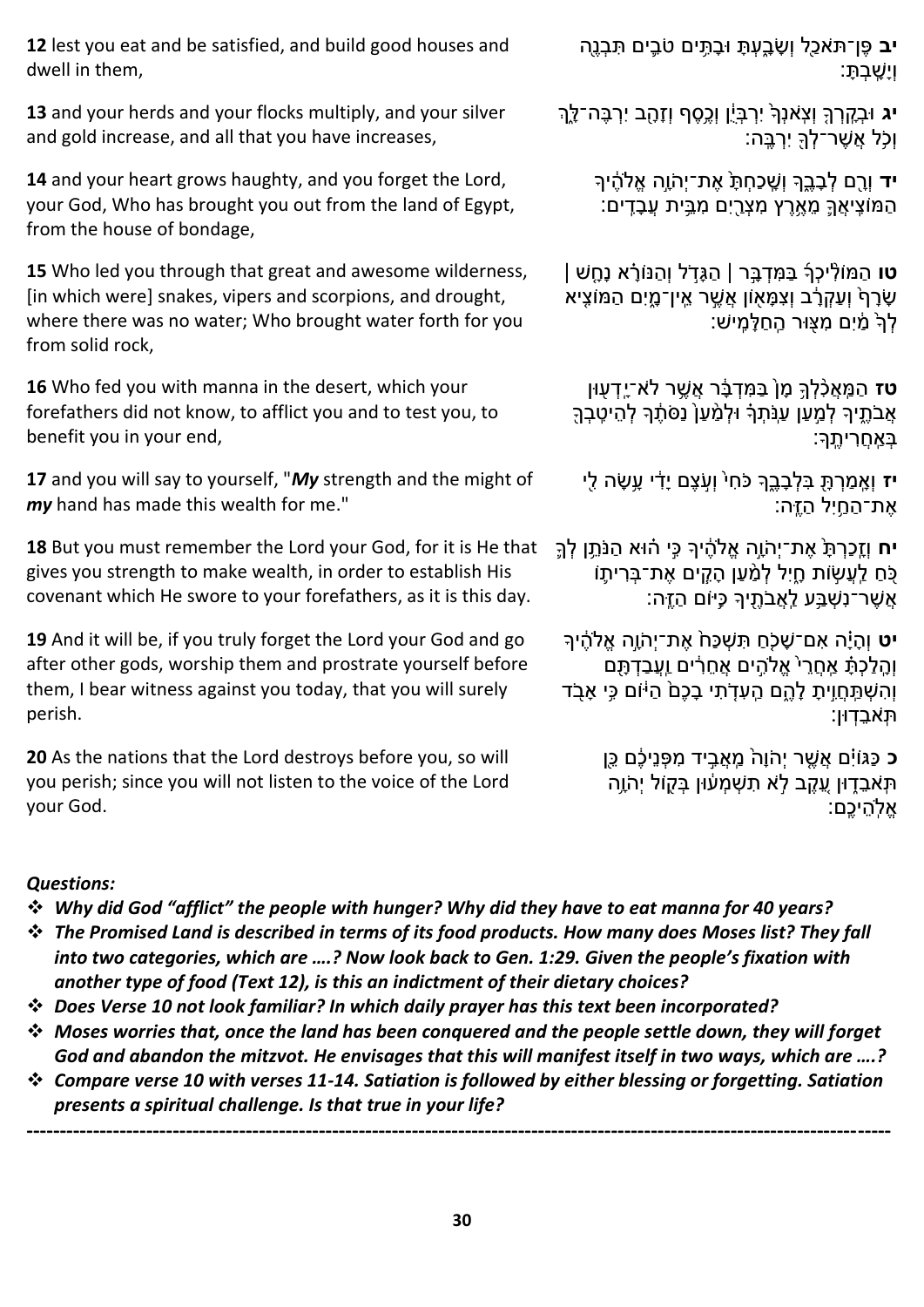**12** lest you eat and be satisfied, and build good houses and dwell in them,

**יב** פֶּן־תֹּאכַל וְשָׂבָעְתָּ וּבָתִּים טֹבִים תִּבְנֶה וְיָשָׁבְתָּ:

**13** and your herds and your flocks multiply, and your silver and gold increase, and all that you have increases,

**יג** וּבְקָרְךָ וְצֹאנְךָ יִרְבְּיֻן וְכֶסֶף וְזָהָב יִרְבֶּה־לָּךְ וְכֹל אֲשֶׁר־לְךָ יִרְבֶּה:

**14** and your heart grows haughty, and you forget the Lord, your God, Who has brought you out from the land of Egypt, from the house of bondage,

**יד** וְרָם לְבָבֶךָ וְשָׁכַחְתָּ אֶת־יְהוָה אֱלֹהֶיךָ הַמּוֹצִיאֲךָ מֵאֶרֶץ מִצְרַיִם מִבֵּית עֲבָדִים:

**15** Who led you through that great and awesome wilderness, [in which were] snakes, vipers and scorpions, and drought, where there was no water; Who brought water forth for you from solid rock,

**טו** הַמּוֹלִיכְךָ בַּמִּדְבָּר | הַגָּדֹל וְהַנּוֹרָא נָחָשׁ | שָׂרָף וְעַקְרָב וְצִמָּאוֹן אֲשֶׁר אֵין־מָיִם הַמּוֹצִיא לְךָ מַיִם מִצּוּר הַחַלָּמִישׁ:

**16** Who fed you with manna in the desert, which your forefathers did not know, to afflict you and to test you, to benefit you in your end,

**טז** הַמַּאֲכִלְךָ מָן בַּמִּדְבָּר אֲשֶׁר לֹא־יָדְעוּן אֲבֹתֶיךָ לְמַעַן עַנֹּתְךָ וּלְמַעַן נַסֹּתֶךָ לְהֵיטִבְךָ בְּאַחֲרִיתֶךָ:

**17** and you will say to yourself, "***My*** strength and the might of ***my*** hand has made this wealth for me."

**יז** וְאָמַרְתָּ בִּלְבָבֶךָ כֹּחִי וְעֹצֶם יָדִי עָשָׂה לִי אֶת־הַחַיִל הַזֶּה:

**18** But you must remember the Lord your God, for it is He that gives you strength to make wealth, in order to establish His covenant which He swore to your forefathers, as it is this day.

**יח** וְזָכַרְתָּ אֶת־יְהוָה אֱלֹהֶיךָ כִּי הוּא הַנֹּתֵן לְךָ כֹּחַ לַעֲשׂוֹת חָיִל לְמַעַן הָקִים אֶת־בְּרִיתוֹ אֲשֶׁר־נִשְׁבַּע לַאֲבֹתֶיךָ כַּיּוֹם הַזֶּה:

**19** And it will be, if you truly forget the Lord your God and go after other gods, worship them and prostrate yourself before them, I bear witness against you today, that you will surely perish.

**יט** וְהָיָה אִם־שָׁכֹחַ תִּשְׁכַּח אֶת־יְהוָה אֱלֹהֶיךָ וְהָלַכְתָּ אַחֲרֵי אֱלֹהִים אֲחֵרִים וַעֲבַדְתָּם וְהִשְׁתַּחֲוִיתָ לָהֶם הַעִדֹתִי בָכֶם הַיּוֹם כִּי אָבֹד תֹּאבֵדוּן:

**20** As the nations that the Lord destroys before you, so will you perish; since you will not listen to the voice of the Lord your God.

**כ** כַּגּוֹיִם אֲשֶׁר יְהוָה מַאֲבִיד מִפְּנֵיכֶם כֵּן תֹּאבֵדוּן עֵקֶב לֹא תִשְׁמְעוּן בְּקוֹל יְהוָה אֱלֹהֵיכֶם:

***Questions:***

- ***Why did God "afflict" the people with hunger? Why did they have to eat manna for 40 years?***
- ***The Promised Land is described in terms of its food products. How many does Moses list? They fall into two categories, which are ….? Now look back to Gen. 1:29. Given the people's fixation with another type of food (Text 12), is this an indictment of their dietary choices?***
- ***Does Verse 10 not look familiar? In which daily prayer has this text been incorporated?***
- ***Moses worries that, once the land has been conquered and the people settle down, they will forget God and abandon the mitzvot. He envisages that this will manifest itself in two ways, which are ….?***
- ***Compare verse 10 with verses 11-14. Satiation is followed by either blessing or forgetting. Satiation presents a spiritual challenge. Is that true in your life?***

---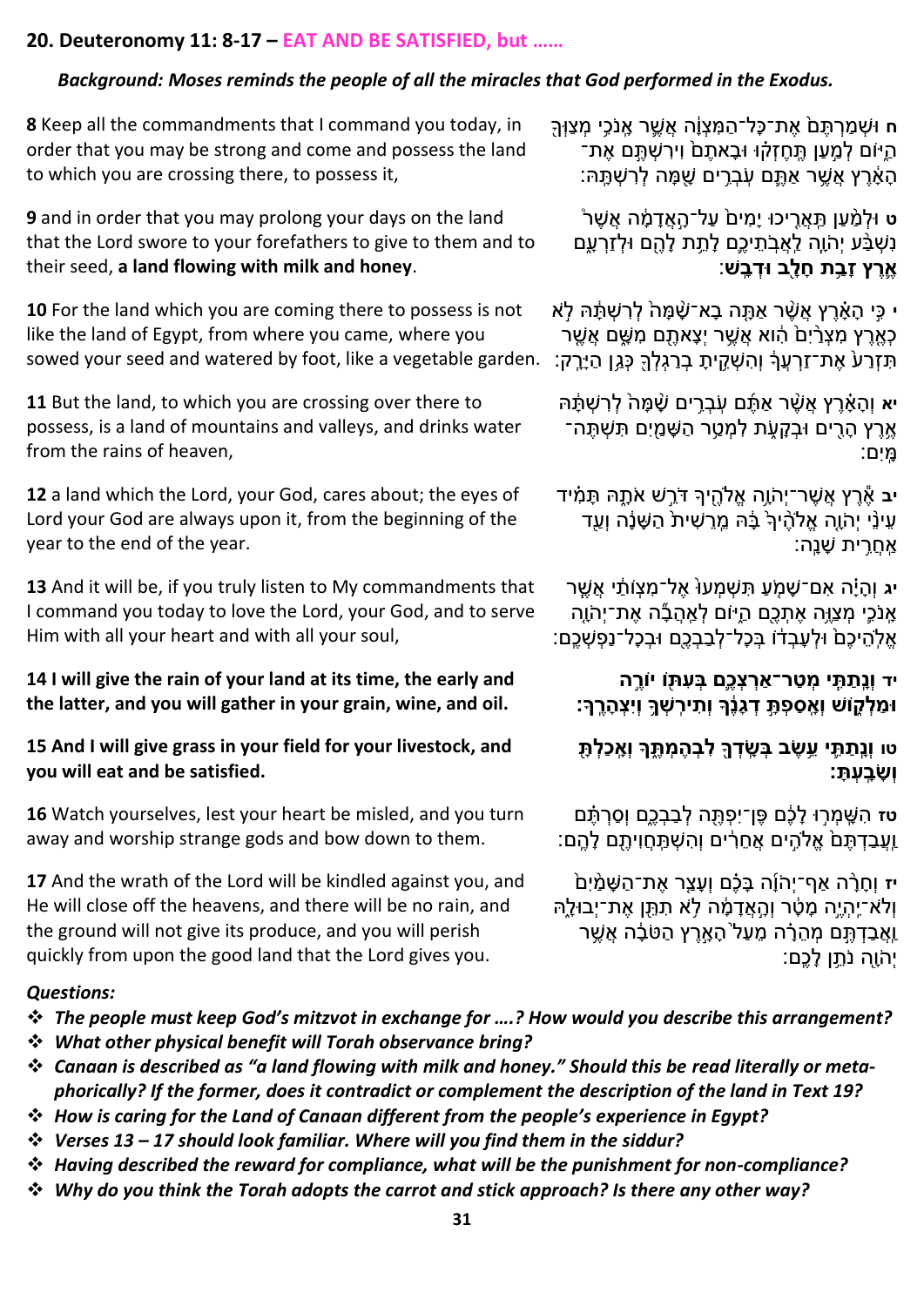## 20. Deuteronomy 11: 8-17 – EAT AND BE SATISFIED, but ……

***Background: Moses reminds the people of all the miracles that God performed in the Exodus.***

| | |
|---|---|
| **8** Keep all the commandments that I command you today, in order that you may be strong and come and possess the land to which you are crossing there, to possess it, | **ח** וּשְׁמַרְתֶּם֙ אֶת־כָּל־הַמִּצְוָ֔ה אֲשֶׁ֛ר אָנֹכִ֥י מְצַוְּךָ֖ הַיּ֑וֹם לְמַ֣עַן תֶּֽחֶזְק֗וּ וּבָאתֶם֙ וִֽירִשְׁתֶּ֣ם אֶת־הָאָ֔רֶץ אֲשֶׁ֥ר אַתֶּ֛ם עֹבְרִ֥ים שָׁ֖מָּה לְרִשְׁתָּֽהּ׃ |
| **9** and in order that you may prolong your days on the land that the Lord swore to your forefathers to give to them and to their seed, **a land flowing with milk and honey**. | **ט** וּלְמַ֨עַן תַּאֲרִ֤יכוּ יָמִים֙ עַל־הָ֣אֲדָמָ֔ה אֲשֶׁר֩ נִשְׁבַּ֨ע יְהוָ֧ה לַאֲבֹתֵיכֶ֛ם לָתֵ֥ת לָהֶ֖ם וּלְזַרְעָ֑ם **אֶ֛רֶץ זָבַ֥ת חָלָ֖ב וּדְבָֽשׁ׃** |
| **10** For the land which you are coming there to possess is not like the land of Egypt, from where you came, where you sowed your seed and watered by foot, like a vegetable garden. | **י** כִּ֣י הָאָ֗רֶץ אֲשֶׁ֨ר אַתָּ֤ה בָא־שָׁ֙מָּה֙ לְרִשְׁתָּ֔הּ לֹ֣א כְאֶ֤רֶץ מִצְרַ֙יִם֙ הִ֔וא אֲשֶׁ֥ר יְצָאתֶ֖ם מִשָּׁ֑ם אֲשֶׁ֤ר תִּזְרַע֙ אֶֽת־זַרְעֲךָ֔ וְהִשְׁקִ֥יתָ בְרַגְלְךָ֖ כְּגַ֥ן הַיָּרָֽק׃ |
| **11** But the land, to which you are crossing over there to possess, is a land of mountains and valleys, and drinks water from the rains of heaven, | **יא** וְהָאָ֗רֶץ אֲשֶׁ֨ר אַתֶּ֜ם עֹבְרִ֥ים שָׁ֙מָּה֙ לְרִשְׁתָּ֔הּ אֶ֥רֶץ הָרִ֖ים וּבְקָעֹ֑ת לִמְטַ֥ר הַשָּׁמַ֖יִם תִּשְׁתֶּה־מָּֽיִם׃ |
| **12** a land which the Lord, your God, cares about; the eyes of Lord your God are always upon it, from the beginning of the year to the end of the year. | **יב** אֶ֕רֶץ אֲשֶׁר־יְהוָ֥ה אֱלֹהֶ֖יךָ דֹּרֵ֣שׁ אֹתָ֑הּ תָּמִ֗יד עֵינֵ֨י יְהוָ֤ה אֱלֹהֶ֙יךָ֙ בָּ֔הּ מֵֽרֵשִׁית֙ הַשָּׁנָ֔ה וְעַ֖ד אַחֲרִ֥ית שָׁנָֽה׃ |
| **13** And it will be, if you truly listen to My commandments that I command you today to love the Lord, your God, and to serve Him with all your heart and with all your soul, | **יג** וְהָיָ֗ה אִם־שָׁמֹ֤עַ תִּשְׁמְעוּ֙ אֶל־מִצְוֺתַ֔י אֲשֶׁ֧ר אָנֹכִ֛י מְצַוֶּ֥ה אֶתְכֶ֖ם הַיּ֑וֹם לְאַהֲבָ֞ה אֶת־יְהוָ֤ה אֱלֹֽהֵיכֶם֙ וּלְעָבְד֔וֹ בְּכָל־לְבַבְכֶ֖ם וּבְכָל־נַפְשְׁכֶֽם׃ |
| **14 I will give the rain of your land at its time, the early and the latter, and you will gather in your grain, wine, and oil.** | **יד וְנָתַתִּ֧י מְטַֽר־אַרְצְכֶ֛ם בְּעִתּ֖וֹ יוֹרֶ֣ה וּמַלְק֑וֹשׁ וְאָסַפְתָּ֣ דְגָנֶ֔ךָ וְתִירֹשְׁךָ֖ וְיִצְהָרֶֽךָ׃** |
| **15 And I will give grass in your field for your livestock, and you will eat and be satisfied.** | **טו וְנָתַתִּ֛י עֵ֥שֶׂב בְּשָׂדְךָ֖ לִבְהֶמְתֶּ֑ךָ וְאָכַלְתָּ֖ וְשָׂבָֽעְתָּ׃** |
| **16** Watch yourselves, lest your heart be misled, and you turn away and worship strange gods and bow down to them. | **טז** הִשָּׁמְר֣וּ לָכֶ֔ם פֶּ֥ן־יִפְתֶּ֖ה לְבַבְכֶ֑ם וְסַרְתֶּ֗ם וַעֲבַדְתֶּם֙ אֱלֹהִ֣ים אֲחֵרִ֔ים וְהִשְׁתַּחֲוִיתֶ֖ם לָהֶֽם׃ |
| **17** And the wrath of the Lord will be kindled against you, and He will close off the heavens, and there will be no rain, and the ground will not give its produce, and you will perish quickly from upon the good land that the Lord gives you. | **יז** וְחָרָ֨ה אַף־יְהוָ֜ה בָּכֶ֗ם וְעָצַ֤ר אֶת־הַשָּׁמַ֙יִם֙ וְלֹא־יִהְיֶ֣ה מָטָ֔ר וְהָ֣אֲדָמָ֔ה לֹ֥א תִתֵּ֖ן אֶת־יְבוּלָ֑הּ וַאֲבַדְתֶּ֣ם מְהֵרָ֗ה מֵעַל֙ הָאָ֣רֶץ הַטֹּבָ֔ה אֲשֶׁ֥ר יְהוָ֖ה נֹתֵ֥ן לָכֶֽם׃ |

***Questions:***

- ***The people must keep God's mitzvot in exchange for ….? How would you describe this arrangement?***
- ***What other physical benefit will Torah observance bring?***
- ***Canaan is described as "a land flowing with milk and honey." Should this be read literally or metaphorically? If the former, does it contradict or complement the description of the land in Text 19?***
- ***How is caring for the Land of Canaan different from the people's experience in Egypt?***
- ***Verses 13 – 17 should look familiar. Where will you find them in the siddur?***
- ***Having described the reward for compliance, what will be the punishment for non-compliance?***
- ***Why do you think the Torah adopts the carrot and stick approach? Is there any other way?***